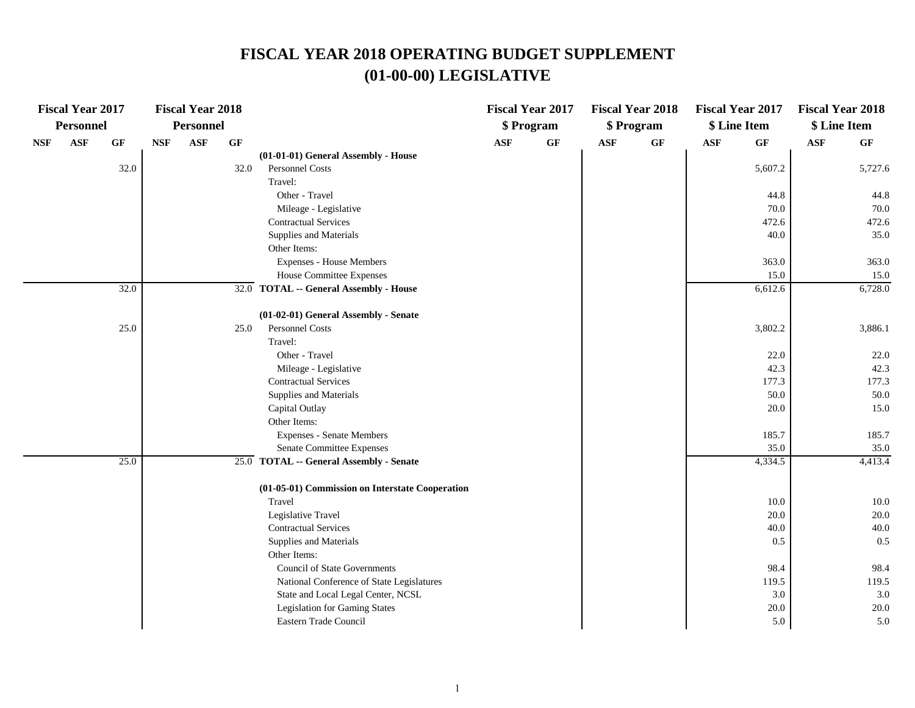# FISCAL YEAR 2018 OPERATING BUDGET SUPPLEMENT
# (01-00-00) LEGISLATIVE

| Fiscal Year 2017 Personnel | | | Fiscal Year 2018 Personnel | | | | Fiscal Year 2017 $ Program | | Fiscal Year 2018 $ Program | | Fiscal Year 2017 $ Line Item | | Fiscal Year 2018 $ Line Item | |
|---|---|---|---|---|---|---|---|---|---|---|---|---|---|---|
| NSF | ASF | GF | NSF | ASF | GF | | ASF | GF | ASF | GF | ASF | GF | ASF | GF |
| | | | | | | **(01-01-01) General Assembly - House** | | | | | | | | |
| | | 32.0 | | | 32.0 | Personnel Costs | | | | | | 5,607.2 | | 5,727.6 |
| | | | | | | Travel: | | | | | | | | |
| | | | | | | Other - Travel | | | | | | 44.8 | | 44.8 |
| | | | | | | Mileage - Legislative | | | | | | 70.0 | | 70.0 |
| | | | | | | Contractual Services | | | | | | 472.6 | | 472.6 |
| | | | | | | Supplies and Materials | | | | | | 40.0 | | 35.0 |
| | | | | | | Other Items: | | | | | | | | |
| | | | | | | Expenses - House Members | | | | | | 363.0 | | 363.0 |
| | | | | | | House Committee Expenses | | | | | | 15.0 | | 15.0 |
| | | 32.0 | | | 32.0 | **TOTAL -- General Assembly - House** | | | | | | 6,612.6 | | 6,728.0 |
| | | | | | | **(01-02-01) General Assembly - Senate** | | | | | | | | |
| | | 25.0 | | | 25.0 | Personnel Costs | | | | | | 3,802.2 | | 3,886.1 |
| | | | | | | Travel: | | | | | | | | |
| | | | | | | Other - Travel | | | | | | 22.0 | | 22.0 |
| | | | | | | Mileage - Legislative | | | | | | 42.3 | | 42.3 |
| | | | | | | Contractual Services | | | | | | 177.3 | | 177.3 |
| | | | | | | Supplies and Materials | | | | | | 50.0 | | 50.0 |
| | | | | | | Capital Outlay | | | | | | 20.0 | | 15.0 |
| | | | | | | Other Items: | | | | | | | | |
| | | | | | | Expenses - Senate Members | | | | | | 185.7 | | 185.7 |
| | | | | | | Senate Committee Expenses | | | | | | 35.0 | | 35.0 |
| | | 25.0 | | | 25.0 | **TOTAL -- General Assembly - Senate** | | | | | | 4,334.5 | | 4,413.4 |
| | | | | | | **(01-05-01) Commission on Interstate Cooperation** | | | | | | | | |
| | | | | | | Travel | | | | | | 10.0 | | 10.0 |
| | | | | | | Legislative Travel | | | | | | 20.0 | | 20.0 |
| | | | | | | Contractual Services | | | | | | 40.0 | | 40.0 |
| | | | | | | Supplies and Materials | | | | | | 0.5 | | 0.5 |
| | | | | | | Other Items: | | | | | | | | |
| | | | | | | Council of State Governments | | | | | | 98.4 | | 98.4 |
| | | | | | | National Conference of State Legislatures | | | | | | 119.5 | | 119.5 |
| | | | | | | State and Local Legal Center, NCSL | | | | | | 3.0 | | 3.0 |
| | | | | | | Legislation for Gaming States | | | | | | 20.0 | | 20.0 |
| | | | | | | Eastern Trade Council | | | | | | 5.0 | | 5.0 |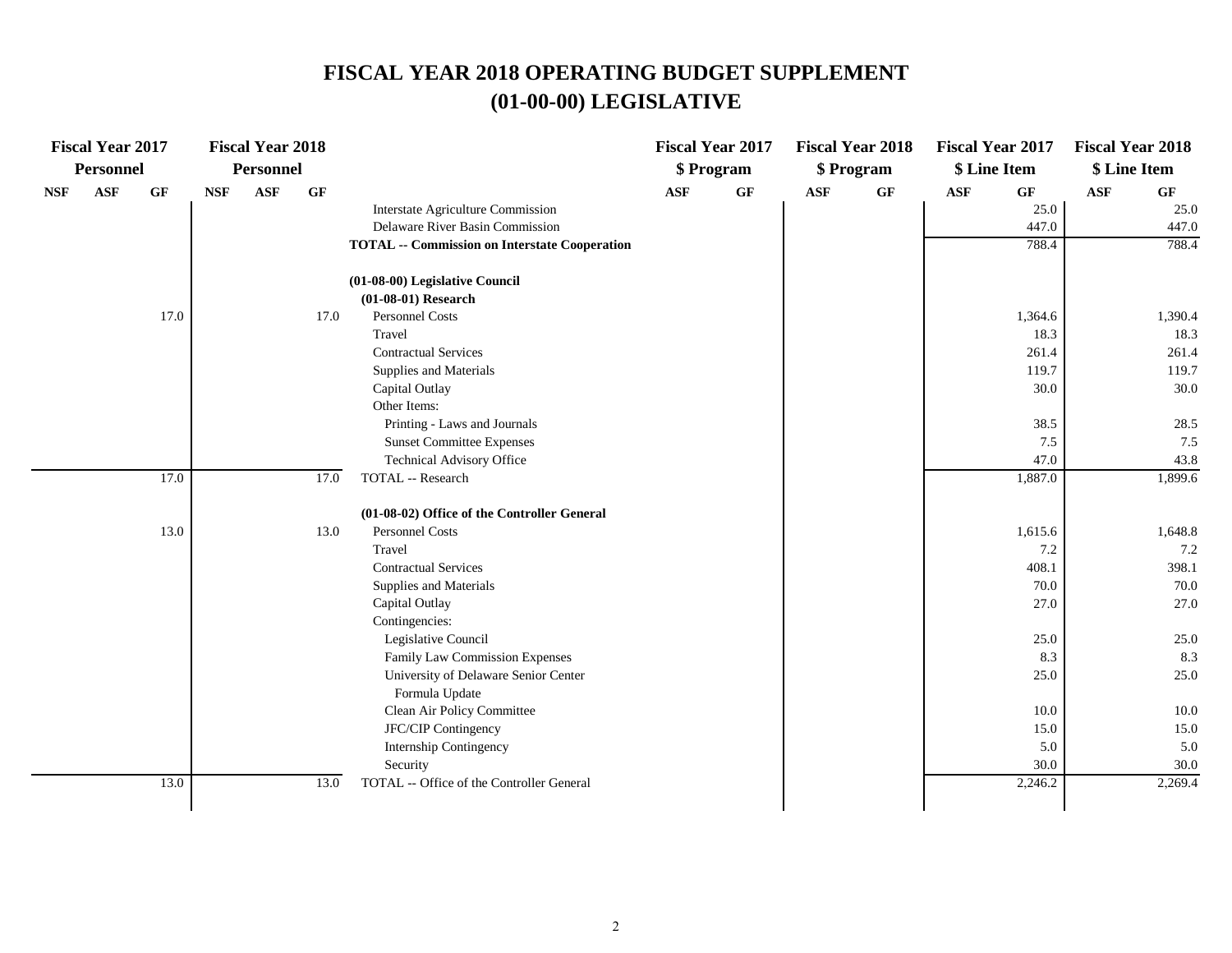# FISCAL YEAR 2018 OPERATING BUDGET SUPPLEMENT
## (01-00-00) LEGISLATIVE

| Fiscal Year 2017 Personnel | | | Fiscal Year 2018 Personnel | | | | Fiscal Year 2017 $ Program | | Fiscal Year 2018 $ Program | | Fiscal Year 2017 $ Line Item | | Fiscal Year 2018 $ Line Item | |
|---|---|---|---|---|---|---|---|---|---|---|---|---|---|---|
| NSF | ASF | GF | NSF | ASF | GF | | ASF | GF | ASF | GF | ASF | GF | ASF | GF |
| | | | | | | Interstate Agriculture Commission | | | | | | 25.0 | | 25.0 |
| | | | | | | Delaware River Basin Commission | | | | | | 447.0 | | 447.0 |
| | | | | | | **TOTAL -- Commission on Interstate Cooperation** | | | | | | 788.4 | | 788.4 |
| | | | | | | | | | | | | | | |
| | | | | | | **(01-08-00) Legislative Council** | | | | | | | | |
| | | | | | | **(01-08-01) Research** | | | | | | | | |
| | | 17.0 | | | 17.0 | Personnel Costs | | | | | | 1,364.6 | | 1,390.4 |
| | | | | | | Travel | | | | | | 18.3 | | 18.3 |
| | | | | | | Contractual Services | | | | | | 261.4 | | 261.4 |
| | | | | | | Supplies and Materials | | | | | | 119.7 | | 119.7 |
| | | | | | | Capital Outlay | | | | | | 30.0 | | 30.0 |
| | | | | | | Other Items: | | | | | | | | |
| | | | | | | Printing - Laws and Journals | | | | | | 38.5 | | 28.5 |
| | | | | | | Sunset Committee Expenses | | | | | | 7.5 | | 7.5 |
| | | | | | | Technical Advisory Office | | | | | | 47.0 | | 43.8 |
| | | 17.0 | | | 17.0 | TOTAL -- Research | | | | | | 1,887.0 | | 1,899.6 |
| | | | | | | | | | | | | | | |
| | | | | | | **(01-08-02) Office of the Controller General** | | | | | | | | |
| | | 13.0 | | | 13.0 | Personnel Costs | | | | | | 1,615.6 | | 1,648.8 |
| | | | | | | Travel | | | | | | 7.2 | | 7.2 |
| | | | | | | Contractual Services | | | | | | 408.1 | | 398.1 |
| | | | | | | Supplies and Materials | | | | | | 70.0 | | 70.0 |
| | | | | | | Capital Outlay | | | | | | 27.0 | | 27.0 |
| | | | | | | Contingencies: | | | | | | | | |
| | | | | | | Legislative Council | | | | | | 25.0 | | 25.0 |
| | | | | | | Family Law Commission Expenses | | | | | | 8.3 | | 8.3 |
| | | | | | | University of Delaware Senior Center Formula Update | | | | | | 25.0 | | 25.0 |
| | | | | | | Clean Air Policy Committee | | | | | | 10.0 | | 10.0 |
| | | | | | | JFC/CIP Contingency | | | | | | 15.0 | | 15.0 |
| | | | | | | Internship Contingency | | | | | | 5.0 | | 5.0 |
| | | | | | | Security | | | | | | 30.0 | | 30.0 |
| | | 13.0 | | | 13.0 | TOTAL -- Office of the Controller General | | | | | | 2,246.2 | | 2,269.4 |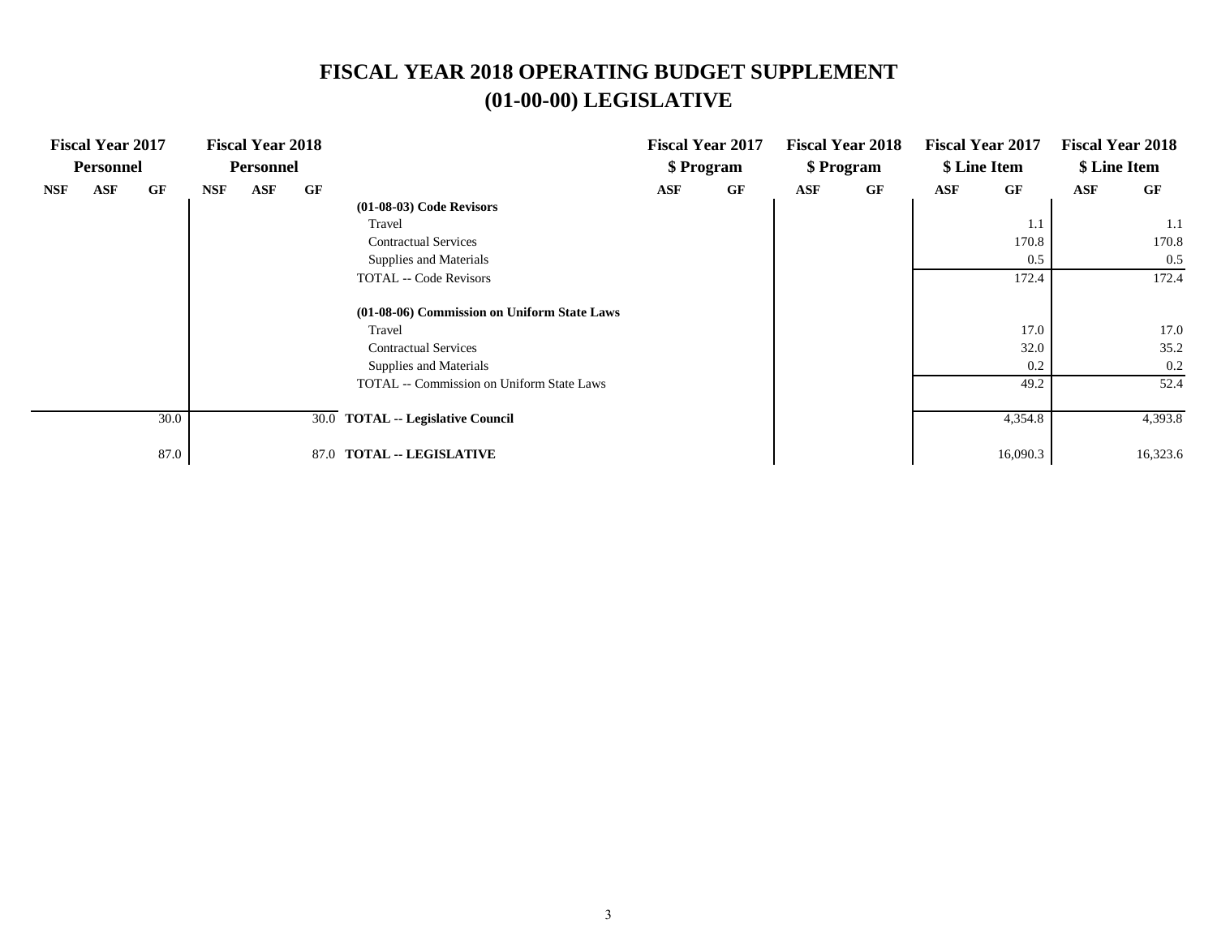# FISCAL YEAR 2018 OPERATING BUDGET SUPPLEMENT
# (01-00-00) LEGISLATIVE

| Fiscal Year 2017 Personnel | | | Fiscal Year 2018 Personnel | | | | Fiscal Year 2017 $ Program | | Fiscal Year 2018 $ Program | | Fiscal Year 2017 $ Line Item | | Fiscal Year 2018 $ Line Item | |
|---|---|---|---|---|---|---|---|---|---|---|---|---|---|---|
| NSF | ASF | GF | NSF | ASF | GF | | ASF | GF | ASF | GF | ASF | GF | ASF | GF |
| | | | | | | **(01-08-03) Code Revisors** | | | | | | | | |
| | | | | | | Travel | | | | | | 1.1 | | 1.1 |
| | | | | | | Contractual Services | | | | | | 170.8 | | 170.8 |
| | | | | | | Supplies and Materials | | | | | | 0.5 | | 0.5 |
| | | | | | | TOTAL -- Code Revisors | | | | | | 172.4 | | 172.4 |
| | | | | | | **(01-08-06) Commission on Uniform State Laws** | | | | | | | | |
| | | | | | | Travel | | | | | | 17.0 | | 17.0 |
| | | | | | | Contractual Services | | | | | | 32.0 | | 35.2 |
| | | | | | | Supplies and Materials | | | | | | 0.2 | | 0.2 |
| | | | | | | TOTAL -- Commission on Uniform State Laws | | | | | | 49.2 | | 52.4 |
| | | 30.0 | | | 30.0 | **TOTAL -- Legislative Council** | | | | | | 4,354.8 | | 4,393.8 |
| | | 87.0 | | | 87.0 | **TOTAL -- LEGISLATIVE** | | | | | | 16,090.3 | | 16,323.6 |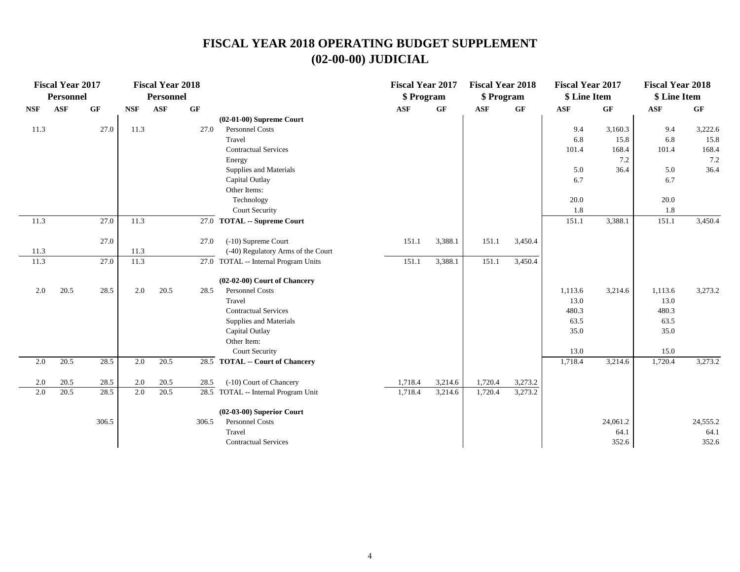# FISCAL YEAR 2018 OPERATING BUDGET SUPPLEMENT
## (02-00-00) JUDICIAL

| Fiscal Year 2017 Personnel | | | Fiscal Year 2018 Personnel | | | | Fiscal Year 2017 $ Program | | Fiscal Year 2018 $ Program | | Fiscal Year 2017 $ Line Item | | Fiscal Year 2018 $ Line Item | |
|---|---|---|---|---|---|---|---|---|---|---|---|---|---|---|
| NSF | ASF | GF | NSF | ASF | GF | | ASF | GF | ASF | GF | ASF | GF | ASF | GF |
| | | | | | | **(02-01-00) Supreme Court** | | | | | | | | |
| 11.3 | | 27.0 | 11.3 | | 27.0 | Personnel Costs | | | | | 9.4 | 3,160.3 | 9.4 | 3,222.6 |
| | | | | | | Travel | | | | | 6.8 | 15.8 | 6.8 | 15.8 |
| | | | | | | Contractual Services | | | | | 101.4 | 168.4 | 101.4 | 168.4 |
| | | | | | | Energy | | | | | | 7.2 | | 7.2 |
| | | | | | | Supplies and Materials | | | | | 5.0 | 36.4 | 5.0 | 36.4 |
| | | | | | | Capital Outlay | | | | | 6.7 | | 6.7 | |
| | | | | | | Other Items: | | | | | | | | |
| | | | | | | Technology | | | | | 20.0 | | 20.0 | |
| | | | | | | Court Security | | | | | 1.8 | | 1.8 | |
| 11.3 | | 27.0 | 11.3 | | 27.0 | **TOTAL -- Supreme Court** | | | | | 151.1 | 3,388.1 | 151.1 | 3,450.4 |
| | | 27.0 | | | 27.0 | (-10) Supreme Court | 151.1 | 3,388.1 | 151.1 | 3,450.4 | | | | |
| 11.3 | | | 11.3 | | | (-40) Regulatory Arms of the Court | | | | | | | | |
| 11.3 | | 27.0 | 11.3 | | 27.0 | TOTAL -- Internal Program Units | 151.1 | 3,388.1 | 151.1 | 3,450.4 | | | | |
| | | | | | | **(02-02-00) Court of Chancery** | | | | | | | | |
| 2.0 | 20.5 | 28.5 | 2.0 | 20.5 | 28.5 | Personnel Costs | | | | | 1,113.6 | 3,214.6 | 1,113.6 | 3,273.2 |
| | | | | | | Travel | | | | | 13.0 | | 13.0 | |
| | | | | | | Contractual Services | | | | | 480.3 | | 480.3 | |
| | | | | | | Supplies and Materials | | | | | 63.5 | | 63.5 | |
| | | | | | | Capital Outlay | | | | | 35.0 | | 35.0 | |
| | | | | | | Other Item: | | | | | | | | |
| | | | | | | Court Security | | | | | 13.0 | | 15.0 | |
| 2.0 | 20.5 | 28.5 | 2.0 | 20.5 | 28.5 | **TOTAL -- Court of Chancery** | | | | | 1,718.4 | 3,214.6 | 1,720.4 | 3,273.2 |
| 2.0 | 20.5 | 28.5 | 2.0 | 20.5 | 28.5 | (-10) Court of Chancery | 1,718.4 | 3,214.6 | 1,720.4 | 3,273.2 | | | | |
| 2.0 | 20.5 | 28.5 | 2.0 | 20.5 | 28.5 | TOTAL -- Internal Program Unit | 1,718.4 | 3,214.6 | 1,720.4 | 3,273.2 | | | | |
| | | | | | | **(02-03-00) Superior Court** | | | | | | | | |
| | | 306.5 | | | 306.5 | Personnel Costs | | | | | | 24,061.2 | | 24,555.2 |
| | | | | | | Travel | | | | | | 64.1 | | 64.1 |
| | | | | | | Contractual Services | | | | | | 352.6 | | 352.6 |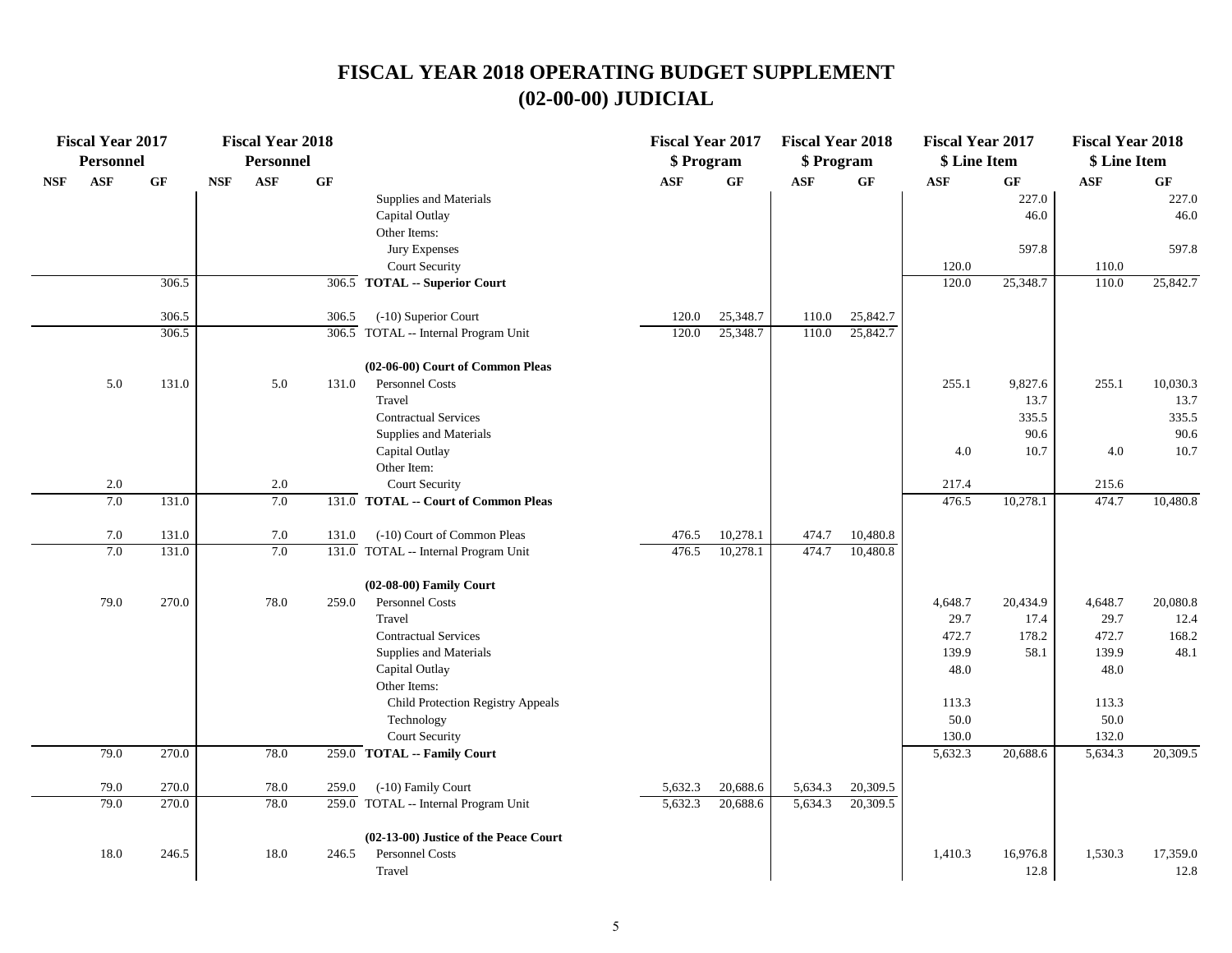# FISCAL YEAR 2018 OPERATING BUDGET SUPPLEMENT
# (02-00-00) JUDICIAL

| Fiscal Year 2017 Personnel | | | Fiscal Year 2018 Personnel | | | | Fiscal Year 2017 $ Program | | Fiscal Year 2018 $ Program | | Fiscal Year 2017 $ Line Item | | Fiscal Year 2018 $ Line Item | |
|---|---|---|---|---|---|---|---|---|---|---|---|---|---|---|
| NSF | ASF | GF | NSF | ASF | GF | | ASF | GF | ASF | GF | ASF | GF | ASF | GF |
| | | | | | | Supplies and Materials | | | | | | 227.0 | | 227.0 |
| | | | | | | Capital Outlay | | | | | | 46.0 | | 46.0 |
| | | | | | | Other Items: | | | | | | | | |
| | | | | | | Jury Expenses | | | | | | 597.8 | | 597.8 |
| | | | | | | Court Security | | | | | 120.0 | | 110.0 | |
| | | 306.5 | | | 306.5 | **TOTAL -- Superior Court** | | | | | 120.0 | 25,348.7 | 110.0 | 25,842.7 |
| | | 306.5 | | | 306.5 | (-10) Superior Court | 120.0 | 25,348.7 | 110.0 | 25,842.7 | | | | |
| | | 306.5 | | | 306.5 | TOTAL -- Internal Program Unit | 120.0 | 25,348.7 | 110.0 | 25,842.7 | | | | |
| | | | | | | **(02-06-00) Court of Common Pleas** | | | | | | | | |
| | 5.0 | 131.0 | | 5.0 | 131.0 | Personnel Costs | | | | | 255.1 | 9,827.6 | 255.1 | 10,030.3 |
| | | | | | | Travel | | | | | | 13.7 | | 13.7 |
| | | | | | | Contractual Services | | | | | | 335.5 | | 335.5 |
| | | | | | | Supplies and Materials | | | | | | 90.6 | | 90.6 |
| | | | | | | Capital Outlay | | | | | 4.0 | 10.7 | 4.0 | 10.7 |
| | | | | | | Other Item: | | | | | | | | |
| | 2.0 | | | 2.0 | | Court Security | | | | | 217.4 | | 215.6 | |
| | 7.0 | 131.0 | | 7.0 | 131.0 | **TOTAL -- Court of Common Pleas** | | | | | 476.5 | 10,278.1 | 474.7 | 10,480.8 |
| | 7.0 | 131.0 | | 7.0 | 131.0 | (-10) Court of Common Pleas | 476.5 | 10,278.1 | 474.7 | 10,480.8 | | | | |
| | 7.0 | 131.0 | | 7.0 | 131.0 | TOTAL -- Internal Program Unit | 476.5 | 10,278.1 | 474.7 | 10,480.8 | | | | |
| | | | | | | **(02-08-00) Family Court** | | | | | | | | |
| | 79.0 | 270.0 | | 78.0 | 259.0 | Personnel Costs | | | | | 4,648.7 | 20,434.9 | 4,648.7 | 20,080.8 |
| | | | | | | Travel | | | | | 29.7 | 17.4 | 29.7 | 12.4 |
| | | | | | | Contractual Services | | | | | 472.7 | 178.2 | 472.7 | 168.2 |
| | | | | | | Supplies and Materials | | | | | 139.9 | 58.1 | 139.9 | 48.1 |
| | | | | | | Capital Outlay | | | | | 48.0 | | 48.0 | |
| | | | | | | Other Items: | | | | | | | | |
| | | | | | | Child Protection Registry Appeals | | | | | 113.3 | | 113.3 | |
| | | | | | | Technology | | | | | 50.0 | | 50.0 | |
| | | | | | | Court Security | | | | | 130.0 | | 132.0 | |
| | 79.0 | 270.0 | | 78.0 | 259.0 | **TOTAL -- Family Court** | | | | | 5,632.3 | 20,688.6 | 5,634.3 | 20,309.5 |
| | 79.0 | 270.0 | | 78.0 | 259.0 | (-10) Family Court | 5,632.3 | 20,688.6 | 5,634.3 | 20,309.5 | | | | |
| | 79.0 | 270.0 | | 78.0 | 259.0 | TOTAL -- Internal Program Unit | 5,632.3 | 20,688.6 | 5,634.3 | 20,309.5 | | | | |
| | | | | | | **(02-13-00) Justice of the Peace Court** | | | | | | | | |
| | 18.0 | 246.5 | | 18.0 | 246.5 | Personnel Costs | | | | | 1,410.3 | 16,976.8 | 1,530.3 | 17,359.0 |
| | | | | | | Travel | | | | | | 12.8 | | 12.8 |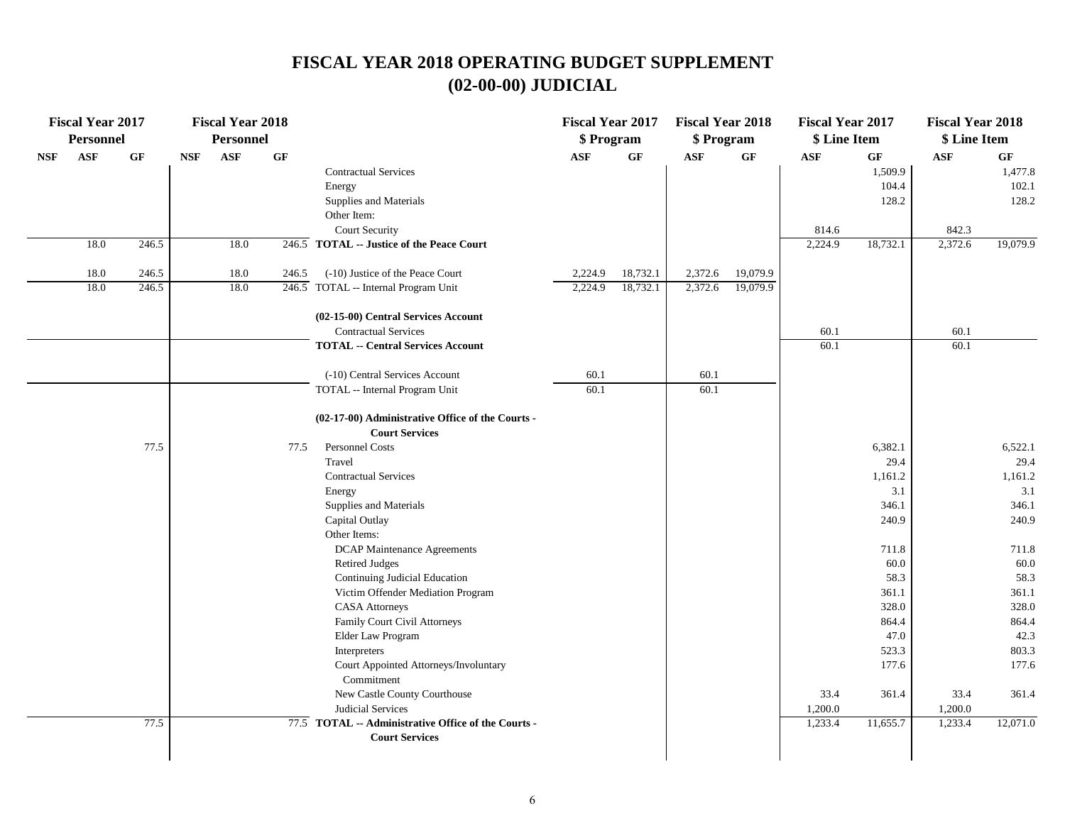# FISCAL YEAR 2018 OPERATING BUDGET SUPPLEMENT
# (02-00-00) JUDICIAL

| Fiscal Year 2017 Personnel | | | Fiscal Year 2018 Personnel | | | | Fiscal Year 2017 $ Program | | Fiscal Year 2018 $ Program | | Fiscal Year 2017 $ Line Item | | Fiscal Year 2018 $ Line Item | |
|---|---|---|---|---|---|---|---|---|---|---|---|---|---|---|
| NSF | ASF | GF | NSF | ASF | GF | | ASF | GF | ASF | GF | ASF | GF | ASF | GF |
| | | | | | | Contractual Services | | | | | | 1,509.9 | | 1,477.8 |
| | | | | | | Energy | | | | | | 104.4 | | 102.1 |
| | | | | | | Supplies and Materials | | | | | | 128.2 | | 128.2 |
| | | | | | | Other Item: | | | | | | | | |
| | | | | | | Court Security | | | | | 814.6 | | 842.3 | |
| | 18.0 | 246.5 | | 18.0 | 246.5 | **TOTAL -- Justice of the Peace Court** | | | | | 2,224.9 | 18,732.1 | 2,372.6 | 19,079.9 |
| | 18.0 | 246.5 | | 18.0 | 246.5 | (-10) Justice of the Peace Court | 2,224.9 | 18,732.1 | 2,372.6 | 19,079.9 | | | | |
| | 18.0 | 246.5 | | 18.0 | 246.5 | TOTAL -- Internal Program Unit | 2,224.9 | 18,732.1 | 2,372.6 | 19,079.9 | | | | |
| | | | | | | **(02-15-00) Central Services Account** | | | | | | | | |
| | | | | | | Contractual Services | | | | | 60.1 | | 60.1 | |
| | | | | | | **TOTAL -- Central Services Account** | | | | | 60.1 | | 60.1 | |
| | | | | | | (-10) Central Services Account | 60.1 | | 60.1 | | | | | |
| | | | | | | TOTAL -- Internal Program Unit | 60.1 | | 60.1 | | | | | |
| | | | | | | **(02-17-00) Administrative Office of the Courts - Court Services** | | | | | | | | |
| | | 77.5 | | | 77.5 | Personnel Costs | | | | | | 6,382.1 | | 6,522.1 |
| | | | | | | Travel | | | | | | 29.4 | | 29.4 |
| | | | | | | Contractual Services | | | | | | 1,161.2 | | 1,161.2 |
| | | | | | | Energy | | | | | | 3.1 | | 3.1 |
| | | | | | | Supplies and Materials | | | | | | 346.1 | | 346.1 |
| | | | | | | Capital Outlay | | | | | | 240.9 | | 240.9 |
| | | | | | | Other Items: | | | | | | | | |
| | | | | | | DCAP Maintenance Agreements | | | | | | 711.8 | | 711.8 |
| | | | | | | Retired Judges | | | | | | 60.0 | | 60.0 |
| | | | | | | Continuing Judicial Education | | | | | | 58.3 | | 58.3 |
| | | | | | | Victim Offender Mediation Program | | | | | | 361.1 | | 361.1 |
| | | | | | | CASA Attorneys | | | | | | 328.0 | | 328.0 |
| | | | | | | Family Court Civil Attorneys | | | | | | 864.4 | | 864.4 |
| | | | | | | Elder Law Program | | | | | | 47.0 | | 42.3 |
| | | | | | | Interpreters | | | | | | 523.3 | | 803.3 |
| | | | | | | Court Appointed Attorneys/Involuntary Commitment | | | | | | 177.6 | | 177.6 |
| | | | | | | New Castle County Courthouse | | | | | 33.4 | 361.4 | 33.4 | 361.4 |
| | | | | | | Judicial Services | | | | | 1,200.0 | | 1,200.0 | |
| | | 77.5 | | | 77.5 | **TOTAL -- Administrative Office of the Courts - Court Services** | | | | | 1,233.4 | 11,655.7 | 1,233.4 | 12,071.0 |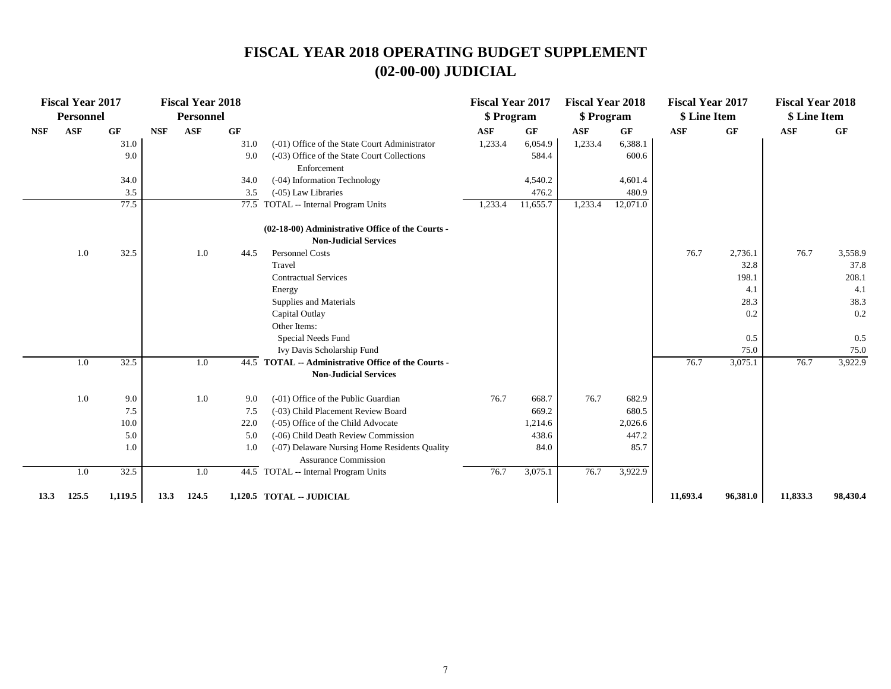# FISCAL YEAR 2018 OPERATING BUDGET SUPPLEMENT
## (02-00-00) JUDICIAL

| Fiscal Year 2017 Personnel | | | Fiscal Year 2018 Personnel | | | | Fiscal Year 2017 $ Program | | Fiscal Year 2018 $ Program | | Fiscal Year 2017 $ Line Item | | Fiscal Year 2018 $ Line Item | |
|---|---|---|---|---|---|---|---|---|---|---|---|---|---|---|
| NSF | ASF | GF | NSF | ASF | GF | | ASF | GF | ASF | GF | ASF | GF | ASF | GF |
| | | 31.0 | | | 31.0 | (-01) Office of the State Court Administrator | 1,233.4 | 6,054.9 | 1,233.4 | 6,388.1 | | | | |
| | | 9.0 | | | 9.0 | (-03) Office of the State Court Collections Enforcement | | 584.4 | | 600.6 | | | | |
| | | 34.0 | | | 34.0 | (-04) Information Technology | | 4,540.2 | | 4,601.4 | | | | |
| | | 3.5 | | | 3.5 | (-05) Law Libraries | | 476.2 | | 480.9 | | | | |
| | | 77.5 | | | 77.5 | TOTAL -- Internal Program Units | 1,233.4 | 11,655.7 | 1,233.4 | 12,071.0 | | | | |
| | | | | | | **(02-18-00) Administrative Office of the Courts - Non-Judicial Services** | | | | | | | | |
| | 1.0 | 32.5 | | 1.0 | 44.5 | Personnel Costs | | | | | 76.7 | 2,736.1 | 76.7 | 3,558.9 |
| | | | | | | Travel | | | | | | 32.8 | | 37.8 |
| | | | | | | Contractual Services | | | | | | 198.1 | | 208.1 |
| | | | | | | Energy | | | | | | 4.1 | | 4.1 |
| | | | | | | Supplies and Materials | | | | | | 28.3 | | 38.3 |
| | | | | | | Capital Outlay | | | | | | 0.2 | | 0.2 |
| | | | | | | Other Items: | | | | | | | | |
| | | | | | | Special Needs Fund | | | | | | 0.5 | | 0.5 |
| | | | | | | Ivy Davis Scholarship Fund | | | | | | 75.0 | | 75.0 |
| | 1.0 | 32.5 | | 1.0 | 44.5 | **TOTAL -- Administrative Office of the Courts - Non-Judicial Services** | | | | | 76.7 | 3,075.1 | 76.7 | 3,922.9 |
| | 1.0 | 9.0 | | 1.0 | 9.0 | (-01) Office of the Public Guardian | 76.7 | 668.7 | 76.7 | 682.9 | | | | |
| | | 7.5 | | | 7.5 | (-03) Child Placement Review Board | | 669.2 | | 680.5 | | | | |
| | | 10.0 | | | 22.0 | (-05) Office of the Child Advocate | | 1,214.6 | | 2,026.6 | | | | |
| | | 5.0 | | | 5.0 | (-06) Child Death Review Commission | | 438.6 | | 447.2 | | | | |
| | | 1.0 | | | 1.0 | (-07) Delaware Nursing Home Residents Quality Assurance Commission | | 84.0 | | 85.7 | | | | |
| | 1.0 | 32.5 | | 1.0 | 44.5 | TOTAL -- Internal Program Units | 76.7 | 3,075.1 | 76.7 | 3,922.9 | | | | |
| **13.3** | **125.5** | **1,119.5** | **13.3** | **124.5** | **1,120.5** | **TOTAL -- JUDICIAL** | | | | | **11,693.4** | **96,381.0** | **11,833.3** | **98,430.4** |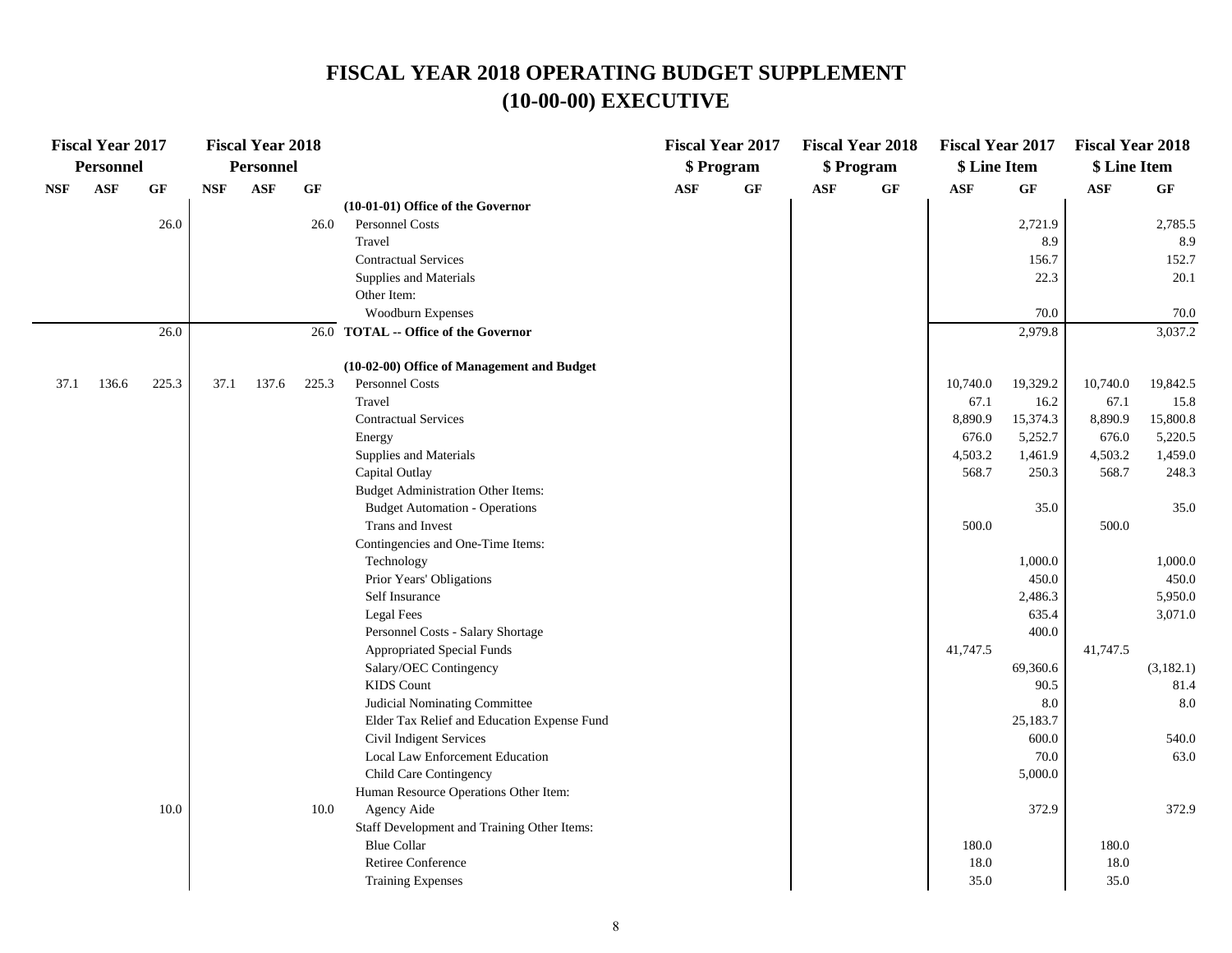# FISCAL YEAR 2018 OPERATING BUDGET SUPPLEMENT
# (10-00-00) EXECUTIVE

| Fiscal Year 2017 Personnel | | | Fiscal Year 2018 Personnel | | | | Fiscal Year 2017 $ Program | | Fiscal Year 2018 $ Program | | Fiscal Year 2017 $ Line Item | | Fiscal Year 2018 $ Line Item | |
|---|---|---|---|---|---|---|---|---|---|---|---|---|---|---|
| NSF | ASF | GF | NSF | ASF | GF | | ASF | GF | ASF | GF | ASF | GF | ASF | GF |
| | | | | | | **(10-01-01) Office of the Governor** | | | | | | | | |
| | | 26.0 | | | 26.0 | Personnel Costs | | | | | | 2,721.9 | | 2,785.5 |
| | | | | | | Travel | | | | | | 8.9 | | 8.9 |
| | | | | | | Contractual Services | | | | | | 156.7 | | 152.7 |
| | | | | | | Supplies and Materials | | | | | | 22.3 | | 20.1 |
| | | | | | | Other Item: | | | | | | | | |
| | | | | | | Woodburn Expenses | | | | | | 70.0 | | 70.0 |
| | | 26.0 | | | 26.0 | **TOTAL -- Office of the Governor** | | | | | | 2,979.8 | | 3,037.2 |
| | | | | | | | | | | | | | | |
| | | | | | | **(10-02-00) Office of Management and Budget** | | | | | | | | |
| 37.1 | 136.6 | 225.3 | 37.1 | 137.6 | 225.3 | Personnel Costs | | | | | 10,740.0 | 19,329.2 | 10,740.0 | 19,842.5 |
| | | | | | | Travel | | | | | 67.1 | 16.2 | 67.1 | 15.8 |
| | | | | | | Contractual Services | | | | | 8,890.9 | 15,374.3 | 8,890.9 | 15,800.8 |
| | | | | | | Energy | | | | | 676.0 | 5,252.7 | 676.0 | 5,220.5 |
| | | | | | | Supplies and Materials | | | | | 4,503.2 | 1,461.9 | 4,503.2 | 1,459.0 |
| | | | | | | Capital Outlay | | | | | 568.7 | 250.3 | 568.7 | 248.3 |
| | | | | | | Budget Administration Other Items: | | | | | | | | |
| | | | | | | Budget Automation - Operations | | | | | | 35.0 | | 35.0 |
| | | | | | | Trans and Invest | | | | | 500.0 | | 500.0 | |
| | | | | | | Contingencies and One-Time Items: | | | | | | | | |
| | | | | | | Technology | | | | | | 1,000.0 | | 1,000.0 |
| | | | | | | Prior Years' Obligations | | | | | | 450.0 | | 450.0 |
| | | | | | | Self Insurance | | | | | | 2,486.3 | | 5,950.0 |
| | | | | | | Legal Fees | | | | | | 635.4 | | 3,071.0 |
| | | | | | | Personnel Costs - Salary Shortage | | | | | | 400.0 | | |
| | | | | | | Appropriated Special Funds | | | | | 41,747.5 | | 41,747.5 | |
| | | | | | | Salary/OEC Contingency | | | | | | 69,360.6 | | (3,182.1) |
| | | | | | | KIDS Count | | | | | | 90.5 | | 81.4 |
| | | | | | | Judicial Nominating Committee | | | | | | 8.0 | | 8.0 |
| | | | | | | Elder Tax Relief and Education Expense Fund | | | | | | 25,183.7 | | |
| | | | | | | Civil Indigent Services | | | | | | 600.0 | | 540.0 |
| | | | | | | Local Law Enforcement Education | | | | | | 70.0 | | 63.0 |
| | | | | | | Child Care Contingency | | | | | | 5,000.0 | | |
| | | | | | | Human Resource Operations Other Item: | | | | | | | | |
| | | 10.0 | | | 10.0 | Agency Aide | | | | | | 372.9 | | 372.9 |
| | | | | | | Staff Development and Training Other Items: | | | | | | | | |
| | | | | | | Blue Collar | | | | | 180.0 | | 180.0 | |
| | | | | | | Retiree Conference | | | | | 18.0 | | 18.0 | |
| | | | | | | Training Expenses | | | | | 35.0 | | 35.0 | |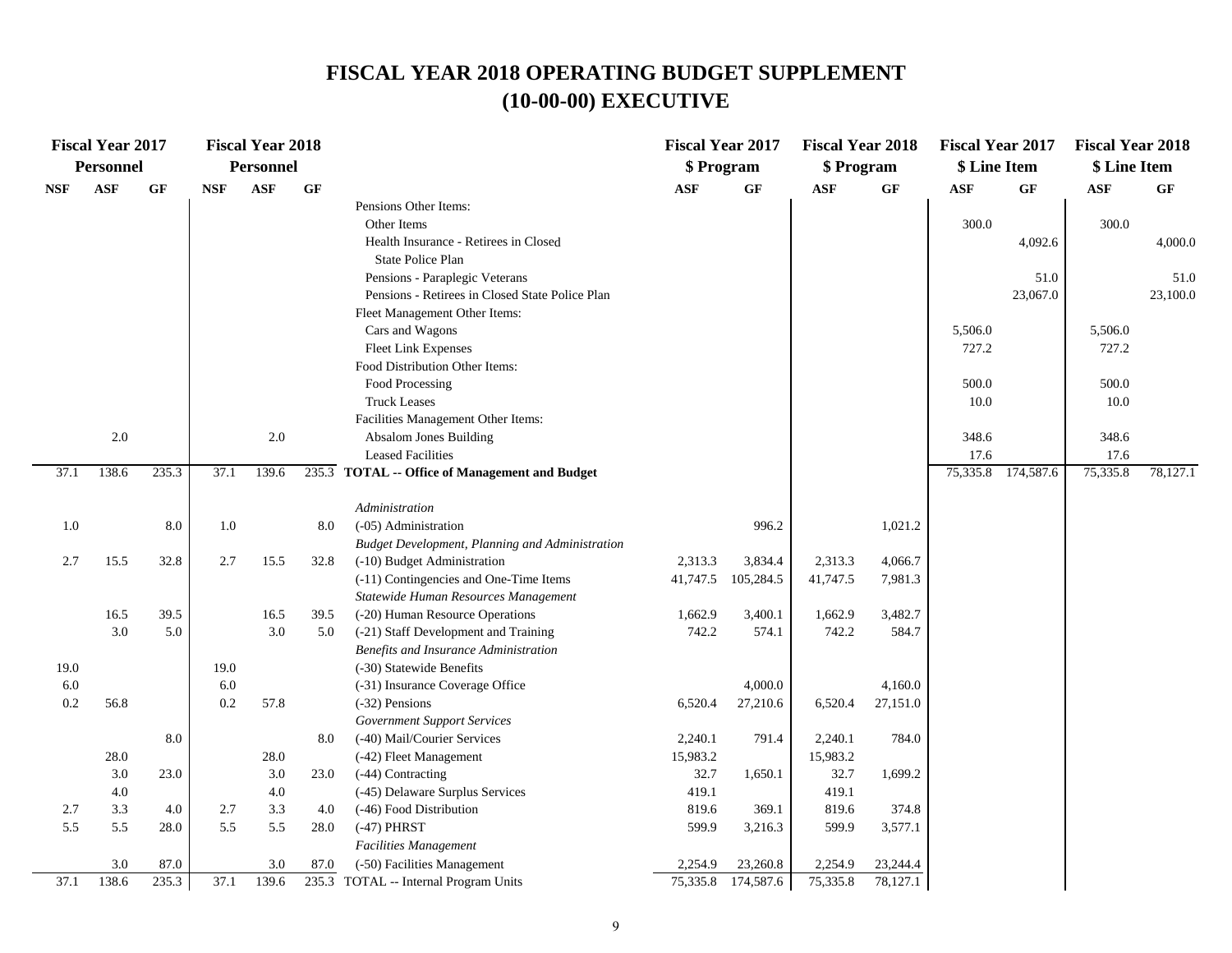# FISCAL YEAR 2018 OPERATING BUDGET SUPPLEMENT
# (10-00-00) EXECUTIVE

| Fiscal Year 2017 Personnel | | | Fiscal Year 2018 Personnel | | | | Fiscal Year 2017 $ Program | | Fiscal Year 2018 $ Program | | Fiscal Year 2017 $ Line Item | | Fiscal Year 2018 $ Line Item | |
|---|---|---|---|---|---|---|---|---|---|---|---|---|---|---|
| NSF | ASF | GF | NSF | ASF | GF | | ASF | GF | ASF | GF | ASF | GF | ASF | GF |
| | | | | | | Pensions Other Items: | | | | | | | | |
| | | | | | | Other Items | | | | | 300.0 | | 300.0 | |
| | | | | | | Health Insurance - Retirees in Closed State Police Plan | | | | | | 4,092.6 | | 4,000.0 |
| | | | | | | Pensions - Paraplegic Veterans | | | | | | 51.0 | | 51.0 |
| | | | | | | Pensions - Retirees in Closed State Police Plan | | | | | | 23,067.0 | | 23,100.0 |
| | | | | | | Fleet Management Other Items: | | | | | | | | |
| | | | | | | Cars and Wagons | | | | | 5,506.0 | | 5,506.0 | |
| | | | | | | Fleet Link Expenses | | | | | 727.2 | | 727.2 | |
| | | | | | | Food Distribution Other Items: | | | | | | | | |
| | | | | | | Food Processing | | | | | 500.0 | | 500.0 | |
| | | | | | | Truck Leases | | | | | 10.0 | | 10.0 | |
| | | | | | | Facilities Management Other Items: | | | | | | | | |
| | 2.0 | | | 2.0 | | Absalom Jones Building | | | | | 348.6 | | 348.6 | |
| | | | | | | Leased Facilities | | | | | 17.6 | | 17.6 | |
| 37.1 | 138.6 | 235.3 | 37.1 | 139.6 | 235.3 | **TOTAL -- Office of Management and Budget** | | | | | 75,335.8 | 174,587.6 | 75,335.8 | 78,127.1 |
| | | | | | | *Administration* | | | | | | | | |
| 1.0 | | 8.0 | 1.0 | | 8.0 | (-05) Administration | | 996.2 | | 1,021.2 | | | | |
| | | | | | | *Budget Development, Planning and Administration* | | | | | | | | |
| 2.7 | 15.5 | 32.8 | 2.7 | 15.5 | 32.8 | (-10) Budget Administration | 2,313.3 | 3,834.4 | 2,313.3 | 4,066.7 | | | | |
| | | | | | | (-11) Contingencies and One-Time Items | 41,747.5 | 105,284.5 | 41,747.5 | 7,981.3 | | | | |
| | | | | | | *Statewide Human Resources Management* | | | | | | | | |
| | 16.5 | 39.5 | | 16.5 | 39.5 | (-20) Human Resource Operations | 1,662.9 | 3,400.1 | 1,662.9 | 3,482.7 | | | | |
| | 3.0 | 5.0 | | 3.0 | 5.0 | (-21) Staff Development and Training | 742.2 | 574.1 | 742.2 | 584.7 | | | | |
| | | | | | | *Benefits and Insurance Administration* | | | | | | | | |
| 19.0 | | | 19.0 | | | (-30) Statewide Benefits | | | | | | | | |
| 6.0 | | | 6.0 | | | (-31) Insurance Coverage Office | | 4,000.0 | | 4,160.0 | | | | |
| 0.2 | 56.8 | | 0.2 | 57.8 | | (-32) Pensions | 6,520.4 | 27,210.6 | 6,520.4 | 27,151.0 | | | | |
| | | | | | | *Government Support Services* | | | | | | | | |
| | | 8.0 | | | 8.0 | (-40) Mail/Courier Services | 2,240.1 | 791.4 | 2,240.1 | 784.0 | | | | |
| | 28.0 | | | 28.0 | | (-42) Fleet Management | 15,983.2 | | 15,983.2 | | | | | |
| | 3.0 | 23.0 | | 3.0 | 23.0 | (-44) Contracting | 32.7 | 1,650.1 | 32.7 | 1,699.2 | | | | |
| | 4.0 | | | 4.0 | | (-45) Delaware Surplus Services | 419.1 | | 419.1 | | | | | |
| 2.7 | 3.3 | 4.0 | 2.7 | 3.3 | 4.0 | (-46) Food Distribution | 819.6 | 369.1 | 819.6 | 374.8 | | | | |
| 5.5 | 5.5 | 28.0 | 5.5 | 5.5 | 28.0 | (-47) PHRST | 599.9 | 3,216.3 | 599.9 | 3,577.1 | | | | |
| | | | | | | *Facilities Management* | | | | | | | | |
| | 3.0 | 87.0 | | 3.0 | 87.0 | (-50) Facilities Management | 2,254.9 | 23,260.8 | 2,254.9 | 23,244.4 | | | | |
| 37.1 | 138.6 | 235.3 | 37.1 | 139.6 | 235.3 | TOTAL -- Internal Program Units | 75,335.8 | 174,587.6 | 75,335.8 | 78,127.1 | | | | |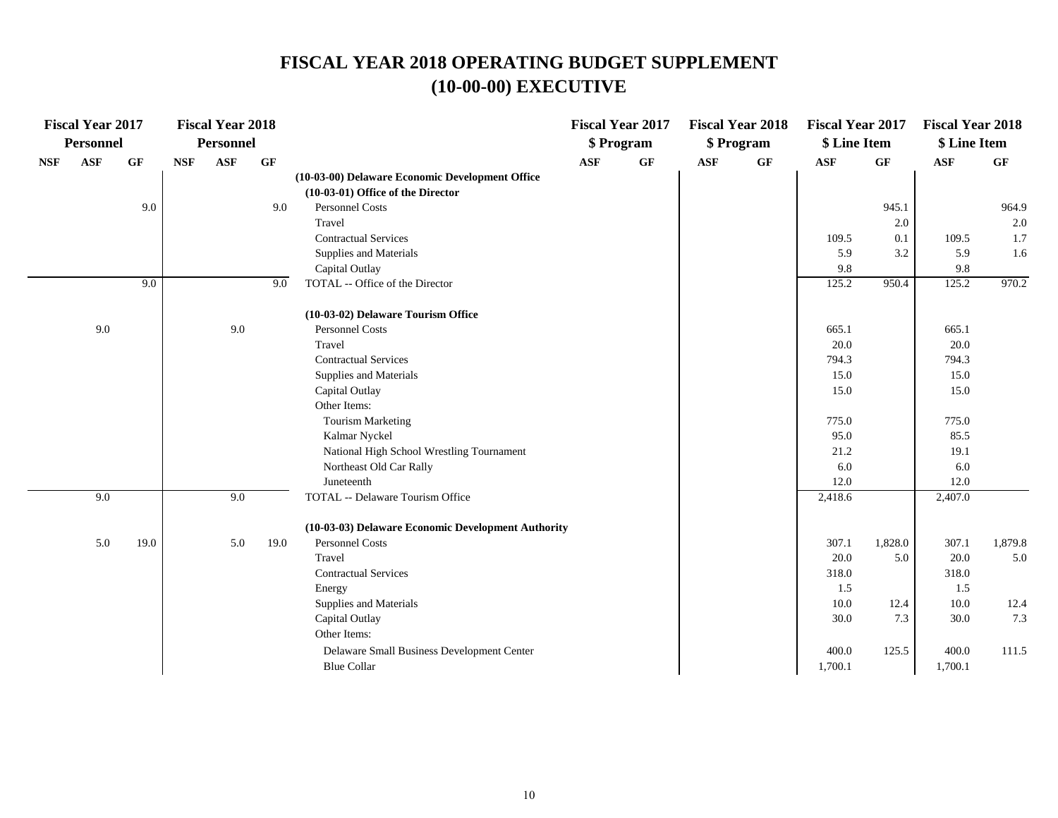# FISCAL YEAR 2018 OPERATING BUDGET SUPPLEMENT
# (10-00-00) EXECUTIVE

| Fiscal Year 2017 Personnel | | | Fiscal Year 2018 Personnel | | | | Fiscal Year 2017 $ Program | | Fiscal Year 2018 $ Program | | Fiscal Year 2017 $ Line Item | | Fiscal Year 2018 $ Line Item | |
|---|---|---|---|---|---|---|---|---|---|---|---|---|---|---|
| NSF | ASF | GF | NSF | ASF | GF | | ASF | GF | ASF | GF | ASF | GF | ASF | GF |
| | | | | | | **(10-03-00) Delaware Economic Development Office** | | | | | | | | |
| | | | | | | **(10-03-01) Office of the Director** | | | | | | | | |
| | | 9.0 | | | 9.0 | Personnel Costs | | | | | | 945.1 | | 964.9 |
| | | | | | | Travel | | | | | | 2.0 | | 2.0 |
| | | | | | | Contractual Services | | | | | 109.5 | 0.1 | 109.5 | 1.7 |
| | | | | | | Supplies and Materials | | | | | 5.9 | 3.2 | 5.9 | 1.6 |
| | | | | | | Capital Outlay | | | | | 9.8 | | 9.8 | |
| | | 9.0 | | | 9.0 | TOTAL -- Office of the Director | | | | | 125.2 | 950.4 | 125.2 | 970.2 |
| | | | | | | **(10-03-02) Delaware Tourism Office** | | | | | | | | |
| | 9.0 | | | 9.0 | | Personnel Costs | | | | | 665.1 | | 665.1 | |
| | | | | | | Travel | | | | | 20.0 | | 20.0 | |
| | | | | | | Contractual Services | | | | | 794.3 | | 794.3 | |
| | | | | | | Supplies and Materials | | | | | 15.0 | | 15.0 | |
| | | | | | | Capital Outlay | | | | | 15.0 | | 15.0 | |
| | | | | | | Other Items: | | | | | | | | |
| | | | | | | Tourism Marketing | | | | | 775.0 | | 775.0 | |
| | | | | | | Kalmar Nyckel | | | | | 95.0 | | 85.5 | |
| | | | | | | National High School Wrestling Tournament | | | | | 21.2 | | 19.1 | |
| | | | | | | Northeast Old Car Rally | | | | | 6.0 | | 6.0 | |
| | | | | | | Juneteenth | | | | | 12.0 | | 12.0 | |
| | 9.0 | | | 9.0 | | TOTAL -- Delaware Tourism Office | | | | | 2,418.6 | | 2,407.0 | |
| | | | | | | **(10-03-03) Delaware Economic Development Authority** | | | | | | | | |
| | 5.0 | 19.0 | | 5.0 | 19.0 | Personnel Costs | | | | | 307.1 | 1,828.0 | 307.1 | 1,879.8 |
| | | | | | | Travel | | | | | 20.0 | 5.0 | 20.0 | 5.0 |
| | | | | | | Contractual Services | | | | | 318.0 | | 318.0 | |
| | | | | | | Energy | | | | | 1.5 | | 1.5 | |
| | | | | | | Supplies and Materials | | | | | 10.0 | 12.4 | 10.0 | 12.4 |
| | | | | | | Capital Outlay | | | | | 30.0 | 7.3 | 30.0 | 7.3 |
| | | | | | | Other Items: | | | | | | | | |
| | | | | | | Delaware Small Business Development Center | | | | | 400.0 | 125.5 | 400.0 | 111.5 |
| | | | | | | Blue Collar | | | | | 1,700.1 | | 1,700.1 | |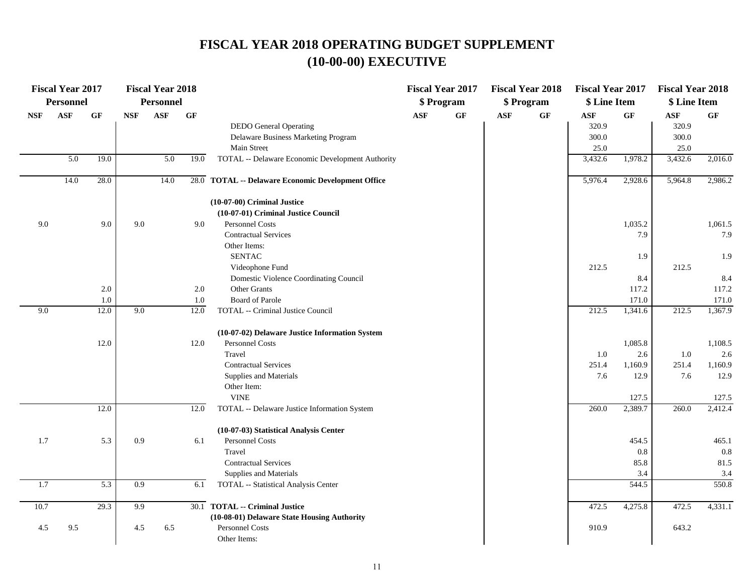# FISCAL YEAR 2018 OPERATING BUDGET SUPPLEMENT
# (10-00-00) EXECUTIVE

| Fiscal Year 2017 Personnel | | | Fiscal Year 2018 Personnel | | | | Fiscal Year 2017 $ Program | | Fiscal Year 2018 $ Program | | Fiscal Year 2017 $ Line Item | | Fiscal Year 2018 $ Line Item | |
|---|---|---|---|---|---|---|---|---|---|---|---|---|---|---|
| NSF | ASF | GF | NSF | ASF | GF | | ASF | GF | ASF | GF | ASF | GF | ASF | GF |
| | | | | | | DEDO General Operating | | | | | 320.9 | | 320.9 | |
| | | | | | | Delaware Business Marketing Program | | | | | 300.0 | | 300.0 | |
| | | | | | | Main Street | | | | | 25.0 | | 25.0 | |
| | 5.0 | 19.0 | | 5.0 | 19.0 | TOTAL -- Delaware Economic Development Authority | | | | | 3,432.6 | 1,978.2 | 3,432.6 | 2,016.0 |
| | 14.0 | 28.0 | | 14.0 | 28.0 | **TOTAL -- Delaware Economic Development Office** | | | | | 5,976.4 | 2,928.6 | 5,964.8 | 2,986.2 |
| | | | | | | **(10-07-00) Criminal Justice** | | | | | | | | |
| | | | | | | **(10-07-01) Criminal Justice Council** | | | | | | | | |
| 9.0 | | 9.0 | 9.0 | | 9.0 | Personnel Costs | | | | | | 1,035.2 | | 1,061.5 |
| | | | | | | Contractual Services | | | | | | 7.9 | | 7.9 |
| | | | | | | Other Items: | | | | | | | | |
| | | | | | | SENTAC | | | | | | 1.9 | | 1.9 |
| | | | | | | Videophone Fund | | | | | 212.5 | | 212.5 | |
| | | | | | | Domestic Violence Coordinating Council | | | | | | 8.4 | | 8.4 |
| | | 2.0 | | | 2.0 | Other Grants | | | | | | 117.2 | | 117.2 |
| | | 1.0 | | | 1.0 | Board of Parole | | | | | | 171.0 | | 171.0 |
| 9.0 | | 12.0 | 9.0 | | 12.0 | TOTAL -- Criminal Justice Council | | | | | 212.5 | 1,341.6 | 212.5 | 1,367.9 |
| | | | | | | **(10-07-02) Delaware Justice Information System** | | | | | | | | |
| | | 12.0 | | | 12.0 | Personnel Costs | | | | | | 1,085.8 | | 1,108.5 |
| | | | | | | Travel | | | | | 1.0 | 2.6 | 1.0 | 2.6 |
| | | | | | | Contractual Services | | | | | 251.4 | 1,160.9 | 251.4 | 1,160.9 |
| | | | | | | Supplies and Materials | | | | | 7.6 | 12.9 | 7.6 | 12.9 |
| | | | | | | Other Item: | | | | | | | | |
| | | | | | | VINE | | | | | | 127.5 | | 127.5 |
| | | 12.0 | | | 12.0 | TOTAL -- Delaware Justice Information System | | | | | 260.0 | 2,389.7 | 260.0 | 2,412.4 |
| | | | | | | **(10-07-03) Statistical Analysis Center** | | | | | | | | |
| 1.7 | | 5.3 | 0.9 | | 6.1 | Personnel Costs | | | | | | 454.5 | | 465.1 |
| | | | | | | Travel | | | | | | 0.8 | | 0.8 |
| | | | | | | Contractual Services | | | | | | 85.8 | | 81.5 |
| | | | | | | Supplies and Materials | | | | | | 3.4 | | 3.4 |
| 1.7 | | 5.3 | 0.9 | | 6.1 | TOTAL -- Statistical Analysis Center | | | | | | 544.5 | | 550.8 |
| 10.7 | | 29.3 | 9.9 | | 30.1 | **TOTAL -- Criminal Justice** | | | | | 472.5 | 4,275.8 | 472.5 | 4,331.1 |
| | | | | | | **(10-08-01) Delaware State Housing Authority** | | | | | | | | |
| 4.5 | 9.5 | | 4.5 | 6.5 | | Personnel Costs | | | | | 910.9 | | 643.2 | |
| | | | | | | Other Items: | | | | | | | | |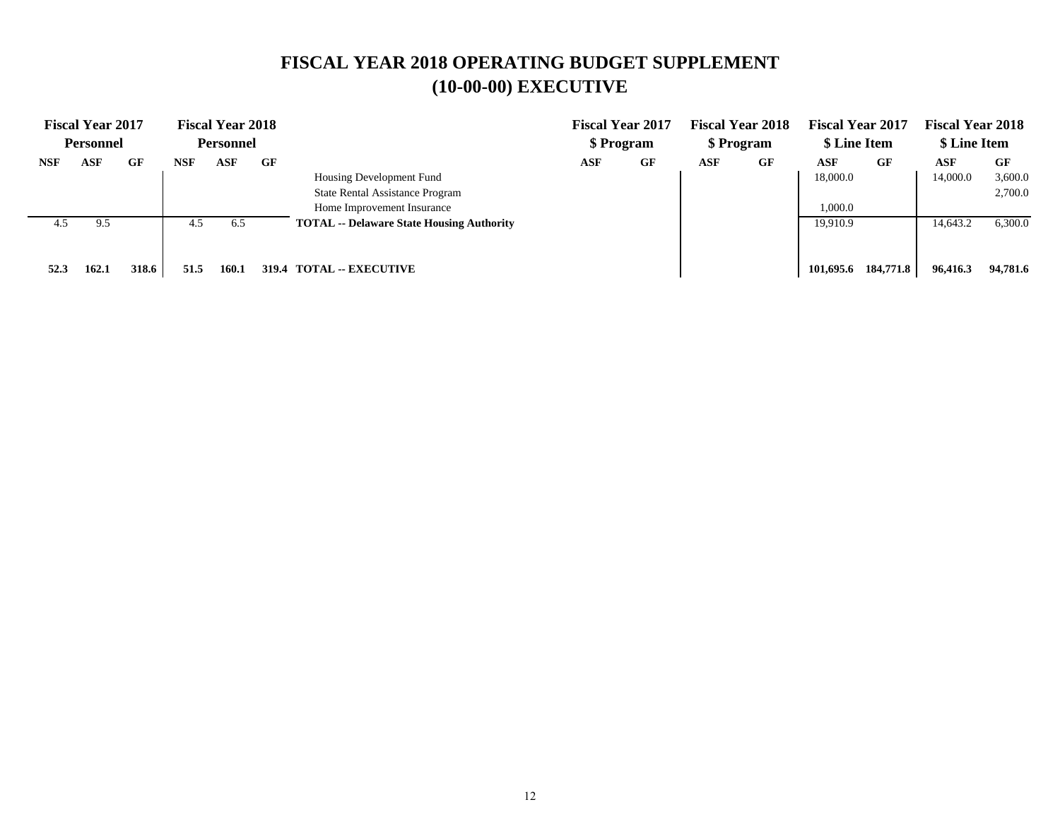# FISCAL YEAR 2018 OPERATING BUDGET SUPPLEMENT
## (10-00-00) EXECUTIVE

| Fiscal Year 2017 Personnel | | | Fiscal Year 2018 Personnel | | | | Fiscal Year 2017 $ Program | | Fiscal Year 2018 $ Program | | Fiscal Year 2017 $ Line Item | | Fiscal Year 2018 $ Line Item | |
|---|---|---|---|---|---|---|---|---|---|---|---|---|---|---|
| NSF | ASF | GF | NSF | ASF | GF | | ASF | GF | ASF | GF | ASF | GF | ASF | GF |
| | | | | | | Housing Development Fund | | | | | 18,000.0 | | 14,000.0 | 3,600.0 |
| | | | | | | State Rental Assistance Program | | | | | | | | 2,700.0 |
| | | | | | | Home Improvement Insurance | | | | | 1,000.0 | | | |
| 4.5 | 9.5 | | 4.5 | 6.5 | | **TOTAL -- Delaware State Housing Authority** | | | | | 19,910.9 | | 14,643.2 | 6,300.0 |
| **52.3** | **162.1** | **318.6** | **51.5** | **160.1** | **319.4** | **TOTAL -- EXECUTIVE** | | | | | **101,695.6** | **184,771.8** | **96,416.3** | **94,781.6** |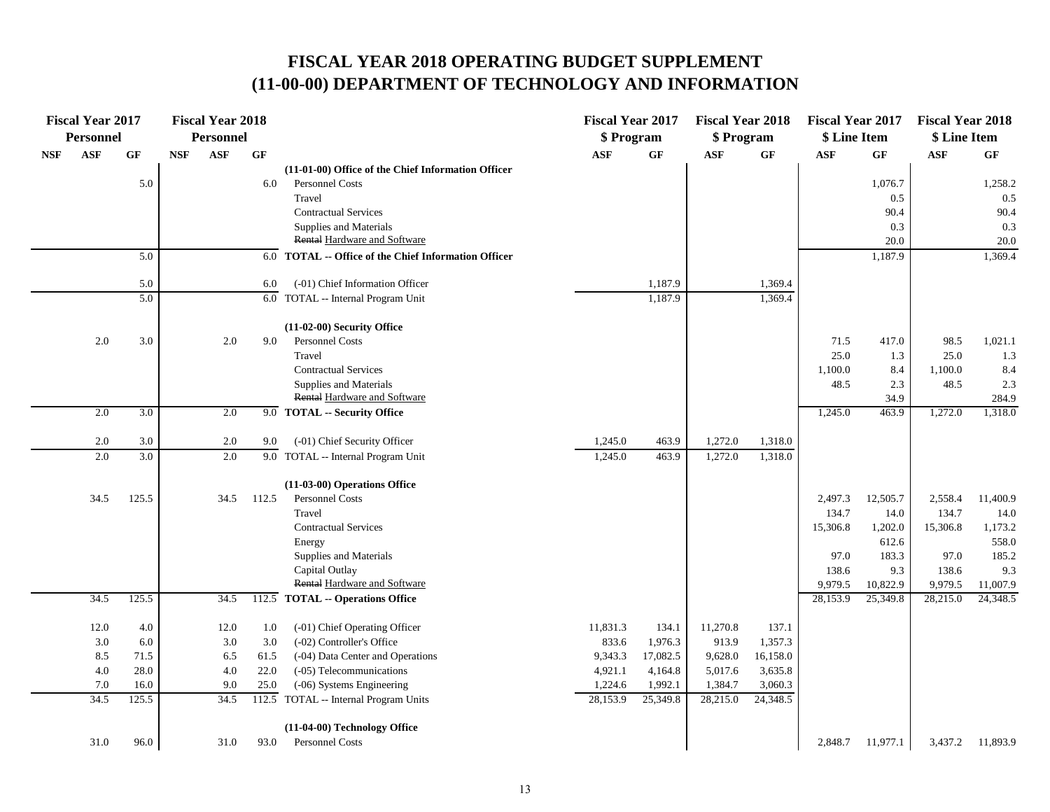# FISCAL YEAR 2018 OPERATING BUDGET SUPPLEMENT
# (11-00-00) DEPARTMENT OF TECHNOLOGY AND INFORMATION

| Fiscal Year 2017 Personnel | | | Fiscal Year 2018 Personnel | | | | Fiscal Year 2017 $ Program | | Fiscal Year 2018 $ Program | | Fiscal Year 2017 $ Line Item | | Fiscal Year 2018 $ Line Item | |
|---|---|---|---|---|---|---|---|---|---|---|---|---|---|---|
| NSF | ASF | GF | NSF | ASF | GF | | ASF | GF | ASF | GF | ASF | GF | ASF | GF |
| | | | | | | **(11-01-00) Office of the Chief Information Officer** | | | | | | | | |
| | | 5.0 | | | 6.0 | Personnel Costs | | | | | | 1,076.7 | | 1,258.2 |
| | | | | | | Travel | | | | | | 0.5 | | 0.5 |
| | | | | | | Contractual Services | | | | | | 90.4 | | 90.4 |
| | | | | | | Supplies and Materials | | | | | | 0.3 | | 0.3 |
| | | | | | | ~~Rental~~ Hardware and Software | | | | | | 20.0 | | 20.0 |
| | | 5.0 | | | 6.0 | **TOTAL -- Office of the Chief Information Officer** | | | | | | 1,187.9 | | 1,369.4 |
| | | 5.0 | | | 6.0 | (-01) Chief Information Officer | | 1,187.9 | | 1,369.4 | | | | |
| | | 5.0 | | | 6.0 | TOTAL -- Internal Program Unit | | 1,187.9 | | 1,369.4 | | | | |
| | | | | | | **(11-02-00) Security Office** | | | | | | | | |
| | 2.0 | 3.0 | | 2.0 | 9.0 | Personnel Costs | | | | | 71.5 | 417.0 | 98.5 | 1,021.1 |
| | | | | | | Travel | | | | | 25.0 | 1.3 | 25.0 | 1.3 |
| | | | | | | Contractual Services | | | | | 1,100.0 | 8.4 | 1,100.0 | 8.4 |
| | | | | | | Supplies and Materials | | | | | 48.5 | 2.3 | 48.5 | 2.3 |
| | | | | | | ~~Rental~~ Hardware and Software | | | | | | 34.9 | | 284.9 |
| | 2.0 | 3.0 | | 2.0 | 9.0 | **TOTAL -- Security Office** | | | | | 1,245.0 | 463.9 | 1,272.0 | 1,318.0 |
| | 2.0 | 3.0 | | 2.0 | 9.0 | (-01) Chief Security Officer | 1,245.0 | 463.9 | 1,272.0 | 1,318.0 | | | | |
| | 2.0 | 3.0 | | 2.0 | 9.0 | TOTAL -- Internal Program Unit | 1,245.0 | 463.9 | 1,272.0 | 1,318.0 | | | | |
| | | | | | | **(11-03-00) Operations Office** | | | | | | | | |
| | 34.5 | 125.5 | | 34.5 | 112.5 | Personnel Costs | | | | | 2,497.3 | 12,505.7 | 2,558.4 | 11,400.9 |
| | | | | | | Travel | | | | | 134.7 | 14.0 | 134.7 | 14.0 |
| | | | | | | Contractual Services | | | | | 15,306.8 | 1,202.0 | 15,306.8 | 1,173.2 |
| | | | | | | Energy | | | | | | 612.6 | | 558.0 |
| | | | | | | Supplies and Materials | | | | | 97.0 | 183.3 | 97.0 | 185.2 |
| | | | | | | Capital Outlay | | | | | 138.6 | 9.3 | 138.6 | 9.3 |
| | | | | | | ~~Rental~~ Hardware and Software | | | | | 9,979.5 | 10,822.9 | 9,979.5 | 11,007.9 |
| | 34.5 | 125.5 | | 34.5 | 112.5 | **TOTAL -- Operations Office** | | | | | 28,153.9 | 25,349.8 | 28,215.0 | 24,348.5 |
| | 12.0 | 4.0 | | 12.0 | 1.0 | (-01) Chief Operating Officer | 11,831.3 | 134.1 | 11,270.8 | 137.1 | | | | |
| | 3.0 | 6.0 | | 3.0 | 3.0 | (-02) Controller's Office | 833.6 | 1,976.3 | 913.9 | 1,357.3 | | | | |
| | 8.5 | 71.5 | | 6.5 | 61.5 | (-04) Data Center and Operations | 9,343.3 | 17,082.5 | 9,628.0 | 16,158.0 | | | | |
| | 4.0 | 28.0 | | 4.0 | 22.0 | (-05) Telecommunications | 4,921.1 | 4,164.8 | 5,017.6 | 3,635.8 | | | | |
| | 7.0 | 16.0 | | 9.0 | 25.0 | (-06) Systems Engineering | 1,224.6 | 1,992.1 | 1,384.7 | 3,060.3 | | | | |
| | 34.5 | 125.5 | | 34.5 | 112.5 | TOTAL -- Internal Program Units | 28,153.9 | 25,349.8 | 28,215.0 | 24,348.5 | | | | |
| | | | | | | **(11-04-00) Technology Office** | | | | | | | | |
| | 31.0 | 96.0 | | 31.0 | 93.0 | Personnel Costs | | | | | 2,848.7 | 11,977.1 | 3,437.2 | 11,893.9 |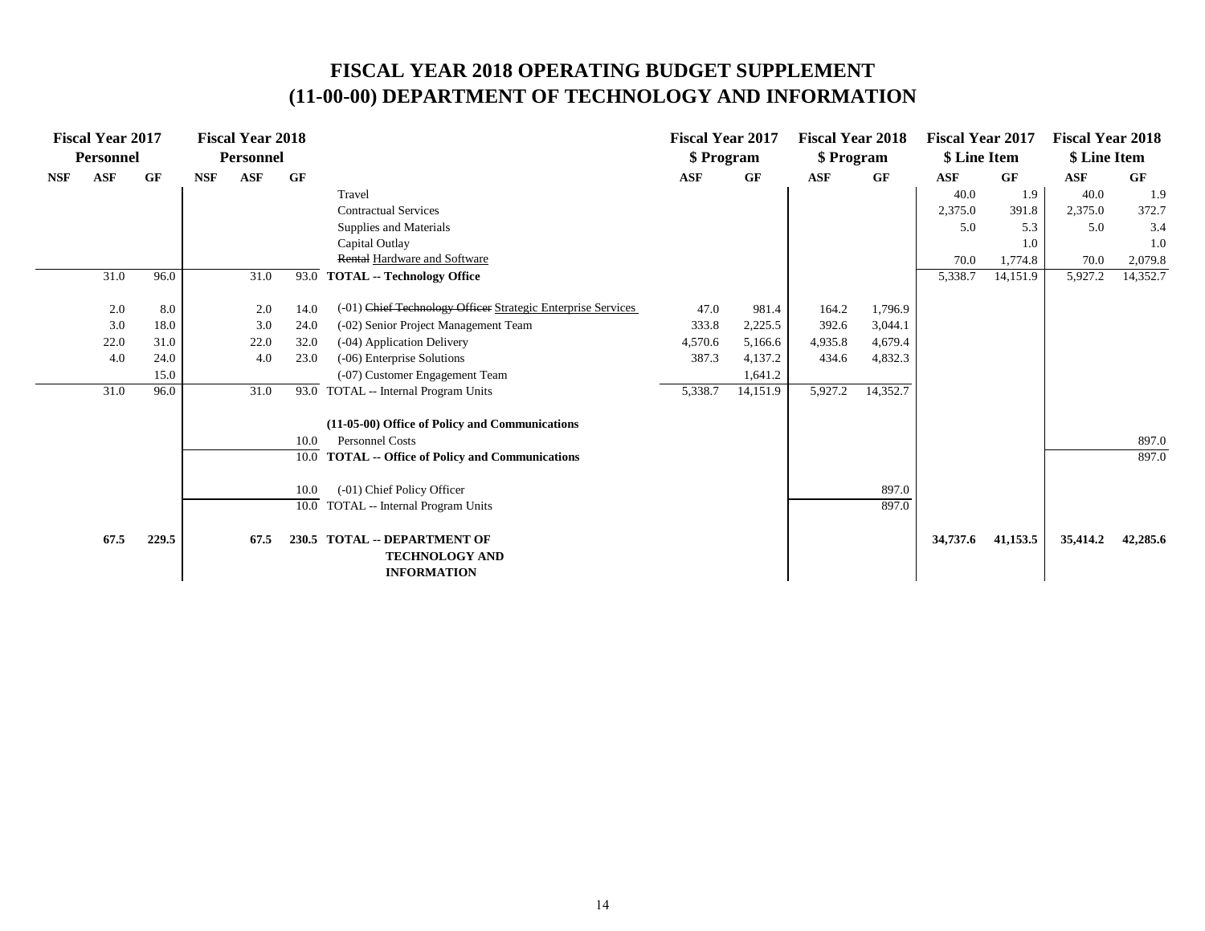# FISCAL YEAR 2018 OPERATING BUDGET SUPPLEMENT
# (11-00-00) DEPARTMENT OF TECHNOLOGY AND INFORMATION

| Fiscal Year 2017 Personnel | | | Fiscal Year 2018 Personnel | | | | Fiscal Year 2017 $ Program | | Fiscal Year 2018 $ Program | | Fiscal Year 2017 $ Line Item | | Fiscal Year 2018 $ Line Item | |
|---|---|---|---|---|---|---|---|---|---|---|---|---|---|---|
| NSF | ASF | GF | NSF | ASF | GF | | ASF | GF | ASF | GF | ASF | GF | ASF | GF |
| | | | | | | Travel | | | | | 40.0 | 1.9 | 40.0 | 1.9 |
| | | | | | | Contractual Services | | | | | 2,375.0 | 391.8 | 2,375.0 | 372.7 |
| | | | | | | Supplies and Materials | | | | | 5.0 | 5.3 | 5.0 | 3.4 |
| | | | | | | Capital Outlay | | | | | | 1.0 | | 1.0 |
| | | | | | | ~~Rental~~ Hardware and Software | | | | | 70.0 | 1,774.8 | 70.0 | 2,079.8 |
| | 31.0 | 96.0 | | 31.0 | 93.0 | **TOTAL -- Technology Office** | | | | | 5,338.7 | 14,151.9 | 5,927.2 | 14,352.7 |
| | 2.0 | 8.0 | | 2.0 | 14.0 | (-01) ~~Chief Technology Officer~~ Strategic Enterprise Services | 47.0 | 981.4 | 164.2 | 1,796.9 | | | | |
| | 3.0 | 18.0 | | 3.0 | 24.0 | (-02) Senior Project Management Team | 333.8 | 2,225.5 | 392.6 | 3,044.1 | | | | |
| | 22.0 | 31.0 | | 22.0 | 32.0 | (-04) Application Delivery | 4,570.6 | 5,166.6 | 4,935.8 | 4,679.4 | | | | |
| | 4.0 | 24.0 | | 4.0 | 23.0 | (-06) Enterprise Solutions | 387.3 | 4,137.2 | 434.6 | 4,832.3 | | | | |
| | | 15.0 | | | | (-07) Customer Engagement Team | | 1,641.2 | | | | | | |
| | 31.0 | 96.0 | | 31.0 | 93.0 | TOTAL -- Internal Program Units | 5,338.7 | 14,151.9 | 5,927.2 | 14,352.7 | | | | |
| | | | | | | **(11-05-00) Office of Policy and Communications** | | | | | | | | |
| | | | | | 10.0 | Personnel Costs | | | | | | | | 897.0 |
| | | | | | 10.0 | **TOTAL -- Office of Policy and Communications** | | | | | | | | 897.0 |
| | | | | | 10.0 | (-01) Chief Policy Officer | | | | 897.0 | | | | |
| | | | | | 10.0 | TOTAL -- Internal Program Units | | | | 897.0 | | | | |
| | **67.5** | **229.5** | | **67.5** | **230.5** | **TOTAL -- DEPARTMENT OF TECHNOLOGY AND INFORMATION** | | | | | **34,737.6** | **41,153.5** | **35,414.2** | **42,285.6** |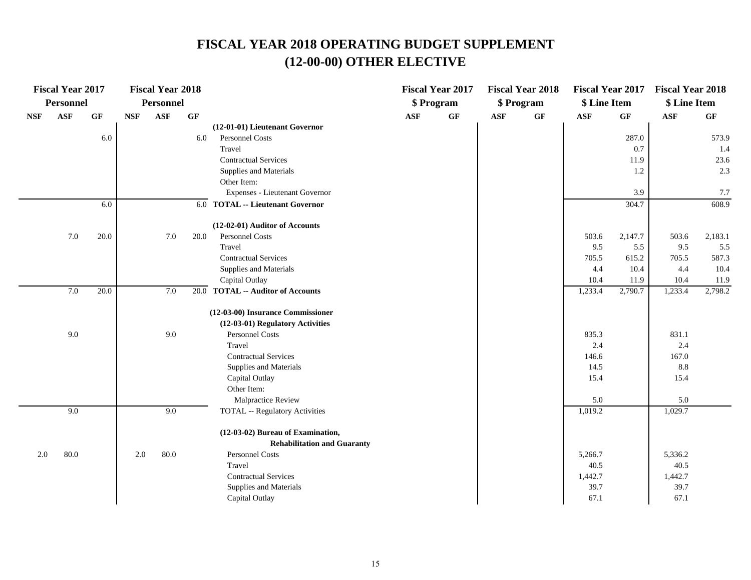# FISCAL YEAR 2018 OPERATING BUDGET SUPPLEMENT
# (12-00-00) OTHER ELECTIVE

| Fiscal Year 2017 Personnel | | | Fiscal Year 2018 Personnel | | | | Fiscal Year 2017 $ Program | | Fiscal Year 2018 $ Program | | Fiscal Year 2017 $ Line Item | | Fiscal Year 2018 $ Line Item | |
|---|---|---|---|---|---|---|---|---|---|---|---|---|---|---|
| NSF | ASF | GF | NSF | ASF | GF | | ASF | GF | ASF | GF | ASF | GF | ASF | GF |
| | | | | | | **(12-01-01) Lieutenant Governor** | | | | | | | | |
| | | 6.0 | | | 6.0 | Personnel Costs | | | | | | 287.0 | | 573.9 |
| | | | | | | Travel | | | | | | 0.7 | | 1.4 |
| | | | | | | Contractual Services | | | | | | 11.9 | | 23.6 |
| | | | | | | Supplies and Materials | | | | | | 1.2 | | 2.3 |
| | | | | | | Other Item: | | | | | | | | |
| | | | | | | Expenses - Lieutenant Governor | | | | | | 3.9 | | 7.7 |
| | | 6.0 | | | 6.0 | **TOTAL -- Lieutenant Governor** | | | | | | 304.7 | | 608.9 |
| | | | | | | **(12-02-01) Auditor of Accounts** | | | | | | | | |
| | 7.0 | 20.0 | | 7.0 | 20.0 | Personnel Costs | | | | | 503.6 | 2,147.7 | 503.6 | 2,183.1 |
| | | | | | | Travel | | | | | 9.5 | 5.5 | 9.5 | 5.5 |
| | | | | | | Contractual Services | | | | | 705.5 | 615.2 | 705.5 | 587.3 |
| | | | | | | Supplies and Materials | | | | | 4.4 | 10.4 | 4.4 | 10.4 |
| | | | | | | Capital Outlay | | | | | 10.4 | 11.9 | 10.4 | 11.9 |
| | 7.0 | 20.0 | | 7.0 | 20.0 | **TOTAL -- Auditor of Accounts** | | | | | 1,233.4 | 2,790.7 | 1,233.4 | 2,798.2 |
| | | | | | | **(12-03-00) Insurance Commissioner** | | | | | | | | |
| | | | | | | **(12-03-01) Regulatory Activities** | | | | | | | | |
| | 9.0 | | | 9.0 | | Personnel Costs | | | | | 835.3 | | 831.1 | |
| | | | | | | Travel | | | | | 2.4 | | 2.4 | |
| | | | | | | Contractual Services | | | | | 146.6 | | 167.0 | |
| | | | | | | Supplies and Materials | | | | | 14.5 | | 8.8 | |
| | | | | | | Capital Outlay | | | | | 15.4 | | 15.4 | |
| | | | | | | Other Item: | | | | | | | | |
| | | | | | | Malpractice Review | | | | | 5.0 | | 5.0 | |
| | 9.0 | | | 9.0 | | TOTAL -- Regulatory Activities | | | | | 1,019.2 | | 1,029.7 | |
| | | | | | | **(12-03-02) Bureau of Examination, Rehabilitation and Guaranty** | | | | | | | | |
| 2.0 | 80.0 | | 2.0 | 80.0 | | Personnel Costs | | | | | 5,266.7 | | 5,336.2 | |
| | | | | | | Travel | | | | | 40.5 | | 40.5 | |
| | | | | | | Contractual Services | | | | | 1,442.7 | | 1,442.7 | |
| | | | | | | Supplies and Materials | | | | | 39.7 | | 39.7 | |
| | | | | | | Capital Outlay | | | | | 67.1 | | 67.1 | |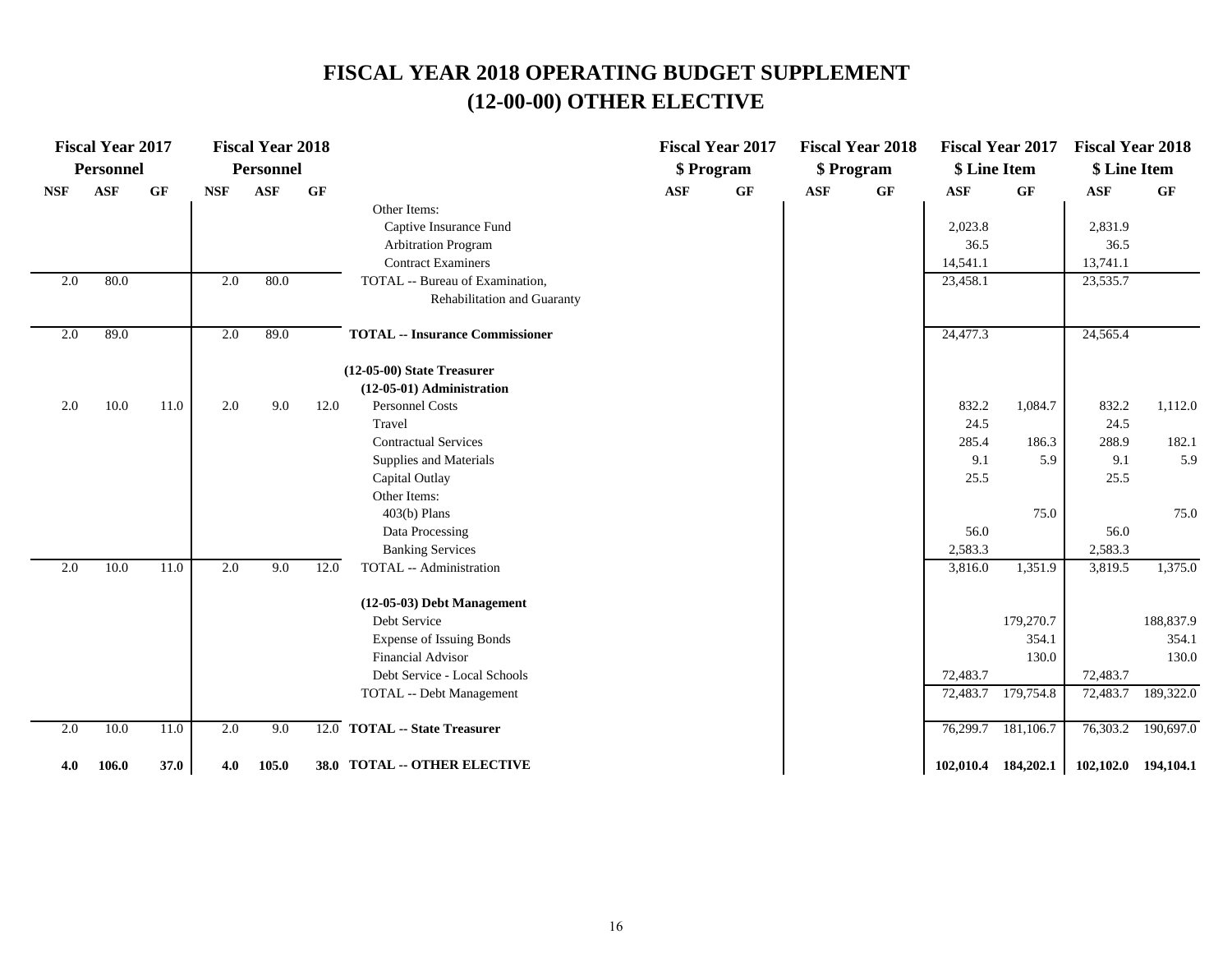# FISCAL YEAR 2018 OPERATING BUDGET SUPPLEMENT
## (12-00-00) OTHER ELECTIVE

| Fiscal Year 2017 Personnel | | | Fiscal Year 2018 Personnel | | | | Fiscal Year 2017 $ Program | | Fiscal Year 2018 $ Program | | Fiscal Year 2017 $ Line Item | | Fiscal Year 2018 $ Line Item | |
|---|---|---|---|---|---|---|---|---|---|---|---|---|---|---|
| NSF | ASF | GF | NSF | ASF | GF | | ASF | GF | ASF | GF | ASF | GF | ASF | GF |
| | | | | | | Other Items: | | | | | | | | |
| | | | | | | Captive Insurance Fund | | | | | 2,023.8 | | 2,831.9 | |
| | | | | | | Arbitration Program | | | | | 36.5 | | 36.5 | |
| | | | | | | Contract Examiners | | | | | 14,541.1 | | 13,741.1 | |
| 2.0 | 80.0 | | 2.0 | 80.0 | | TOTAL -- Bureau of Examination, Rehabilitation and Guaranty | | | | | 23,458.1 | | 23,535.7 | |
| 2.0 | 89.0 | | 2.0 | 89.0 | | **TOTAL -- Insurance Commissioner** | | | | | 24,477.3 | | 24,565.4 | |
| | | | | | | **(12-05-00) State Treasurer** | | | | | | | | |
| | | | | | | **(12-05-01) Administration** | | | | | | | | |
| 2.0 | 10.0 | 11.0 | 2.0 | 9.0 | 12.0 | Personnel Costs | | | | | 832.2 | 1,084.7 | 832.2 | 1,112.0 |
| | | | | | | Travel | | | | | 24.5 | | 24.5 | |
| | | | | | | Contractual Services | | | | | 285.4 | 186.3 | 288.9 | 182.1 |
| | | | | | | Supplies and Materials | | | | | 9.1 | 5.9 | 9.1 | 5.9 |
| | | | | | | Capital Outlay | | | | | 25.5 | | 25.5 | |
| | | | | | | Other Items: | | | | | | | | |
| | | | | | | 403(b) Plans | | | | | | 75.0 | | 75.0 |
| | | | | | | Data Processing | | | | | 56.0 | | 56.0 | |
| | | | | | | Banking Services | | | | | 2,583.3 | | 2,583.3 | |
| 2.0 | 10.0 | 11.0 | 2.0 | 9.0 | 12.0 | TOTAL -- Administration | | | | | 3,816.0 | 1,351.9 | 3,819.5 | 1,375.0 |
| | | | | | | **(12-05-03) Debt Management** | | | | | | | | |
| | | | | | | Debt Service | | | | | | 179,270.7 | | 188,837.9 |
| | | | | | | Expense of Issuing Bonds | | | | | | 354.1 | | 354.1 |
| | | | | | | Financial Advisor | | | | | | 130.0 | | 130.0 |
| | | | | | | Debt Service - Local Schools | | | | | 72,483.7 | | 72,483.7 | |
| | | | | | | TOTAL -- Debt Management | | | | | 72,483.7 | 179,754.8 | 72,483.7 | 189,322.0 |
| 2.0 | 10.0 | 11.0 | 2.0 | 9.0 | 12.0 | **TOTAL -- State Treasurer** | | | | | 76,299.7 | 181,106.7 | 76,303.2 | 190,697.0 |
| **4.0** | **106.0** | **37.0** | **4.0** | **105.0** | **38.0** | **TOTAL -- OTHER ELECTIVE** | | | | | **102,010.4** | **184,202.1** | **102,102.0** | **194,104.1** |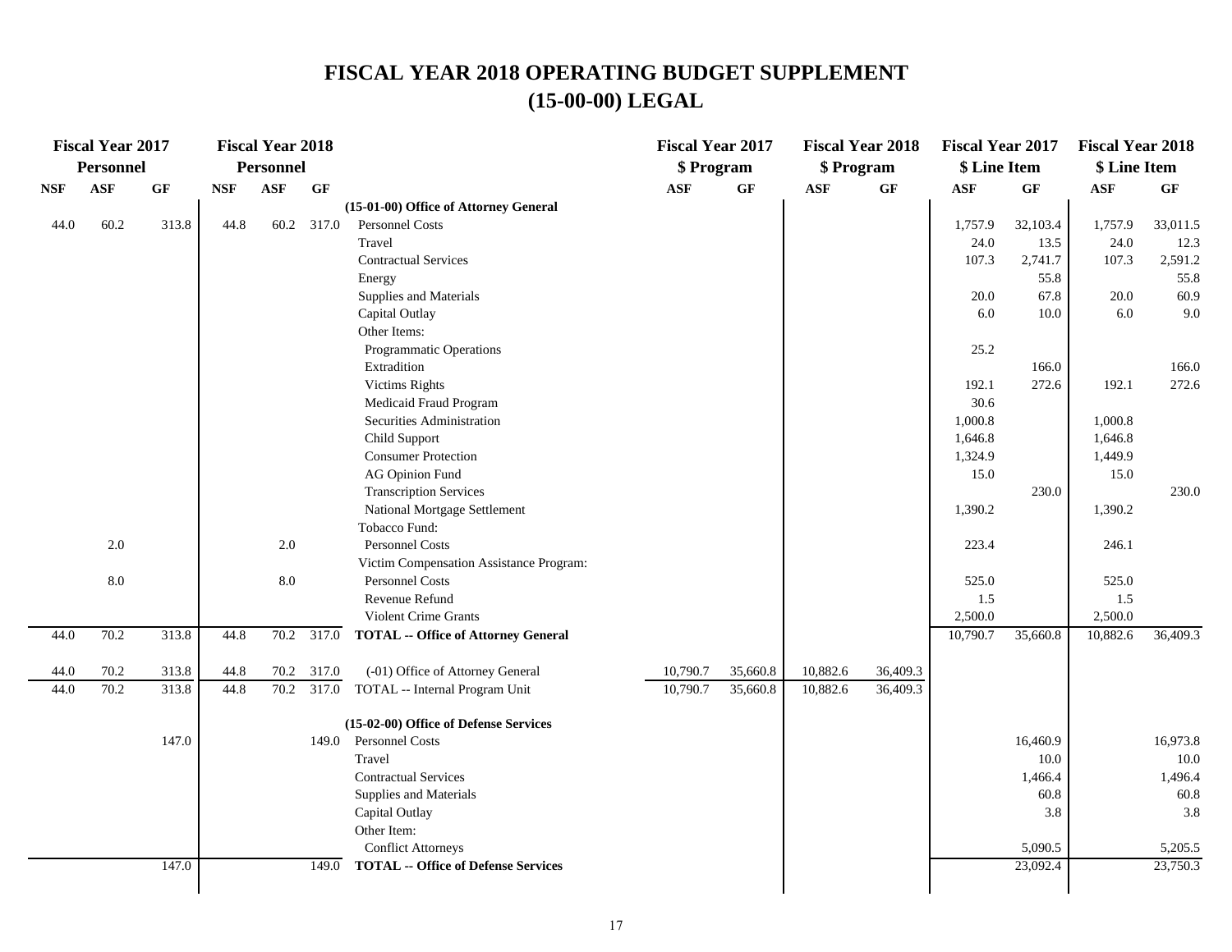# FISCAL YEAR 2018 OPERATING BUDGET SUPPLEMENT
## (15-00-00) LEGAL

| Fiscal Year 2017 Personnel | | | Fiscal Year 2018 Personnel | | | | Fiscal Year 2017 $ Program | | Fiscal Year 2018 $ Program | | Fiscal Year 2017 $ Line Item | | Fiscal Year 2018 $ Line Item | |
|---|---|---|---|---|---|---|---|---|---|---|---|---|---|---|
| NSF | ASF | GF | NSF | ASF | GF | | ASF | GF | ASF | GF | ASF | GF | ASF | GF |
| | | | | | | **(15-01-00) Office of Attorney General** | | | | | | | | |
| 44.0 | 60.2 | 313.8 | 44.8 | 60.2 | 317.0 | Personnel Costs | | | | | 1,757.9 | 32,103.4 | 1,757.9 | 33,011.5 |
| | | | | | | Travel | | | | | 24.0 | 13.5 | 24.0 | 12.3 |
| | | | | | | Contractual Services | | | | | 107.3 | 2,741.7 | 107.3 | 2,591.2 |
| | | | | | | Energy | | | | | | 55.8 | | 55.8 |
| | | | | | | Supplies and Materials | | | | | 20.0 | 67.8 | 20.0 | 60.9 |
| | | | | | | Capital Outlay | | | | | 6.0 | 10.0 | 6.0 | 9.0 |
| | | | | | | Other Items: | | | | | | | | |
| | | | | | | Programmatic Operations | | | | | 25.2 | | | |
| | | | | | | Extradition | | | | | | 166.0 | | 166.0 |
| | | | | | | Victims Rights | | | | | 192.1 | 272.6 | 192.1 | 272.6 |
| | | | | | | Medicaid Fraud Program | | | | | 30.6 | | | |
| | | | | | | Securities Administration | | | | | 1,000.8 | | 1,000.8 | |
| | | | | | | Child Support | | | | | 1,646.8 | | 1,646.8 | |
| | | | | | | Consumer Protection | | | | | 1,324.9 | | 1,449.9 | |
| | | | | | | AG Opinion Fund | | | | | 15.0 | | 15.0 | |
| | | | | | | Transcription Services | | | | | | 230.0 | | 230.0 |
| | | | | | | National Mortgage Settlement | | | | | 1,390.2 | | 1,390.2 | |
| | | | | | | Tobacco Fund: | | | | | | | | |
| | 2.0 | | | 2.0 | | Personnel Costs | | | | | 223.4 | | 246.1 | |
| | | | | | | Victim Compensation Assistance Program: | | | | | | | | |
| | 8.0 | | | 8.0 | | Personnel Costs | | | | | 525.0 | | 525.0 | |
| | | | | | | Revenue Refund | | | | | 1.5 | | 1.5 | |
| | | | | | | Violent Crime Grants | | | | | 2,500.0 | | 2,500.0 | |
| 44.0 | 70.2 | 313.8 | 44.8 | 70.2 | 317.0 | **TOTAL -- Office of Attorney General** | | | | | 10,790.7 | 35,660.8 | 10,882.6 | 36,409.3 |
| | | | | | | | | | | | | | | |
| 44.0 | 70.2 | 313.8 | 44.8 | 70.2 | 317.0 | (-01) Office of Attorney General | 10,790.7 | 35,660.8 | 10,882.6 | 36,409.3 | | | | |
| 44.0 | 70.2 | 313.8 | 44.8 | 70.2 | 317.0 | TOTAL -- Internal Program Unit | 10,790.7 | 35,660.8 | 10,882.6 | 36,409.3 | | | | |
| | | | | | | | | | | | | | | |
| | | | | | | **(15-02-00) Office of Defense Services** | | | | | | | | |
| | | 147.0 | | | 149.0 | Personnel Costs | | | | | | 16,460.9 | | 16,973.8 |
| | | | | | | Travel | | | | | | 10.0 | | 10.0 |
| | | | | | | Contractual Services | | | | | | 1,466.4 | | 1,496.4 |
| | | | | | | Supplies and Materials | | | | | | 60.8 | | 60.8 |
| | | | | | | Capital Outlay | | | | | | 3.8 | | 3.8 |
| | | | | | | Other Item: | | | | | | | | |
| | | | | | | Conflict Attorneys | | | | | | 5,090.5 | | 5,205.5 |
| | | 147.0 | | | 149.0 | **TOTAL -- Office of Defense Services** | | | | | | 23,092.4 | | 23,750.3 |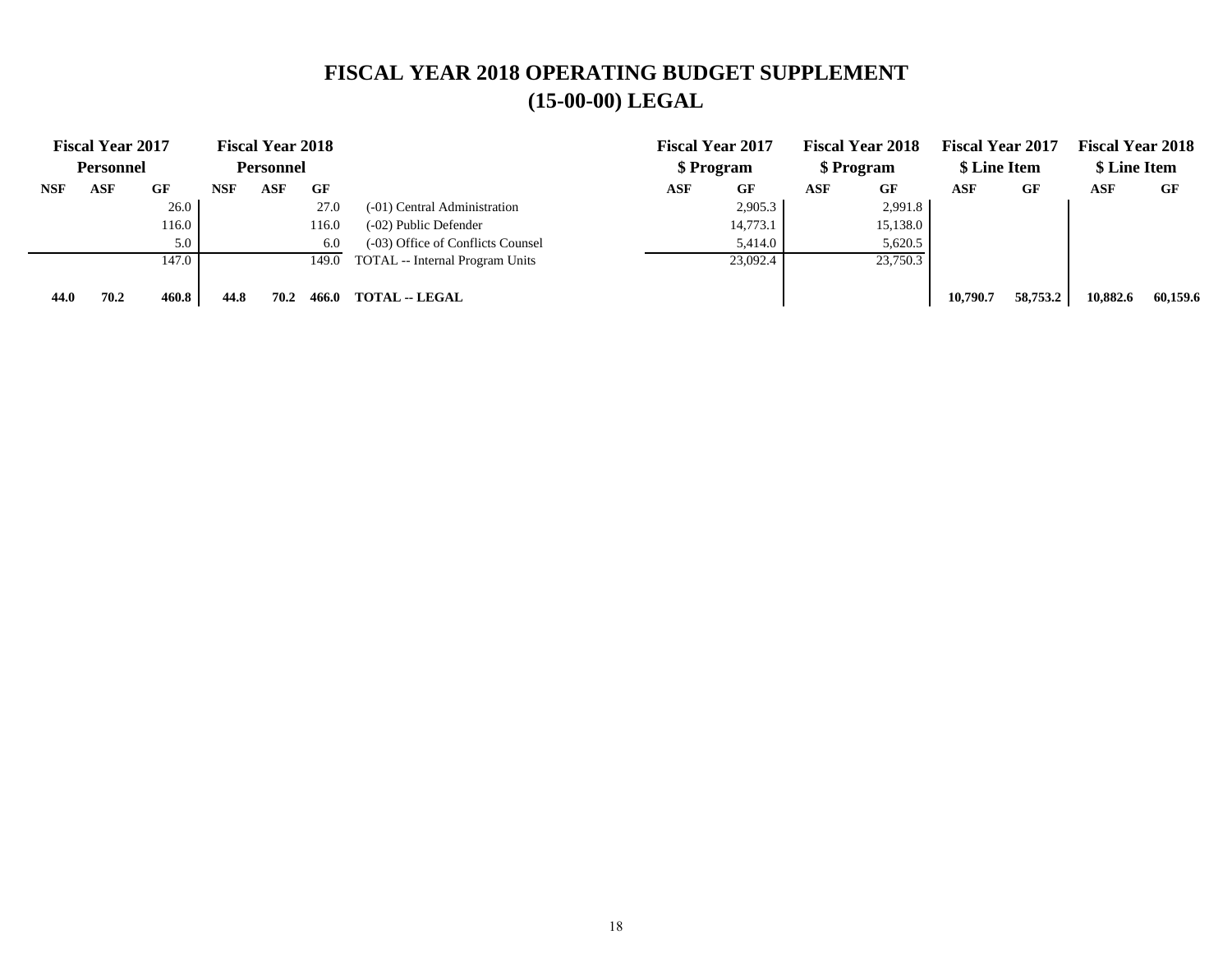# FISCAL YEAR 2018 OPERATING BUDGET SUPPLEMENT
# (15-00-00) LEGAL

| Fiscal Year 2017 Personnel | | | Fiscal Year 2018 Personnel | | | | Fiscal Year 2017 $ Program | | Fiscal Year 2018 $ Program | | Fiscal Year 2017 $ Line Item | | Fiscal Year 2018 $ Line Item | |
|---|---|---|---|---|---|---|---|---|---|---|---|---|---|---|
| **NSF** | **ASF** | **GF** | **NSF** | **ASF** | **GF** | | **ASF** | **GF** | **ASF** | **GF** | **ASF** | **GF** | **ASF** | **GF** |
| | | 26.0 | | | 27.0 | (-01) Central Administration | | 2,905.3 | | 2,991.8 | | | | |
| | | 116.0 | | | 116.0 | (-02) Public Defender | | 14,773.1 | | 15,138.0 | | | | |
| | | 5.0 | | | 6.0 | (-03) Office of Conflicts Counsel | | 5,414.0 | | 5,620.5 | | | | |
| | | 147.0 | | | 149.0 | TOTAL -- Internal Program Units | | 23,092.4 | | 23,750.3 | | | | |
| **44.0** | **70.2** | **460.8** | **44.8** | **70.2** | **466.0** | **TOTAL -- LEGAL** | | | | | **10,790.7** | **58,753.2** | **10,882.6** | **60,159.6** |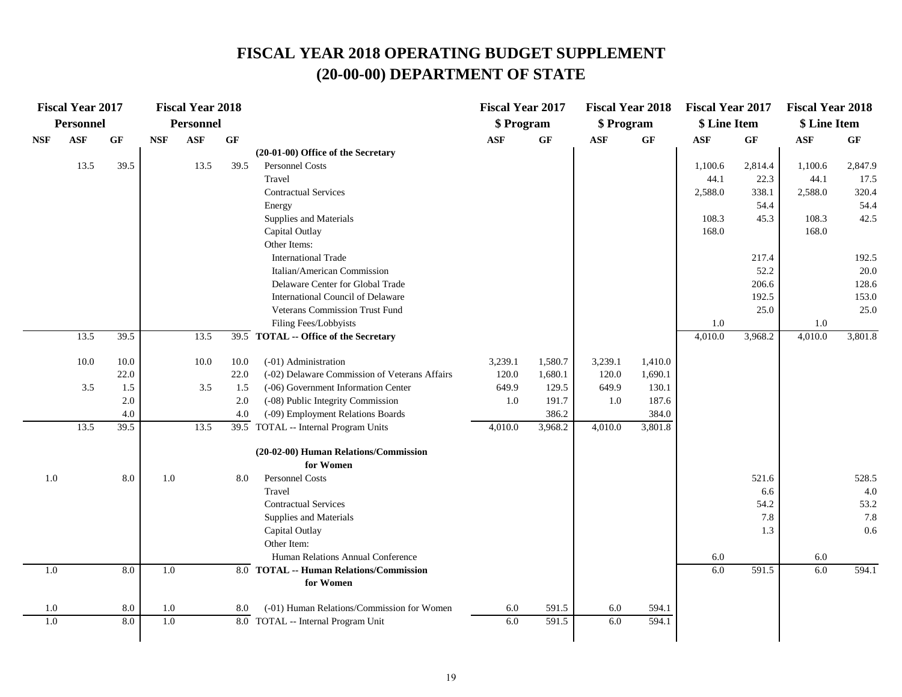# FISCAL YEAR 2018 OPERATING BUDGET SUPPLEMENT
# (20-00-00) DEPARTMENT OF STATE

| Fiscal Year 2017 Personnel | | | Fiscal Year 2018 Personnel | | | | Fiscal Year 2017 $ Program | | Fiscal Year 2018 $ Program | | Fiscal Year 2017 $ Line Item | | Fiscal Year 2018 $ Line Item | |
|---|---|---|---|---|---|---|---|---|---|---|---|---|---|---|
| NSF | ASF | GF | NSF | ASF | GF | | ASF | GF | ASF | GF | ASF | GF | ASF | GF |
| | | | | | | **(20-01-00) Office of the Secretary** | | | | | | | | |
| | 13.5 | 39.5 | | 13.5 | 39.5 | Personnel Costs | | | | | 1,100.6 | 2,814.4 | 1,100.6 | 2,847.9 |
| | | | | | | Travel | | | | | 44.1 | 22.3 | 44.1 | 17.5 |
| | | | | | | Contractual Services | | | | | 2,588.0 | 338.1 | 2,588.0 | 320.4 |
| | | | | | | Energy | | | | | | 54.4 | | 54.4 |
| | | | | | | Supplies and Materials | | | | | 108.3 | 45.3 | 108.3 | 42.5 |
| | | | | | | Capital Outlay | | | | | 168.0 | | 168.0 | |
| | | | | | | Other Items: | | | | | | | | |
| | | | | | | International Trade | | | | | | 217.4 | | 192.5 |
| | | | | | | Italian/American Commission | | | | | | 52.2 | | 20.0 |
| | | | | | | Delaware Center for Global Trade | | | | | | 206.6 | | 128.6 |
| | | | | | | International Council of Delaware | | | | | | 192.5 | | 153.0 |
| | | | | | | Veterans Commission Trust Fund | | | | | | 25.0 | | 25.0 |
| | | | | | | Filing Fees/Lobbyists | | | | | 1.0 | | 1.0 | |
| | 13.5 | 39.5 | | 13.5 | 39.5 | **TOTAL -- Office of the Secretary** | | | | | 4,010.0 | 3,968.2 | 4,010.0 | 3,801.8 |
| | 10.0 | 10.0 | | 10.0 | 10.0 | (-01) Administration | 3,239.1 | 1,580.7 | 3,239.1 | 1,410.0 | | | | |
| | | 22.0 | | | 22.0 | (-02) Delaware Commission of Veterans Affairs | 120.0 | 1,680.1 | 120.0 | 1,690.1 | | | | |
| | 3.5 | 1.5 | | 3.5 | 1.5 | (-06) Government Information Center | 649.9 | 129.5 | 649.9 | 130.1 | | | | |
| | | 2.0 | | | 2.0 | (-08) Public Integrity Commission | 1.0 | 191.7 | 1.0 | 187.6 | | | | |
| | | 4.0 | | | 4.0 | (-09) Employment Relations Boards | | 386.2 | | 384.0 | | | | |
| | 13.5 | 39.5 | | 13.5 | 39.5 | TOTAL -- Internal Program Units | 4,010.0 | 3,968.2 | 4,010.0 | 3,801.8 | | | | |
| | | | | | | **(20-02-00) Human Relations/Commission for Women** | | | | | | | | |
| 1.0 | | 8.0 | 1.0 | | 8.0 | Personnel Costs | | | | | | 521.6 | | 528.5 |
| | | | | | | Travel | | | | | | 6.6 | | 4.0 |
| | | | | | | Contractual Services | | | | | | 54.2 | | 53.2 |
| | | | | | | Supplies and Materials | | | | | | 7.8 | | 7.8 |
| | | | | | | Capital Outlay | | | | | | 1.3 | | 0.6 |
| | | | | | | Other Item: | | | | | | | | |
| | | | | | | Human Relations Annual Conference | | | | | 6.0 | | 6.0 | |
| 1.0 | | 8.0 | 1.0 | | 8.0 | **TOTAL -- Human Relations/Commission for Women** | | | | | 6.0 | 591.5 | 6.0 | 594.1 |
| 1.0 | | 8.0 | 1.0 | | 8.0 | (-01) Human Relations/Commission for Women | 6.0 | 591.5 | 6.0 | 594.1 | | | | |
| 1.0 | | 8.0 | 1.0 | | 8.0 | TOTAL -- Internal Program Unit | 6.0 | 591.5 | 6.0 | 594.1 | | | | |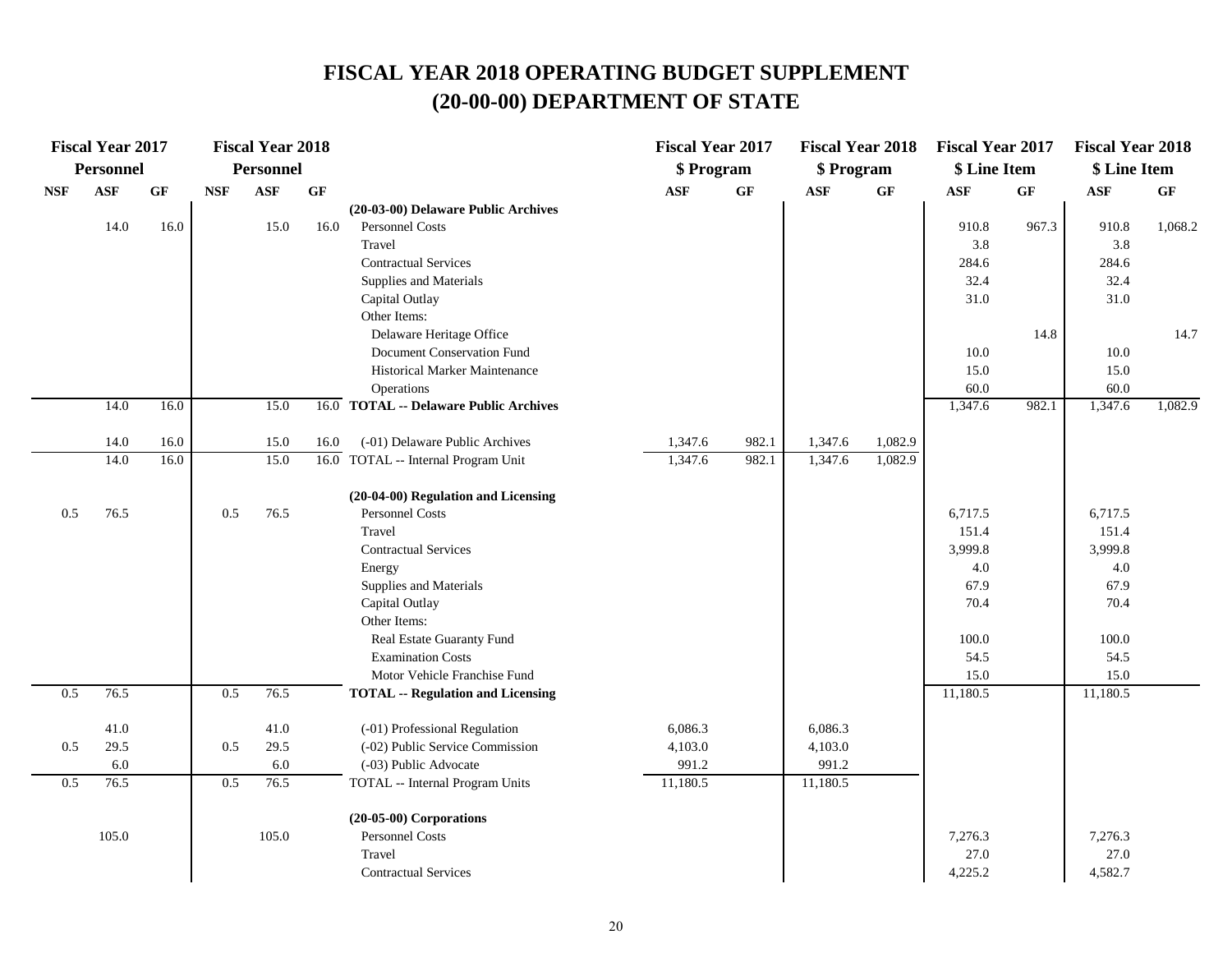# FISCAL YEAR 2018 OPERATING BUDGET SUPPLEMENT
# (20-00-00) DEPARTMENT OF STATE

| Fiscal Year 2017 Personnel | | | Fiscal Year 2018 Personnel | | | | Fiscal Year 2017 $ Program | | Fiscal Year 2018 $ Program | | Fiscal Year 2017 $ Line Item | | Fiscal Year 2018 $ Line Item | |
|---|---|---|---|---|---|---|---|---|---|---|---|---|---|---|
| NSF | ASF | GF | NSF | ASF | GF | | ASF | GF | ASF | GF | ASF | GF | ASF | GF |
| | | | | | | **(20-03-00) Delaware Public Archives** | | | | | | | | |
| | 14.0 | 16.0 | | 15.0 | 16.0 | Personnel Costs | | | | | 910.8 | 967.3 | 910.8 | 1,068.2 |
| | | | | | | Travel | | | | | 3.8 | | 3.8 | |
| | | | | | | Contractual Services | | | | | 284.6 | | 284.6 | |
| | | | | | | Supplies and Materials | | | | | 32.4 | | 32.4 | |
| | | | | | | Capital Outlay | | | | | 31.0 | | 31.0 | |
| | | | | | | Other Items: | | | | | | | | |
| | | | | | | Delaware Heritage Office | | | | | | 14.8 | | 14.7 |
| | | | | | | Document Conservation Fund | | | | | 10.0 | | 10.0 | |
| | | | | | | Historical Marker Maintenance | | | | | 15.0 | | 15.0 | |
| | | | | | | Operations | | | | | 60.0 | | 60.0 | |
| | 14.0 | 16.0 | | 15.0 | 16.0 | **TOTAL -- Delaware Public Archives** | | | | | 1,347.6 | 982.1 | 1,347.6 | 1,082.9 |
| | | | | | | | | | | | | | | |
| | 14.0 | 16.0 | | 15.0 | 16.0 | (-01) Delaware Public Archives | 1,347.6 | 982.1 | 1,347.6 | 1,082.9 | | | | |
| | 14.0 | 16.0 | | 15.0 | 16.0 | TOTAL -- Internal Program Unit | 1,347.6 | 982.1 | 1,347.6 | 1,082.9 | | | | |
| | | | | | | | | | | | | | | |
| | | | | | | **(20-04-00) Regulation and Licensing** | | | | | | | | |
| 0.5 | 76.5 | | 0.5 | 76.5 | | Personnel Costs | | | | | 6,717.5 | | 6,717.5 | |
| | | | | | | Travel | | | | | 151.4 | | 151.4 | |
| | | | | | | Contractual Services | | | | | 3,999.8 | | 3,999.8 | |
| | | | | | | Energy | | | | | 4.0 | | 4.0 | |
| | | | | | | Supplies and Materials | | | | | 67.9 | | 67.9 | |
| | | | | | | Capital Outlay | | | | | 70.4 | | 70.4 | |
| | | | | | | Other Items: | | | | | | | | |
| | | | | | | Real Estate Guaranty Fund | | | | | 100.0 | | 100.0 | |
| | | | | | | Examination Costs | | | | | 54.5 | | 54.5 | |
| | | | | | | Motor Vehicle Franchise Fund | | | | | 15.0 | | 15.0 | |
| 0.5 | 76.5 | | 0.5 | 76.5 | | **TOTAL -- Regulation and Licensing** | | | | | 11,180.5 | | 11,180.5 | |
| | | | | | | | | | | | | | | |
| | 41.0 | | | 41.0 | | (-01) Professional Regulation | 6,086.3 | | 6,086.3 | | | | | |
| 0.5 | 29.5 | | 0.5 | 29.5 | | (-02) Public Service Commission | 4,103.0 | | 4,103.0 | | | | | |
| | 6.0 | | | 6.0 | | (-03) Public Advocate | 991.2 | | 991.2 | | | | | |
| 0.5 | 76.5 | | 0.5 | 76.5 | | TOTAL -- Internal Program Units | 11,180.5 | | 11,180.5 | | | | | |
| | | | | | | | | | | | | | | |
| | | | | | | **(20-05-00) Corporations** | | | | | | | | |
| | 105.0 | | | 105.0 | | Personnel Costs | | | | | 7,276.3 | | 7,276.3 | |
| | | | | | | Travel | | | | | 27.0 | | 27.0 | |
| | | | | | | Contractual Services | | | | | 4,225.2 | | 4,582.7 | |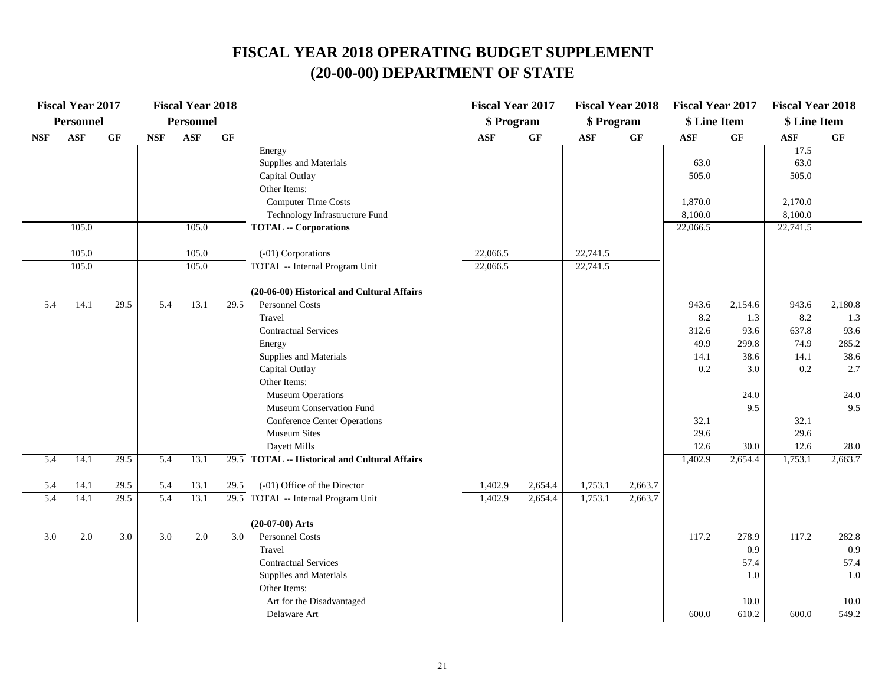# FISCAL YEAR 2018 OPERATING BUDGET SUPPLEMENT
# (20-00-00) DEPARTMENT OF STATE

| Fiscal Year 2017 Personnel | | | Fiscal Year 2018 Personnel | | | | Fiscal Year 2017 $ Program | | Fiscal Year 2018 $ Program | | Fiscal Year 2017 $ Line Item | | Fiscal Year 2018 $ Line Item | |
|---|---|---|---|---|---|---|---|---|---|---|---|---|---|---|
| NSF | ASF | GF | NSF | ASF | GF | | ASF | GF | ASF | GF | ASF | GF | ASF | GF |
| | | | | | | Energy | | | | | | | 17.5 | |
| | | | | | | Supplies and Materials | | | | | 63.0 | | 63.0 | |
| | | | | | | Capital Outlay | | | | | 505.0 | | 505.0 | |
| | | | | | | Other Items: | | | | | | | | |
| | | | | | | Computer Time Costs | | | | | 1,870.0 | | 2,170.0 | |
| | | | | | | Technology Infrastructure Fund | | | | | 8,100.0 | | 8,100.0 | |
| | 105.0 | | | 105.0 | | **TOTAL -- Corporations** | | | | | 22,066.5 | | 22,741.5 | |
| | 105.0 | | | 105.0 | | (-01) Corporations | 22,066.5 | | 22,741.5 | | | | | |
| | 105.0 | | | 105.0 | | TOTAL -- Internal Program Unit | 22,066.5 | | 22,741.5 | | | | | |
| | | | | | | **(20-06-00) Historical and Cultural Affairs** | | | | | | | | |
| 5.4 | 14.1 | 29.5 | 5.4 | 13.1 | 29.5 | Personnel Costs | | | | | 943.6 | 2,154.6 | 943.6 | 2,180.8 |
| | | | | | | Travel | | | | | 8.2 | 1.3 | 8.2 | 1.3 |
| | | | | | | Contractual Services | | | | | 312.6 | 93.6 | 637.8 | 93.6 |
| | | | | | | Energy | | | | | 49.9 | 299.8 | 74.9 | 285.2 |
| | | | | | | Supplies and Materials | | | | | 14.1 | 38.6 | 14.1 | 38.6 |
| | | | | | | Capital Outlay | | | | | 0.2 | 3.0 | 0.2 | 2.7 |
| | | | | | | Other Items: | | | | | | | | |
| | | | | | | Museum Operations | | | | | | 24.0 | | 24.0 |
| | | | | | | Museum Conservation Fund | | | | | | 9.5 | | 9.5 |
| | | | | | | Conference Center Operations | | | | | 32.1 | | 32.1 | |
| | | | | | | Museum Sites | | | | | 29.6 | | 29.6 | |
| | | | | | | Dayett Mills | | | | | 12.6 | 30.0 | 12.6 | 28.0 |
| 5.4 | 14.1 | 29.5 | 5.4 | 13.1 | 29.5 | **TOTAL -- Historical and Cultural Affairs** | | | | | 1,402.9 | 2,654.4 | 1,753.1 | 2,663.7 |
| 5.4 | 14.1 | 29.5 | 5.4 | 13.1 | 29.5 | (-01) Office of the Director | 1,402.9 | 2,654.4 | 1,753.1 | 2,663.7 | | | | |
| 5.4 | 14.1 | 29.5 | 5.4 | 13.1 | 29.5 | TOTAL -- Internal Program Unit | 1,402.9 | 2,654.4 | 1,753.1 | 2,663.7 | | | | |
| | | | | | | **(20-07-00) Arts** | | | | | | | | |
| 3.0 | 2.0 | 3.0 | 3.0 | 2.0 | 3.0 | Personnel Costs | | | | | 117.2 | 278.9 | 117.2 | 282.8 |
| | | | | | | Travel | | | | | | 0.9 | | 0.9 |
| | | | | | | Contractual Services | | | | | | 57.4 | | 57.4 |
| | | | | | | Supplies and Materials | | | | | | 1.0 | | 1.0 |
| | | | | | | Other Items: | | | | | | | | |
| | | | | | | Art for the Disadvantaged | | | | | | 10.0 | | 10.0 |
| | | | | | | Delaware Art | | | | | 600.0 | 610.2 | 600.0 | 549.2 |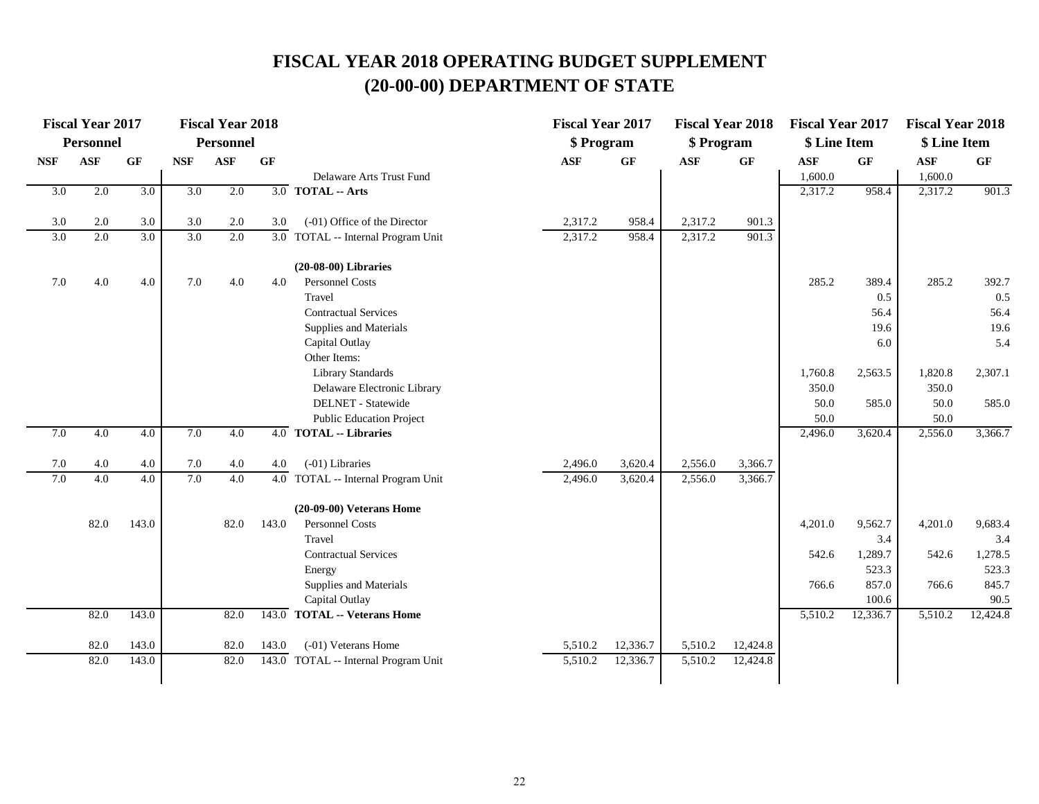# FISCAL YEAR 2018 OPERATING BUDGET SUPPLEMENT
# (20-00-00) DEPARTMENT OF STATE

| Fiscal Year 2017 Personnel | | | Fiscal Year 2018 Personnel | | | | Fiscal Year 2017 $ Program | | Fiscal Year 2018 $ Program | | Fiscal Year 2017 $ Line Item | | Fiscal Year 2018 $ Line Item | |
|---|---|---|---|---|---|---|---|---|---|---|---|---|---|---|
| NSF | ASF | GF | NSF | ASF | GF | | ASF | GF | ASF | GF | ASF | GF | ASF | GF |
| | | | | | | Delaware Arts Trust Fund | | | | | 1,600.0 | | 1,600.0 | |
| 3.0 | 2.0 | 3.0 | 3.0 | 2.0 | 3.0 | **TOTAL -- Arts** | | | | | 2,317.2 | 958.4 | 2,317.2 | 901.3 |
| 3.0 | 2.0 | 3.0 | 3.0 | 2.0 | 3.0 | (-01) Office of the Director | 2,317.2 | 958.4 | 2,317.2 | 901.3 | | | | |
| 3.0 | 2.0 | 3.0 | 3.0 | 2.0 | 3.0 | TOTAL -- Internal Program Unit | 2,317.2 | 958.4 | 2,317.2 | 901.3 | | | | |
| | | | | | | **(20-08-00) Libraries** | | | | | | | | |
| 7.0 | 4.0 | 4.0 | 7.0 | 4.0 | 4.0 | Personnel Costs | | | | | 285.2 | 389.4 | 285.2 | 392.7 |
| | | | | | | Travel | | | | | | 0.5 | | 0.5 |
| | | | | | | Contractual Services | | | | | | 56.4 | | 56.4 |
| | | | | | | Supplies and Materials | | | | | | 19.6 | | 19.6 |
| | | | | | | Capital Outlay | | | | | | 6.0 | | 5.4 |
| | | | | | | Other Items: | | | | | | | | |
| | | | | | | Library Standards | | | | | 1,760.8 | 2,563.5 | 1,820.8 | 2,307.1 |
| | | | | | | Delaware Electronic Library | | | | | 350.0 | | 350.0 | |
| | | | | | | DELNET - Statewide | | | | | 50.0 | 585.0 | 50.0 | 585.0 |
| | | | | | | Public Education Project | | | | | 50.0 | | 50.0 | |
| 7.0 | 4.0 | 4.0 | 7.0 | 4.0 | 4.0 | **TOTAL -- Libraries** | | | | | 2,496.0 | 3,620.4 | 2,556.0 | 3,366.7 |
| 7.0 | 4.0 | 4.0 | 7.0 | 4.0 | 4.0 | (-01) Libraries | 2,496.0 | 3,620.4 | 2,556.0 | 3,366.7 | | | | |
| 7.0 | 4.0 | 4.0 | 7.0 | 4.0 | 4.0 | TOTAL -- Internal Program Unit | 2,496.0 | 3,620.4 | 2,556.0 | 3,366.7 | | | | |
| | | | | | | **(20-09-00) Veterans Home** | | | | | | | | |
| | 82.0 | 143.0 | | 82.0 | 143.0 | Personnel Costs | | | | | 4,201.0 | 9,562.7 | 4,201.0 | 9,683.4 |
| | | | | | | Travel | | | | | | 3.4 | | 3.4 |
| | | | | | | Contractual Services | | | | | 542.6 | 1,289.7 | 542.6 | 1,278.5 |
| | | | | | | Energy | | | | | | 523.3 | | 523.3 |
| | | | | | | Supplies and Materials | | | | | 766.6 | 857.0 | 766.6 | 845.7 |
| | | | | | | Capital Outlay | | | | | | 100.6 | | 90.5 |
| | 82.0 | 143.0 | | 82.0 | 143.0 | **TOTAL -- Veterans Home** | | | | | 5,510.2 | 12,336.7 | 5,510.2 | 12,424.8 |
| | 82.0 | 143.0 | | 82.0 | 143.0 | (-01) Veterans Home | 5,510.2 | 12,336.7 | 5,510.2 | 12,424.8 | | | | |
| | 82.0 | 143.0 | | 82.0 | 143.0 | TOTAL -- Internal Program Unit | 5,510.2 | 12,336.7 | 5,510.2 | 12,424.8 | | | | |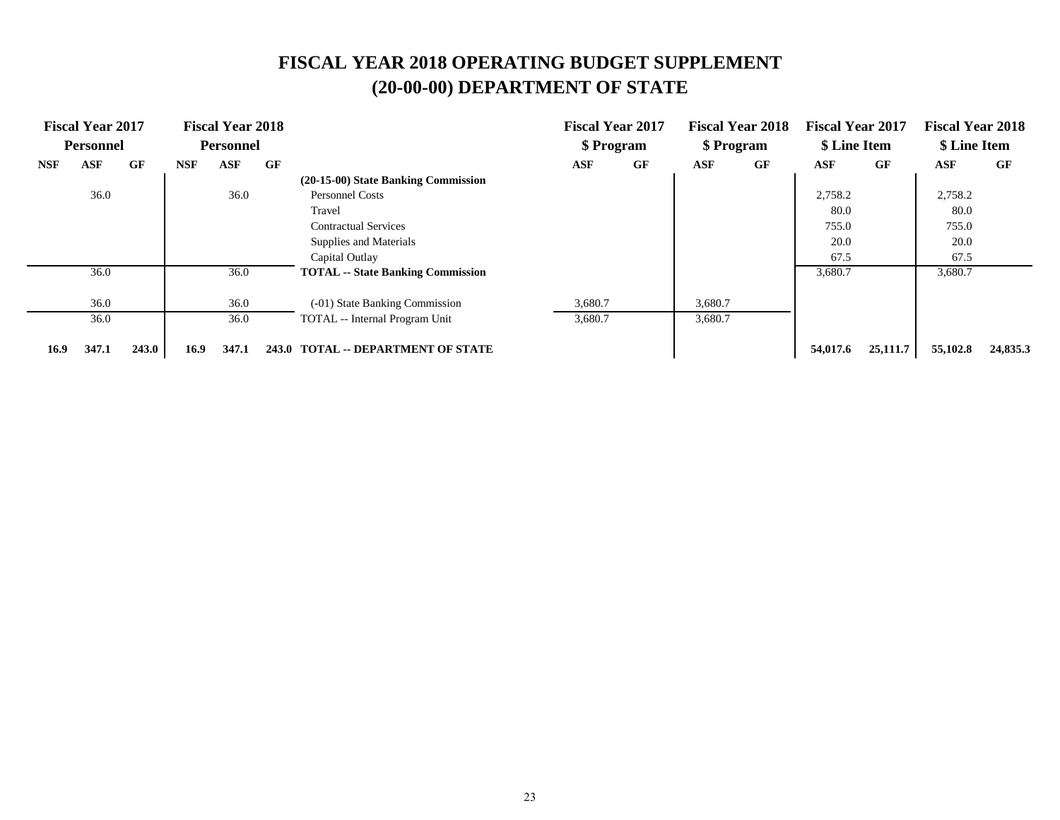# FISCAL YEAR 2018 OPERATING BUDGET SUPPLEMENT
# (20-00-00) DEPARTMENT OF STATE

| Fiscal Year 2017 Personnel | | | Fiscal Year 2018 Personnel | | | | Fiscal Year 2017 $ Program | | Fiscal Year 2018 $ Program | | Fiscal Year 2017 $ Line Item | | Fiscal Year 2018 $ Line Item | |
|---|---|---|---|---|---|---|---|---|---|---|---|---|---|---|
| NSF | ASF | GF | NSF | ASF | GF | | ASF | GF | ASF | GF | ASF | GF | ASF | GF |
| | | | | | | **(20-15-00) State Banking Commission** | | | | | | | | |
| | 36.0 | | | 36.0 | | Personnel Costs | | | | | 2,758.2 | | 2,758.2 | |
| | | | | | | Travel | | | | | 80.0 | | 80.0 | |
| | | | | | | Contractual Services | | | | | 755.0 | | 755.0 | |
| | | | | | | Supplies and Materials | | | | | 20.0 | | 20.0 | |
| | | | | | | Capital Outlay | | | | | 67.5 | | 67.5 | |
| | 36.0 | | | 36.0 | | **TOTAL -- State Banking Commission** | | | | | 3,680.7 | | 3,680.7 | |
| | 36.0 | | | 36.0 | | (-01) State Banking Commission | 3,680.7 | | 3,680.7 | | | | | |
| | 36.0 | | | 36.0 | | TOTAL -- Internal Program Unit | 3,680.7 | | 3,680.7 | | | | | |
| **16.9** | **347.1** | **243.0** | **16.9** | **347.1** | **243.0** | **TOTAL -- DEPARTMENT OF STATE** | | | | | **54,017.6** | **25,111.7** | **55,102.8** | **24,835.3** |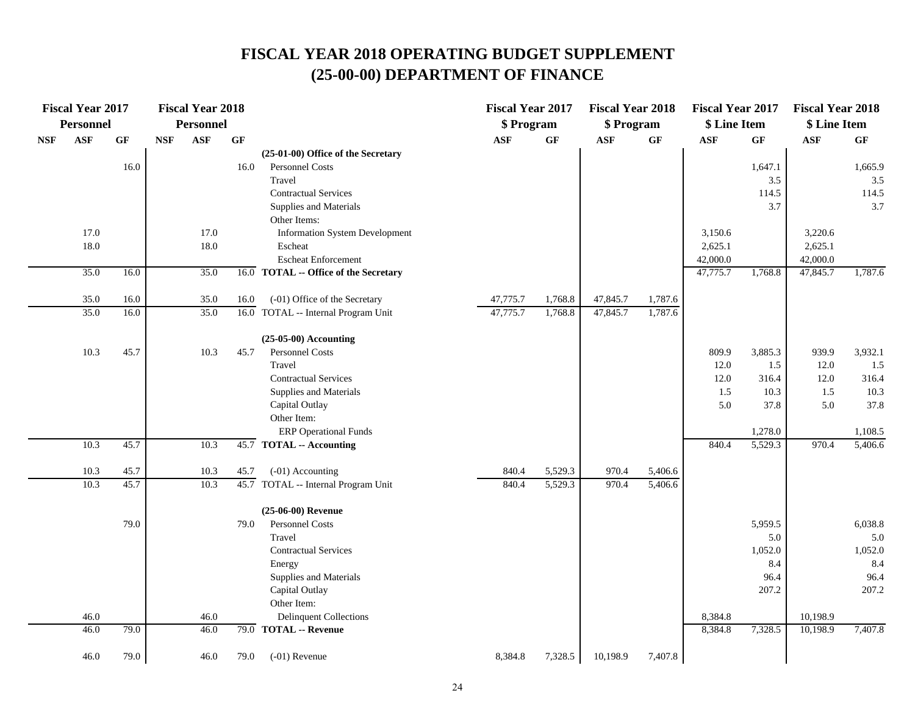# FISCAL YEAR 2018 OPERATING BUDGET SUPPLEMENT
## (25-00-00) DEPARTMENT OF FINANCE

| Fiscal Year 2017 Personnel | | | Fiscal Year 2018 Personnel | | | | Fiscal Year 2017 $ Program | | Fiscal Year 2018 $ Program | | Fiscal Year 2017 $ Line Item | | Fiscal Year 2018 $ Line Item | |
|---|---|---|---|---|---|---|---|---|---|---|---|---|---|---|
| NSF | ASF | GF | NSF | ASF | GF | | ASF | GF | ASF | GF | ASF | GF | ASF | GF |
| | | | | | | **(25-01-00) Office of the Secretary** | | | | | | | | |
| | | 16.0 | | | 16.0 | Personnel Costs | | | | | | 1,647.1 | | 1,665.9 |
| | | | | | | Travel | | | | | | 3.5 | | 3.5 |
| | | | | | | Contractual Services | | | | | | 114.5 | | 114.5 |
| | | | | | | Supplies and Materials | | | | | | 3.7 | | 3.7 |
| | | | | | | Other Items: | | | | | | | | |
| | 17.0 | | | 17.0 | | Information System Development | | | | | 3,150.6 | | 3,220.6 | |
| | 18.0 | | | 18.0 | | Escheat | | | | | 2,625.1 | | 2,625.1 | |
| | | | | | | Escheat Enforcement | | | | | 42,000.0 | | 42,000.0 | |
| | 35.0 | 16.0 | | 35.0 | 16.0 | **TOTAL -- Office of the Secretary** | | | | | 47,775.7 | 1,768.8 | 47,845.7 | 1,787.6 |
| | | | | | | | | | | | | | | |
| | 35.0 | 16.0 | | 35.0 | 16.0 | (-01) Office of the Secretary | 47,775.7 | 1,768.8 | 47,845.7 | 1,787.6 | | | | |
| | 35.0 | 16.0 | | 35.0 | 16.0 | TOTAL -- Internal Program Unit | 47,775.7 | 1,768.8 | 47,845.7 | 1,787.6 | | | | |
| | | | | | | | | | | | | | | |
| | | | | | | **(25-05-00) Accounting** | | | | | | | | |
| | 10.3 | 45.7 | | 10.3 | 45.7 | Personnel Costs | | | | | 809.9 | 3,885.3 | 939.9 | 3,932.1 |
| | | | | | | Travel | | | | | 12.0 | 1.5 | 12.0 | 1.5 |
| | | | | | | Contractual Services | | | | | 12.0 | 316.4 | 12.0 | 316.4 |
| | | | | | | Supplies and Materials | | | | | 1.5 | 10.3 | 1.5 | 10.3 |
| | | | | | | Capital Outlay | | | | | 5.0 | 37.8 | 5.0 | 37.8 |
| | | | | | | Other Item: | | | | | | | | |
| | | | | | | ERP Operational Funds | | | | | | 1,278.0 | | 1,108.5 |
| | 10.3 | 45.7 | | 10.3 | 45.7 | **TOTAL -- Accounting** | | | | | 840.4 | 5,529.3 | 970.4 | 5,406.6 |
| | | | | | | | | | | | | | | |
| | 10.3 | 45.7 | | 10.3 | 45.7 | (-01) Accounting | 840.4 | 5,529.3 | 970.4 | 5,406.6 | | | | |
| | 10.3 | 45.7 | | 10.3 | 45.7 | TOTAL -- Internal Program Unit | 840.4 | 5,529.3 | 970.4 | 5,406.6 | | | | |
| | | | | | | | | | | | | | | |
| | | | | | | **(25-06-00) Revenue** | | | | | | | | |
| | | 79.0 | | | 79.0 | Personnel Costs | | | | | | 5,959.5 | | 6,038.8 |
| | | | | | | Travel | | | | | | 5.0 | | 5.0 |
| | | | | | | Contractual Services | | | | | | 1,052.0 | | 1,052.0 |
| | | | | | | Energy | | | | | | 8.4 | | 8.4 |
| | | | | | | Supplies and Materials | | | | | | 96.4 | | 96.4 |
| | | | | | | Capital Outlay | | | | | | 207.2 | | 207.2 |
| | | | | | | Other Item: | | | | | | | | |
| | 46.0 | | | 46.0 | | Delinquent Collections | | | | | 8,384.8 | | 10,198.9 | |
| | 46.0 | 79.0 | | 46.0 | 79.0 | **TOTAL -- Revenue** | | | | | 8,384.8 | 7,328.5 | 10,198.9 | 7,407.8 |
| | | | | | | | | | | | | | | |
| | 46.0 | 79.0 | | 46.0 | 79.0 | (-01) Revenue | 8,384.8 | 7,328.5 | 10,198.9 | 7,407.8 | | | | |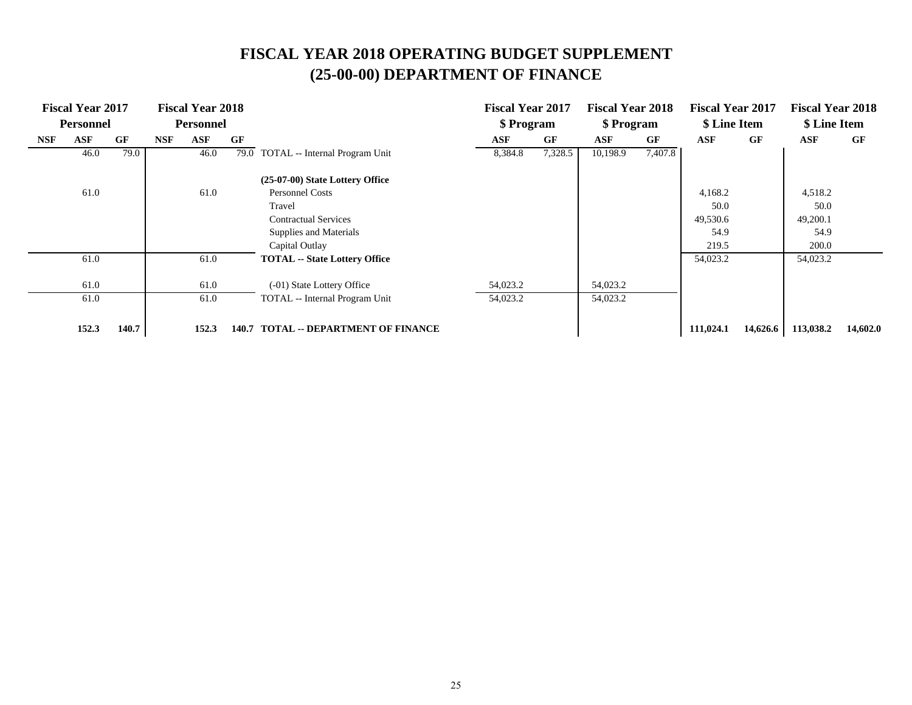# FISCAL YEAR 2018 OPERATING BUDGET SUPPLEMENT
# (25-00-00) DEPARTMENT OF FINANCE

| Fiscal Year 2017 Personnel | | | Fiscal Year 2018 Personnel | | | | Fiscal Year 2017 $ Program | | Fiscal Year 2018 $ Program | | Fiscal Year 2017 $ Line Item | | Fiscal Year 2018 $ Line Item | |
|---|---|---|---|---|---|---|---|---|---|---|---|---|---|---|
| NSF | ASF | GF | NSF | ASF | GF | | ASF | GF | ASF | GF | ASF | GF | ASF | GF |
| | 46.0 | 79.0 | | 46.0 | 79.0 | TOTAL -- Internal Program Unit | 8,384.8 | 7,328.5 | 10,198.9 | 7,407.8 | | | | |
| | | | | | | **(25-07-00) State Lottery Office** | | | | | | | | |
| | 61.0 | | | 61.0 | | Personnel Costs | | | | | 4,168.2 | | 4,518.2 | |
| | | | | | | Travel | | | | | 50.0 | | 50.0 | |
| | | | | | | Contractual Services | | | | | 49,530.6 | | 49,200.1 | |
| | | | | | | Supplies and Materials | | | | | 54.9 | | 54.9 | |
| | | | | | | Capital Outlay | | | | | 219.5 | | 200.0 | |
| | 61.0 | | | 61.0 | | **TOTAL -- State Lottery Office** | | | | | 54,023.2 | | 54,023.2 | |
| | 61.0 | | | 61.0 | | (-01) State Lottery Office | 54,023.2 | | 54,023.2 | | | | | |
| | 61.0 | | | 61.0 | | TOTAL -- Internal Program Unit | 54,023.2 | | 54,023.2 | | | | | |
| | **152.3** | **140.7** | | **152.3** | **140.7** | **TOTAL -- DEPARTMENT OF FINANCE** | | | | | **111,024.1** | **14,626.6** | **113,038.2** | **14,602.0** |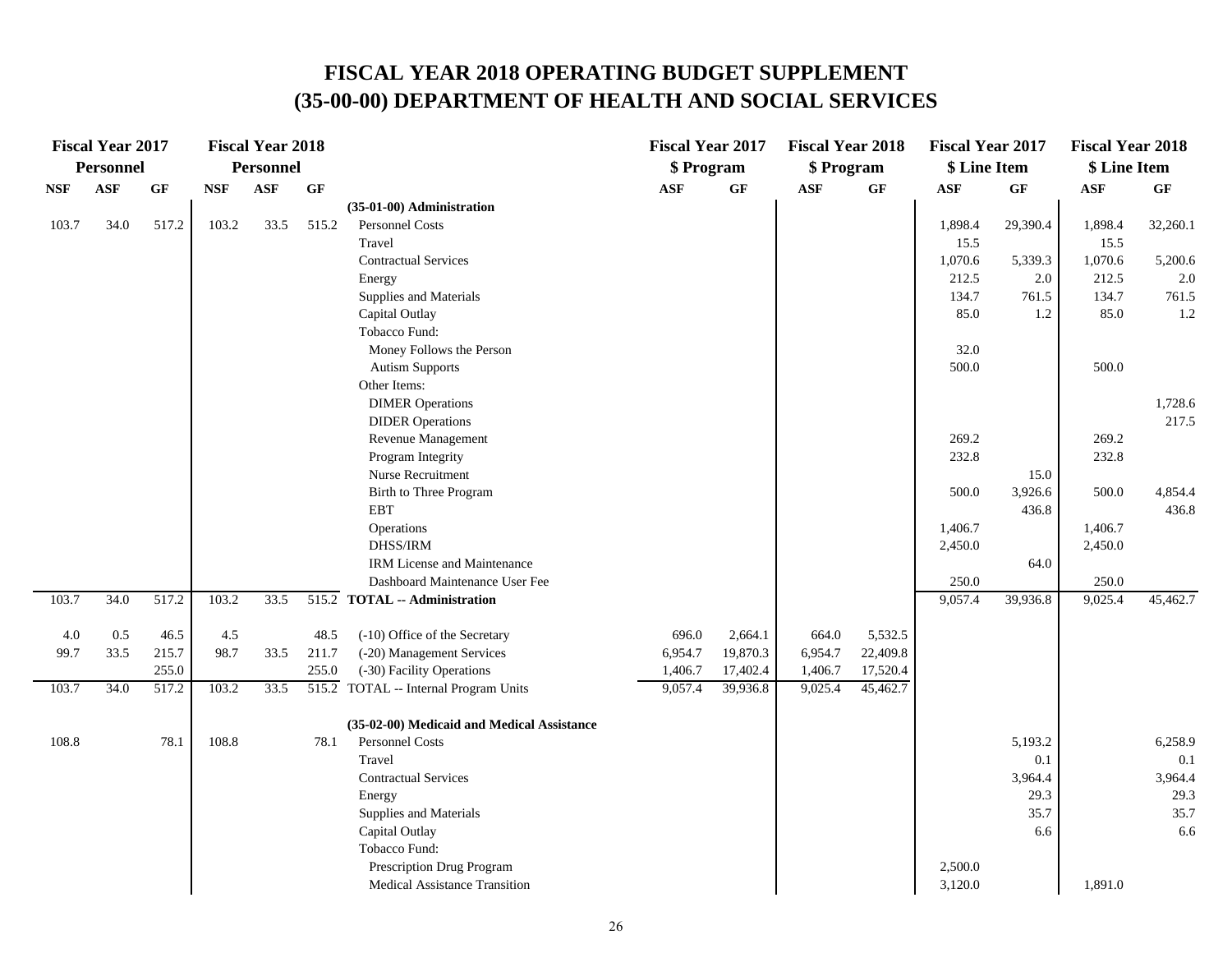# FISCAL YEAR 2018 OPERATING BUDGET SUPPLEMENT
# (35-00-00) DEPARTMENT OF HEALTH AND SOCIAL SERVICES

| Fiscal Year 2017 Personnel | | | Fiscal Year 2018 Personnel | | | | Fiscal Year 2017 $ Program | | Fiscal Year 2018 $ Program | | Fiscal Year 2017 $ Line Item | | Fiscal Year 2018 $ Line Item | |
|---|---|---|---|---|---|---|---|---|---|---|---|---|---|---|
| NSF | ASF | GF | NSF | ASF | GF | | ASF | GF | ASF | GF | ASF | GF | ASF | GF |
| | | | | | | **(35-01-00) Administration** | | | | | | | | |
| 103.7 | 34.0 | 517.2 | 103.2 | 33.5 | 515.2 | Personnel Costs | | | | | 1,898.4 | 29,390.4 | 1,898.4 | 32,260.1 |
| | | | | | | Travel | | | | | 15.5 | | 15.5 | |
| | | | | | | Contractual Services | | | | | 1,070.6 | 5,339.3 | 1,070.6 | 5,200.6 |
| | | | | | | Energy | | | | | 212.5 | 2.0 | 212.5 | 2.0 |
| | | | | | | Supplies and Materials | | | | | 134.7 | 761.5 | 134.7 | 761.5 |
| | | | | | | Capital Outlay | | | | | 85.0 | 1.2 | 85.0 | 1.2 |
| | | | | | | Tobacco Fund: | | | | | | | | |
| | | | | | | Money Follows the Person | | | | | 32.0 | | | |
| | | | | | | Autism Supports | | | | | 500.0 | | 500.0 | |
| | | | | | | Other Items: | | | | | | | | |
| | | | | | | DIMER Operations | | | | | | | | 1,728.6 |
| | | | | | | DIDER Operations | | | | | | | | 217.5 |
| | | | | | | Revenue Management | | | | | 269.2 | | 269.2 | |
| | | | | | | Program Integrity | | | | | 232.8 | | 232.8 | |
| | | | | | | Nurse Recruitment | | | | | | 15.0 | | |
| | | | | | | Birth to Three Program | | | | | 500.0 | 3,926.6 | 500.0 | 4,854.4 |
| | | | | | | EBT | | | | | | 436.8 | | 436.8 |
| | | | | | | Operations | | | | | 1,406.7 | | 1,406.7 | |
| | | | | | | DHSS/IRM | | | | | 2,450.0 | | 2,450.0 | |
| | | | | | | IRM License and Maintenance | | | | | | 64.0 | | |
| | | | | | | Dashboard Maintenance User Fee | | | | | 250.0 | | 250.0 | |
| 103.7 | 34.0 | 517.2 | 103.2 | 33.5 | 515.2 | **TOTAL -- Administration** | | | | | 9,057.4 | 39,936.8 | 9,025.4 | 45,462.7 |
| | | | | | | | | | | | | | | |
| 4.0 | 0.5 | 46.5 | 4.5 | | 48.5 | (-10) Office of the Secretary | 696.0 | 2,664.1 | 664.0 | 5,532.5 | | | | |
| 99.7 | 33.5 | 215.7 | 98.7 | 33.5 | 211.7 | (-20) Management Services | 6,954.7 | 19,870.3 | 6,954.7 | 22,409.8 | | | | |
| | | 255.0 | | | 255.0 | (-30) Facility Operations | 1,406.7 | 17,402.4 | 1,406.7 | 17,520.4 | | | | |
| 103.7 | 34.0 | 517.2 | 103.2 | 33.5 | 515.2 | TOTAL -- Internal Program Units | 9,057.4 | 39,936.8 | 9,025.4 | 45,462.7 | | | | |
| | | | | | | | | | | | | | | |
| | | | | | | **(35-02-00) Medicaid and Medical Assistance** | | | | | | | | |
| 108.8 | | 78.1 | 108.8 | | 78.1 | Personnel Costs | | | | | | 5,193.2 | | 6,258.9 |
| | | | | | | Travel | | | | | | 0.1 | | 0.1 |
| | | | | | | Contractual Services | | | | | | 3,964.4 | | 3,964.4 |
| | | | | | | Energy | | | | | | 29.3 | | 29.3 |
| | | | | | | Supplies and Materials | | | | | | 35.7 | | 35.7 |
| | | | | | | Capital Outlay | | | | | | 6.6 | | 6.6 |
| | | | | | | Tobacco Fund: | | | | | | | | |
| | | | | | | Prescription Drug Program | | | | | 2,500.0 | | | |
| | | | | | | Medical Assistance Transition | | | | | 3,120.0 | | 1,891.0 | |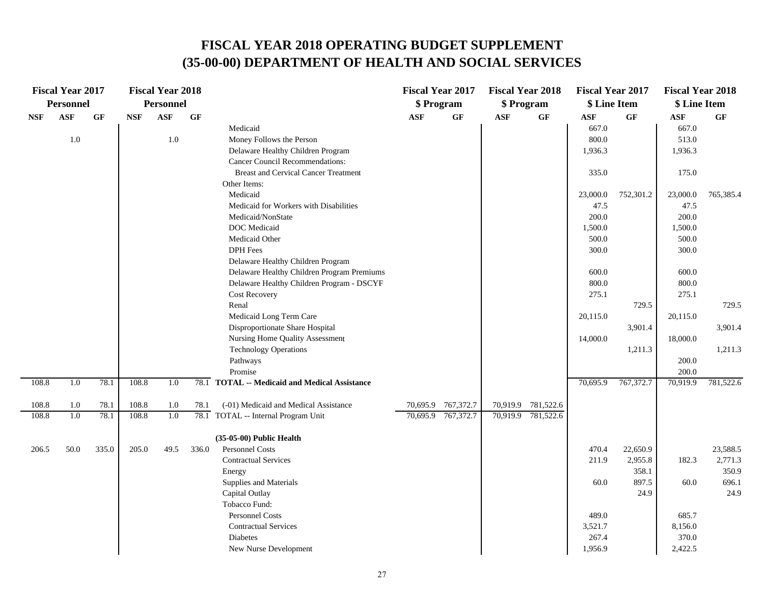# FISCAL YEAR 2018 OPERATING BUDGET SUPPLEMENT
# (35-00-00) DEPARTMENT OF HEALTH AND SOCIAL SERVICES

| Fiscal Year 2017 Personnel | | | Fiscal Year 2018 Personnel | | | | Fiscal Year 2017 $ Program | | Fiscal Year 2018 $ Program | | Fiscal Year 2017 $ Line Item | | Fiscal Year 2018 $ Line Item | |
|---|---|---|---|---|---|---|---|---|---|---|---|---|---|---|
| NSF | ASF | GF | NSF | ASF | GF | | ASF | GF | ASF | GF | ASF | GF | ASF | GF |
| | | | | | | Medicaid | | | | | 667.0 | | 667.0 | |
| | 1.0 | | | 1.0 | | Money Follows the Person | | | | | 800.0 | | 513.0 | |
| | | | | | | Delaware Healthy Children Program | | | | | 1,936.3 | | 1,936.3 | |
| | | | | | | Cancer Council Recommendations: | | | | | | | | |
| | | | | | | Breast and Cervical Cancer Treatment | | | | | 335.0 | | 175.0 | |
| | | | | | | Other Items: | | | | | | | | |
| | | | | | | Medicaid | | | | | 23,000.0 | 752,301.2 | 23,000.0 | 765,385.4 |
| | | | | | | Medicaid for Workers with Disabilities | | | | | 47.5 | | 47.5 | |
| | | | | | | Medicaid/NonState | | | | | 200.0 | | 200.0 | |
| | | | | | | DOC Medicaid | | | | | 1,500.0 | | 1,500.0 | |
| | | | | | | Medicaid Other | | | | | 500.0 | | 500.0 | |
| | | | | | | DPH Fees | | | | | 300.0 | | 300.0 | |
| | | | | | | Delaware Healthy Children Program | | | | | | | | |
| | | | | | | Delaware Healthy Children Program Premiums | | | | | 600.0 | | 600.0 | |
| | | | | | | Delaware Healthy Children Program - DSCYF | | | | | 800.0 | | 800.0 | |
| | | | | | | Cost Recovery | | | | | 275.1 | | 275.1 | |
| | | | | | | Renal | | | | | | 729.5 | | 729.5 |
| | | | | | | Medicaid Long Term Care | | | | | 20,115.0 | | 20,115.0 | |
| | | | | | | Disproportionate Share Hospital | | | | | | 3,901.4 | | 3,901.4 |
| | | | | | | Nursing Home Quality Assessment | | | | | 14,000.0 | | 18,000.0 | |
| | | | | | | Technology Operations | | | | | | 1,211.3 | | 1,211.3 |
| | | | | | | Pathways | | | | | | | 200.0 | |
| | | | | | | Promise | | | | | | | 200.0 | |
| 108.8 | 1.0 | 78.1 | 108.8 | 1.0 | 78.1 | **TOTAL -- Medicaid and Medical Assistance** | | | | | 70,695.9 | 767,372.7 | 70,919.9 | 781,522.6 |
| 108.8 | 1.0 | 78.1 | 108.8 | 1.0 | 78.1 | (-01) Medicaid and Medical Assistance | 70,695.9 | 767,372.7 | 70,919.9 | 781,522.6 | | | | |
| 108.8 | 1.0 | 78.1 | 108.8 | 1.0 | 78.1 | TOTAL -- Internal Program Unit | 70,695.9 | 767,372.7 | 70,919.9 | 781,522.6 | | | | |
| | | | | | | **(35-05-00) Public Health** | | | | | | | | |
| 206.5 | 50.0 | 335.0 | 205.0 | 49.5 | 336.0 | Personnel Costs | | | | | 470.4 | 22,650.9 | | 23,588.5 |
| | | | | | | Contractual Services | | | | | 211.9 | 2,955.8 | 182.3 | 2,771.3 |
| | | | | | | Energy | | | | | | 358.1 | | 350.9 |
| | | | | | | Supplies and Materials | | | | | 60.0 | 897.5 | 60.0 | 696.1 |
| | | | | | | Capital Outlay | | | | | | 24.9 | | 24.9 |
| | | | | | | Tobacco Fund: | | | | | | | | |
| | | | | | | Personnel Costs | | | | | 489.0 | | 685.7 | |
| | | | | | | Contractual Services | | | | | 3,521.7 | | 8,156.0 | |
| | | | | | | Diabetes | | | | | 267.4 | | 370.0 | |
| | | | | | | New Nurse Development | | | | | 1,956.9 | | 2,422.5 | |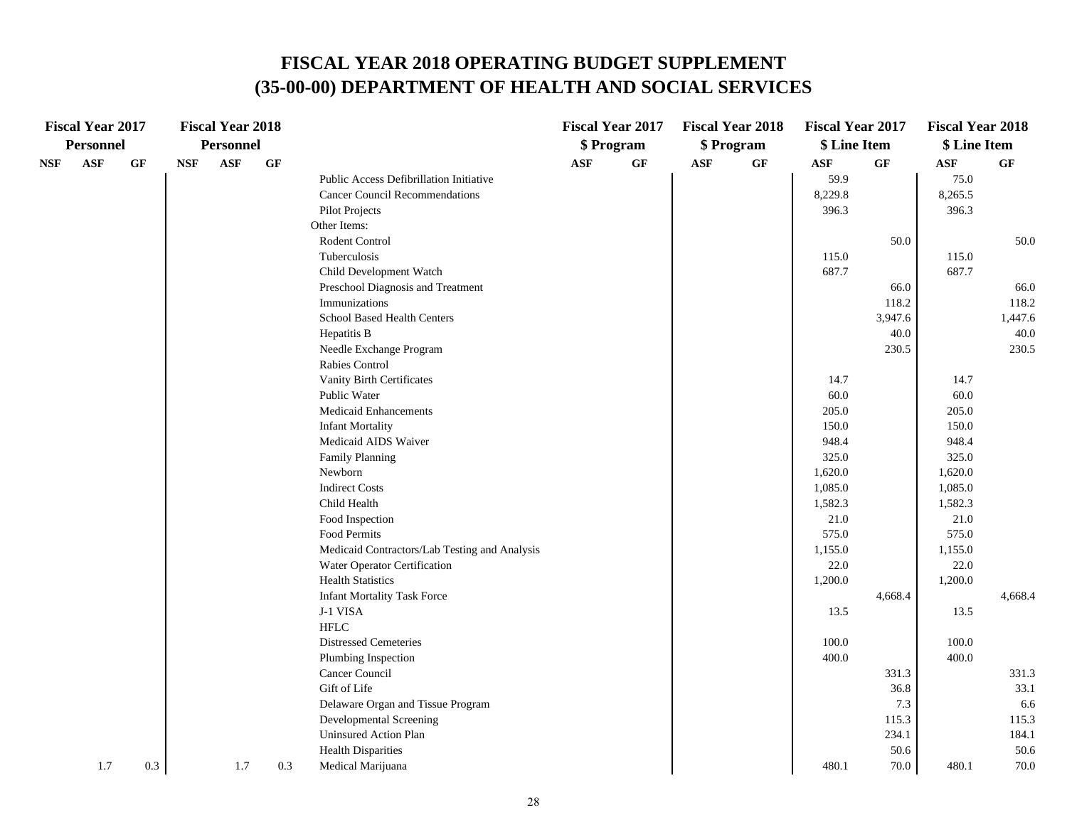# FISCAL YEAR 2018 OPERATING BUDGET SUPPLEMENT
# (35-00-00) DEPARTMENT OF HEALTH AND SOCIAL SERVICES

| Fiscal Year 2017 Personnel | | | Fiscal Year 2018 Personnel | | | | Fiscal Year 2017 $ Program | | Fiscal Year 2018 $ Program | | Fiscal Year 2017 $ Line Item | | Fiscal Year 2018 $ Line Item | |
|---|---|---|---|---|---|---|---|---|---|---|---|---|---|---|
| NSF | ASF | GF | NSF | ASF | GF | | ASF | GF | ASF | GF | ASF | GF | ASF | GF |
| | | | | | | Public Access Defibrillation Initiative | | | | | 59.9 | | 75.0 | |
| | | | | | | Cancer Council Recommendations | | | | | 8,229.8 | | 8,265.5 | |
| | | | | | | Pilot Projects | | | | | 396.3 | | 396.3 | |
| | | | | | | Other Items: | | | | | | | | |
| | | | | | | Rodent Control | | | | | | 50.0 | | 50.0 |
| | | | | | | Tuberculosis | | | | | 115.0 | | 115.0 | |
| | | | | | | Child Development Watch | | | | | 687.7 | | 687.7 | |
| | | | | | | Preschool Diagnosis and Treatment | | | | | | 66.0 | | 66.0 |
| | | | | | | Immunizations | | | | | | 118.2 | | 118.2 |
| | | | | | | School Based Health Centers | | | | | | 3,947.6 | | 1,447.6 |
| | | | | | | Hepatitis B | | | | | | 40.0 | | 40.0 |
| | | | | | | Needle Exchange Program | | | | | | 230.5 | | 230.5 |
| | | | | | | Rabies Control | | | | | | | | |
| | | | | | | Vanity Birth Certificates | | | | | 14.7 | | 14.7 | |
| | | | | | | Public Water | | | | | 60.0 | | 60.0 | |
| | | | | | | Medicaid Enhancements | | | | | 205.0 | | 205.0 | |
| | | | | | | Infant Mortality | | | | | 150.0 | | 150.0 | |
| | | | | | | Medicaid AIDS Waiver | | | | | 948.4 | | 948.4 | |
| | | | | | | Family Planning | | | | | 325.0 | | 325.0 | |
| | | | | | | Newborn | | | | | 1,620.0 | | 1,620.0 | |
| | | | | | | Indirect Costs | | | | | 1,085.0 | | 1,085.0 | |
| | | | | | | Child Health | | | | | 1,582.3 | | 1,582.3 | |
| | | | | | | Food Inspection | | | | | 21.0 | | 21.0 | |
| | | | | | | Food Permits | | | | | 575.0 | | 575.0 | |
| | | | | | | Medicaid Contractors/Lab Testing and Analysis | | | | | 1,155.0 | | 1,155.0 | |
| | | | | | | Water Operator Certification | | | | | 22.0 | | 22.0 | |
| | | | | | | Health Statistics | | | | | 1,200.0 | | 1,200.0 | |
| | | | | | | Infant Mortality Task Force | | | | | | 4,668.4 | | 4,668.4 |
| | | | | | | J-1 VISA | | | | | 13.5 | | 13.5 | |
| | | | | | | HFLC | | | | | | | | |
| | | | | | | Distressed Cemeteries | | | | | 100.0 | | 100.0 | |
| | | | | | | Plumbing Inspection | | | | | 400.0 | | 400.0 | |
| | | | | | | Cancer Council | | | | | | 331.3 | | 331.3 |
| | | | | | | Gift of Life | | | | | | 36.8 | | 33.1 |
| | | | | | | Delaware Organ and Tissue Program | | | | | | 7.3 | | 6.6 |
| | | | | | | Developmental Screening | | | | | | 115.3 | | 115.3 |
| | | | | | | Uninsured Action Plan | | | | | | 234.1 | | 184.1 |
| | | | | | | Health Disparities | | | | | | 50.6 | | 50.6 |
| | 1.7 | 0.3 | | 1.7 | 0.3 | Medical Marijuana | | | | | 480.1 | 70.0 | 480.1 | 70.0 |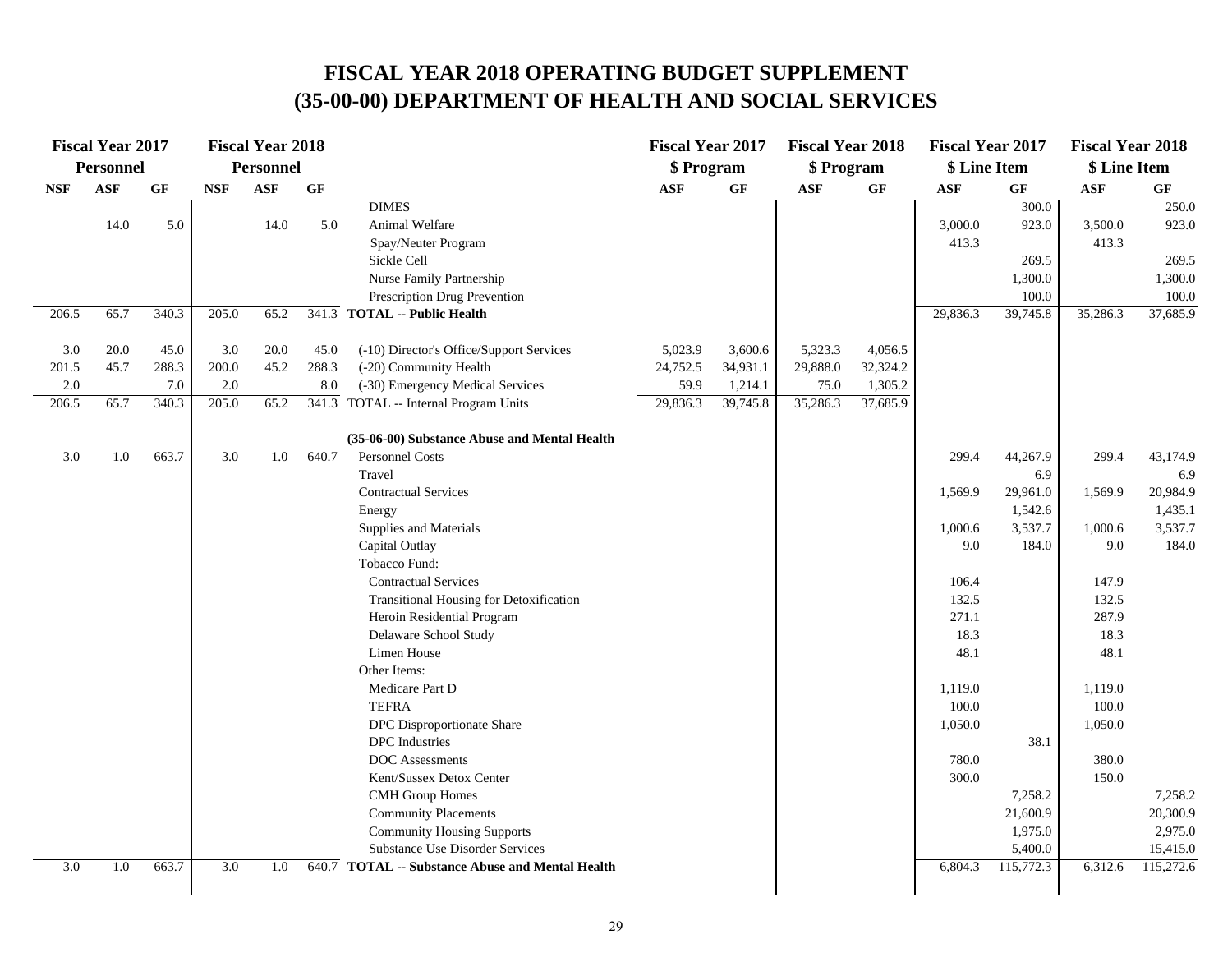# FISCAL YEAR 2018 OPERATING BUDGET SUPPLEMENT
# (35-00-00) DEPARTMENT OF HEALTH AND SOCIAL SERVICES

| Fiscal Year 2017 Personnel | | | Fiscal Year 2018 Personnel | | | | Fiscal Year 2017 $ Program | | Fiscal Year 2018 $ Program | | Fiscal Year 2017 $ Line Item | | Fiscal Year 2018 $ Line Item | |
|---|---|---|---|---|---|---|---|---|---|---|---|---|---|---|
| NSF | ASF | GF | NSF | ASF | GF | | ASF | GF | ASF | GF | ASF | GF | ASF | GF |
| | | | | | | DIMES | | | | | | 300.0 | | 250.0 |
| | 14.0 | 5.0 | | 14.0 | 5.0 | Animal Welfare | | | | | 3,000.0 | 923.0 | 3,500.0 | 923.0 |
| | | | | | | Spay/Neuter Program | | | | | 413.3 | | 413.3 | |
| | | | | | | Sickle Cell | | | | | | 269.5 | | 269.5 |
| | | | | | | Nurse Family Partnership | | | | | | 1,300.0 | | 1,300.0 |
| | | | | | | Prescription Drug Prevention | | | | | | 100.0 | | 100.0 |
| 206.5 | 65.7 | 340.3 | 205.0 | 65.2 | 341.3 | **TOTAL -- Public Health** | | | | | 29,836.3 | 39,745.8 | 35,286.3 | 37,685.9 |
| 3.0 | 20.0 | 45.0 | 3.0 | 20.0 | 45.0 | (-10) Director's Office/Support Services | 5,023.9 | 3,600.6 | 5,323.3 | 4,056.5 | | | | |
| 201.5 | 45.7 | 288.3 | 200.0 | 45.2 | 288.3 | (-20) Community Health | 24,752.5 | 34,931.1 | 29,888.0 | 32,324.2 | | | | |
| 2.0 | | 7.0 | 2.0 | | 8.0 | (-30) Emergency Medical Services | 59.9 | 1,214.1 | 75.0 | 1,305.2 | | | | |
| 206.5 | 65.7 | 340.3 | 205.0 | 65.2 | 341.3 | TOTAL -- Internal Program Units | 29,836.3 | 39,745.8 | 35,286.3 | 37,685.9 | | | | |
| | | | | | | **(35-06-00) Substance Abuse and Mental Health** | | | | | | | | |
| 3.0 | 1.0 | 663.7 | 3.0 | 1.0 | 640.7 | Personnel Costs | | | | | 299.4 | 44,267.9 | 299.4 | 43,174.9 |
| | | | | | | Travel | | | | | | 6.9 | | 6.9 |
| | | | | | | Contractual Services | | | | | 1,569.9 | 29,961.0 | 1,569.9 | 20,984.9 |
| | | | | | | Energy | | | | | | 1,542.6 | | 1,435.1 |
| | | | | | | Supplies and Materials | | | | | 1,000.6 | 3,537.7 | 1,000.6 | 3,537.7 |
| | | | | | | Capital Outlay | | | | | 9.0 | 184.0 | 9.0 | 184.0 |
| | | | | | | Tobacco Fund: | | | | | | | | |
| | | | | | | Contractual Services | | | | | 106.4 | | 147.9 | |
| | | | | | | Transitional Housing for Detoxification | | | | | 132.5 | | 132.5 | |
| | | | | | | Heroin Residential Program | | | | | 271.1 | | 287.9 | |
| | | | | | | Delaware School Study | | | | | 18.3 | | 18.3 | |
| | | | | | | Limen House | | | | | 48.1 | | 48.1 | |
| | | | | | | Other Items: | | | | | | | | |
| | | | | | | Medicare Part D | | | | | 1,119.0 | | 1,119.0 | |
| | | | | | | TEFRA | | | | | 100.0 | | 100.0 | |
| | | | | | | DPC Disproportionate Share | | | | | 1,050.0 | | 1,050.0 | |
| | | | | | | DPC Industries | | | | | | 38.1 | | |
| | | | | | | DOC Assessments | | | | | 780.0 | | 380.0 | |
| | | | | | | Kent/Sussex Detox Center | | | | | 300.0 | | 150.0 | |
| | | | | | | CMH Group Homes | | | | | | 7,258.2 | | 7,258.2 |
| | | | | | | Community Placements | | | | | | 21,600.9 | | 20,300.9 |
| | | | | | | Community Housing Supports | | | | | | 1,975.0 | | 2,975.0 |
| | | | | | | Substance Use Disorder Services | | | | | | 5,400.0 | | 15,415.0 |
| 3.0 | 1.0 | 663.7 | 3.0 | 1.0 | 640.7 | **TOTAL -- Substance Abuse and Mental Health** | | | | | 6,804.3 | 115,772.3 | 6,312.6 | 115,272.6 |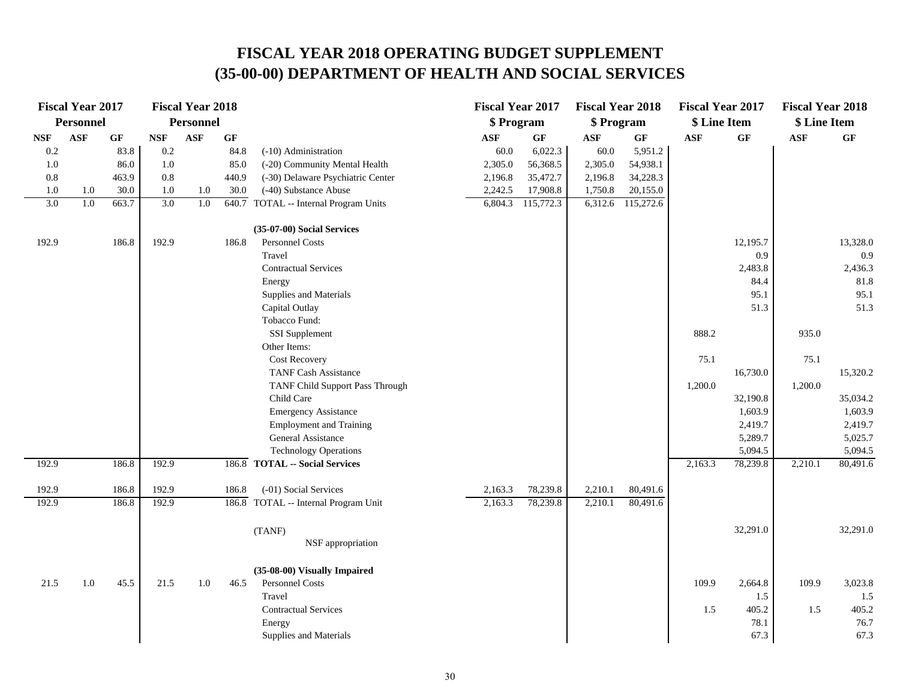# FISCAL YEAR 2018 OPERATING BUDGET SUPPLEMENT
# (35-00-00) DEPARTMENT OF HEALTH AND SOCIAL SERVICES

| Fiscal Year 2017 Personnel | | | Fiscal Year 2018 Personnel | | | | Fiscal Year 2017 $ Program | | Fiscal Year 2018 $ Program | | Fiscal Year 2017 $ Line Item | | Fiscal Year 2018 $ Line Item | |
|---|---|---|---|---|---|---|---|---|---|---|---|---|---|---|
| NSF | ASF | GF | NSF | ASF | GF | | ASF | GF | ASF | GF | ASF | GF | ASF | GF |
| 0.2 | | 83.8 | 0.2 | | 84.8 | (-10) Administration | 60.0 | 6,022.3 | 60.0 | 5,951.2 | | | | |
| 1.0 | | 86.0 | 1.0 | | 85.0 | (-20) Community Mental Health | 2,305.0 | 56,368.5 | 2,305.0 | 54,938.1 | | | | |
| 0.8 | | 463.9 | 0.8 | | 440.9 | (-30) Delaware Psychiatric Center | 2,196.8 | 35,472.7 | 2,196.8 | 34,228.3 | | | | |
| 1.0 | 1.0 | 30.0 | 1.0 | 1.0 | 30.0 | (-40) Substance Abuse | 2,242.5 | 17,908.8 | 1,750.8 | 20,155.0 | | | | |
| 3.0 | 1.0 | 663.7 | 3.0 | 1.0 | 640.7 | TOTAL -- Internal Program Units | 6,804.3 | 115,772.3 | 6,312.6 | 115,272.6 | | | | |
| | | | | | | **(35-07-00) Social Services** | | | | | | | | |
| 192.9 | | 186.8 | 192.9 | | 186.8 | Personnel Costs | | | | | | 12,195.7 | | 13,328.0 |
| | | | | | | Travel | | | | | | 0.9 | | 0.9 |
| | | | | | | Contractual Services | | | | | | 2,483.8 | | 2,436.3 |
| | | | | | | Energy | | | | | | 84.4 | | 81.8 |
| | | | | | | Supplies and Materials | | | | | | 95.1 | | 95.1 |
| | | | | | | Capital Outlay | | | | | | 51.3 | | 51.3 |
| | | | | | | Tobacco Fund: | | | | | | | | |
| | | | | | | SSI Supplement | | | | | 888.2 | | 935.0 | |
| | | | | | | Other Items: | | | | | | | | |
| | | | | | | Cost Recovery | | | | | 75.1 | | 75.1 | |
| | | | | | | TANF Cash Assistance | | | | | | 16,730.0 | | 15,320.2 |
| | | | | | | TANF Child Support Pass Through | | | | | 1,200.0 | | 1,200.0 | |
| | | | | | | Child Care | | | | | | 32,190.8 | | 35,034.2 |
| | | | | | | Emergency Assistance | | | | | | 1,603.9 | | 1,603.9 |
| | | | | | | Employment and Training | | | | | | 2,419.7 | | 2,419.7 |
| | | | | | | General Assistance | | | | | | 5,289.7 | | 5,025.7 |
| | | | | | | Technology Operations | | | | | | 5,094.5 | | 5,094.5 |
| 192.9 | | 186.8 | 192.9 | | 186.8 | **TOTAL -- Social Services** | | | | | 2,163.3 | 78,239.8 | 2,210.1 | 80,491.6 |
| 192.9 | | 186.8 | 192.9 | | 186.8 | (-01) Social Services | 2,163.3 | 78,239.8 | 2,210.1 | 80,491.6 | | | | |
| 192.9 | | 186.8 | 192.9 | | 186.8 | TOTAL -- Internal Program Unit | 2,163.3 | 78,239.8 | 2,210.1 | 80,491.6 | | | | |
| | | | | | | (TANF) NSF appropriation | | | | | | 32,291.0 | | 32,291.0 |
| | | | | | | **(35-08-00) Visually Impaired** | | | | | | | | |
| 21.5 | 1.0 | 45.5 | 21.5 | 1.0 | 46.5 | Personnel Costs | | | | | 109.9 | 2,664.8 | 109.9 | 3,023.8 |
| | | | | | | Travel | | | | | | 1.5 | | 1.5 |
| | | | | | | Contractual Services | | | | | 1.5 | 405.2 | 1.5 | 405.2 |
| | | | | | | Energy | | | | | | 78.1 | | 76.7 |
| | | | | | | Supplies and Materials | | | | | | 67.3 | | 67.3 |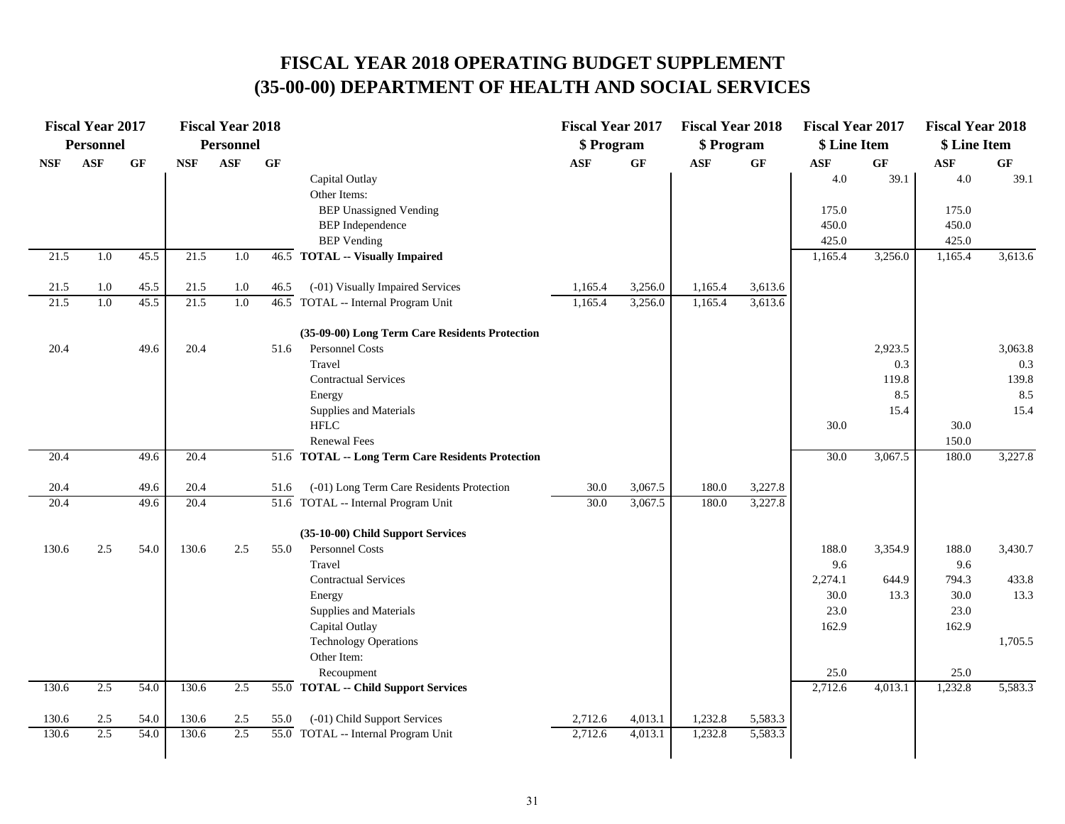# FISCAL YEAR 2018 OPERATING BUDGET SUPPLEMENT
# (35-00-00) DEPARTMENT OF HEALTH AND SOCIAL SERVICES

| Fiscal Year 2017 Personnel | | | Fiscal Year 2018 Personnel | | | | Fiscal Year 2017 $ Program | | Fiscal Year 2018 $ Program | | Fiscal Year 2017 $ Line Item | | Fiscal Year 2018 $ Line Item | |
|---|---|---|---|---|---|---|---|---|---|---|---|---|---|---|
| NSF | ASF | GF | NSF | ASF | GF | | ASF | GF | ASF | GF | ASF | GF | ASF | GF |
| | | | | | | Capital Outlay | | | | | 4.0 | 39.1 | 4.0 | 39.1 |
| | | | | | | Other Items: | | | | | | | | |
| | | | | | | BEP Unassigned Vending | | | | | 175.0 | | 175.0 | |
| | | | | | | BEP Independence | | | | | 450.0 | | 450.0 | |
| | | | | | | BEP Vending | | | | | 425.0 | | 425.0 | |
| 21.5 | 1.0 | 45.5 | 21.5 | 1.0 | 46.5 | **TOTAL -- Visually Impaired** | | | | | 1,165.4 | 3,256.0 | 1,165.4 | 3,613.6 |
| 21.5 | 1.0 | 45.5 | 21.5 | 1.0 | 46.5 | (-01) Visually Impaired Services | 1,165.4 | 3,256.0 | 1,165.4 | 3,613.6 | | | | |
| 21.5 | 1.0 | 45.5 | 21.5 | 1.0 | 46.5 | TOTAL -- Internal Program Unit | 1,165.4 | 3,256.0 | 1,165.4 | 3,613.6 | | | | |
| | | | | | | **(35-09-00) Long Term Care Residents Protection** | | | | | | | | |
| 20.4 | | 49.6 | 20.4 | | 51.6 | Personnel Costs | | | | | | 2,923.5 | | 3,063.8 |
| | | | | | | Travel | | | | | | 0.3 | | 0.3 |
| | | | | | | Contractual Services | | | | | | 119.8 | | 139.8 |
| | | | | | | Energy | | | | | | 8.5 | | 8.5 |
| | | | | | | Supplies and Materials | | | | | | 15.4 | | 15.4 |
| | | | | | | HFLC | | | | | 30.0 | | 30.0 | |
| | | | | | | Renewal Fees | | | | | | | 150.0 | |
| 20.4 | | 49.6 | 20.4 | | 51.6 | **TOTAL -- Long Term Care Residents Protection** | | | | | 30.0 | 3,067.5 | 180.0 | 3,227.8 |
| 20.4 | | 49.6 | 20.4 | | 51.6 | (-01) Long Term Care Residents Protection | 30.0 | 3,067.5 | 180.0 | 3,227.8 | | | | |
| 20.4 | | 49.6 | 20.4 | | 51.6 | TOTAL -- Internal Program Unit | 30.0 | 3,067.5 | 180.0 | 3,227.8 | | | | |
| | | | | | | **(35-10-00) Child Support Services** | | | | | | | | |
| 130.6 | 2.5 | 54.0 | 130.6 | 2.5 | 55.0 | Personnel Costs | | | | | 188.0 | 3,354.9 | 188.0 | 3,430.7 |
| | | | | | | Travel | | | | | 9.6 | | 9.6 | |
| | | | | | | Contractual Services | | | | | 2,274.1 | 644.9 | 794.3 | 433.8 |
| | | | | | | Energy | | | | | 30.0 | 13.3 | 30.0 | 13.3 |
| | | | | | | Supplies and Materials | | | | | 23.0 | | 23.0 | |
| | | | | | | Capital Outlay | | | | | 162.9 | | 162.9 | |
| | | | | | | Technology Operations | | | | | | | | 1,705.5 |
| | | | | | | Other Item: | | | | | | | | |
| | | | | | | Recoupment | | | | | 25.0 | | 25.0 | |
| 130.6 | 2.5 | 54.0 | 130.6 | 2.5 | 55.0 | **TOTAL -- Child Support Services** | | | | | 2,712.6 | 4,013.1 | 1,232.8 | 5,583.3 |
| 130.6 | 2.5 | 54.0 | 130.6 | 2.5 | 55.0 | (-01) Child Support Services | 2,712.6 | 4,013.1 | 1,232.8 | 5,583.3 | | | | |
| 130.6 | 2.5 | 54.0 | 130.6 | 2.5 | 55.0 | TOTAL -- Internal Program Unit | 2,712.6 | 4,013.1 | 1,232.8 | 5,583.3 | | | | |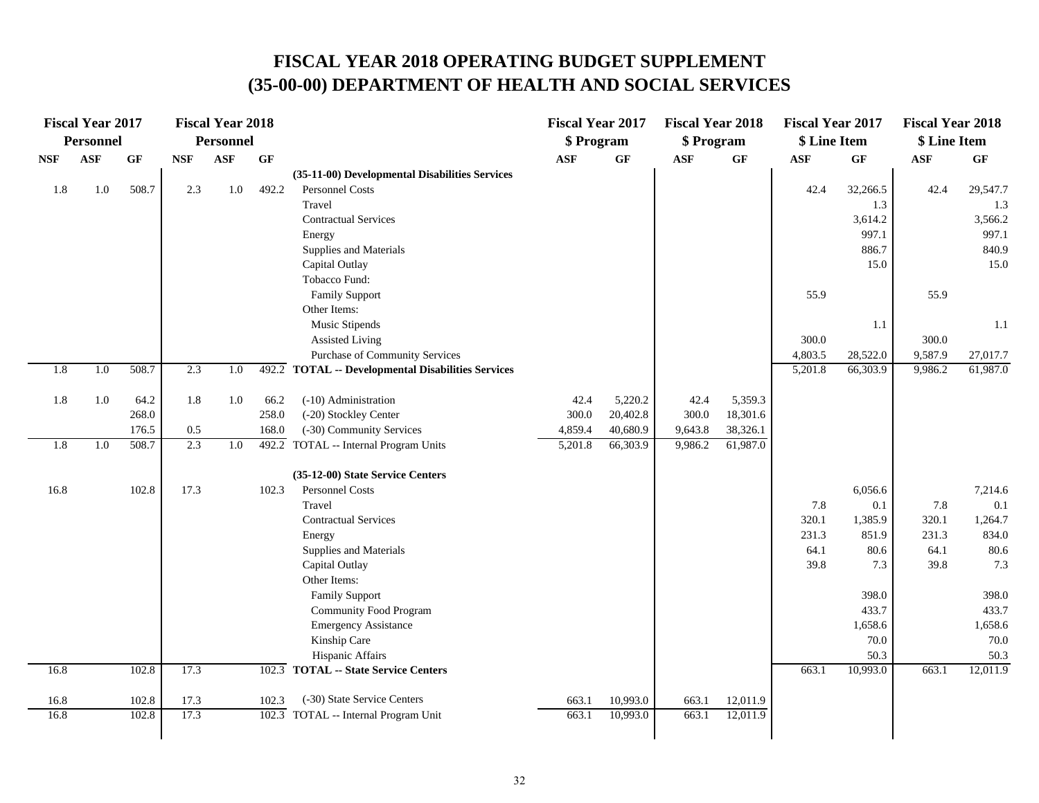# FISCAL YEAR 2018 OPERATING BUDGET SUPPLEMENT
# (35-00-00) DEPARTMENT OF HEALTH AND SOCIAL SERVICES

| Fiscal Year 2017 Personnel | | | Fiscal Year 2018 Personnel | | | | Fiscal Year 2017 $ Program | | Fiscal Year 2018 $ Program | | Fiscal Year 2017 $ Line Item | | Fiscal Year 2018 $ Line Item | |
|---|---|---|---|---|---|---|---|---|---|---|---|---|---|---|
| NSF | ASF | GF | NSF | ASF | GF | | ASF | GF | ASF | GF | ASF | GF | ASF | GF |
| | | | | | | **(35-11-00) Developmental Disabilities Services** | | | | | | | | |
| 1.8 | 1.0 | 508.7 | 2.3 | 1.0 | 492.2 | Personnel Costs | | | | | 42.4 | 32,266.5 | 42.4 | 29,547.7 |
| | | | | | | Travel | | | | | | 1.3 | | 1.3 |
| | | | | | | Contractual Services | | | | | | 3,614.2 | | 3,566.2 |
| | | | | | | Energy | | | | | | 997.1 | | 997.1 |
| | | | | | | Supplies and Materials | | | | | | 886.7 | | 840.9 |
| | | | | | | Capital Outlay | | | | | | 15.0 | | 15.0 |
| | | | | | | Tobacco Fund: | | | | | | | | |
| | | | | | | Family Support | | | | | 55.9 | | 55.9 | |
| | | | | | | Other Items: | | | | | | | | |
| | | | | | | Music Stipends | | | | | | 1.1 | | 1.1 |
| | | | | | | Assisted Living | | | | | 300.0 | | 300.0 | |
| | | | | | | Purchase of Community Services | | | | | 4,803.5 | 28,522.0 | 9,587.9 | 27,017.7 |
| 1.8 | 1.0 | 508.7 | 2.3 | 1.0 | 492.2 | **TOTAL -- Developmental Disabilities Services** | | | | | 5,201.8 | 66,303.9 | 9,986.2 | 61,987.0 |
| | | | | | | | | | | | | | | |
| 1.8 | 1.0 | 64.2 | 1.8 | 1.0 | 66.2 | (-10) Administration | 42.4 | 5,220.2 | 42.4 | 5,359.3 | | | | |
| | | 268.0 | | | 258.0 | (-20) Stockley Center | 300.0 | 20,402.8 | 300.0 | 18,301.6 | | | | |
| | | 176.5 | 0.5 | | 168.0 | (-30) Community Services | 4,859.4 | 40,680.9 | 9,643.8 | 38,326.1 | | | | |
| 1.8 | 1.0 | 508.7 | 2.3 | 1.0 | 492.2 | TOTAL -- Internal Program Units | 5,201.8 | 66,303.9 | 9,986.2 | 61,987.0 | | | | |
| | | | | | | | | | | | | | | |
| | | | | | | **(35-12-00) State Service Centers** | | | | | | | | |
| 16.8 | | 102.8 | 17.3 | | 102.3 | Personnel Costs | | | | | | 6,056.6 | | 7,214.6 |
| | | | | | | Travel | | | | | 7.8 | 0.1 | 7.8 | 0.1 |
| | | | | | | Contractual Services | | | | | 320.1 | 1,385.9 | 320.1 | 1,264.7 |
| | | | | | | Energy | | | | | 231.3 | 851.9 | 231.3 | 834.0 |
| | | | | | | Supplies and Materials | | | | | 64.1 | 80.6 | 64.1 | 80.6 |
| | | | | | | Capital Outlay | | | | | 39.8 | 7.3 | 39.8 | 7.3 |
| | | | | | | Other Items: | | | | | | | | |
| | | | | | | Family Support | | | | | | 398.0 | | 398.0 |
| | | | | | | Community Food Program | | | | | | 433.7 | | 433.7 |
| | | | | | | Emergency Assistance | | | | | | 1,658.6 | | 1,658.6 |
| | | | | | | Kinship Care | | | | | | 70.0 | | 70.0 |
| | | | | | | Hispanic Affairs | | | | | | 50.3 | | 50.3 |
| 16.8 | | 102.8 | 17.3 | | 102.3 | **TOTAL -- State Service Centers** | | | | | 663.1 | 10,993.0 | 663.1 | 12,011.9 |
| | | | | | | | | | | | | | | |
| 16.8 | | 102.8 | 17.3 | | 102.3 | (-30) State Service Centers | 663.1 | 10,993.0 | 663.1 | 12,011.9 | | | | |
| 16.8 | | 102.8 | 17.3 | | 102.3 | TOTAL -- Internal Program Unit | 663.1 | 10,993.0 | 663.1 | 12,011.9 | | | | |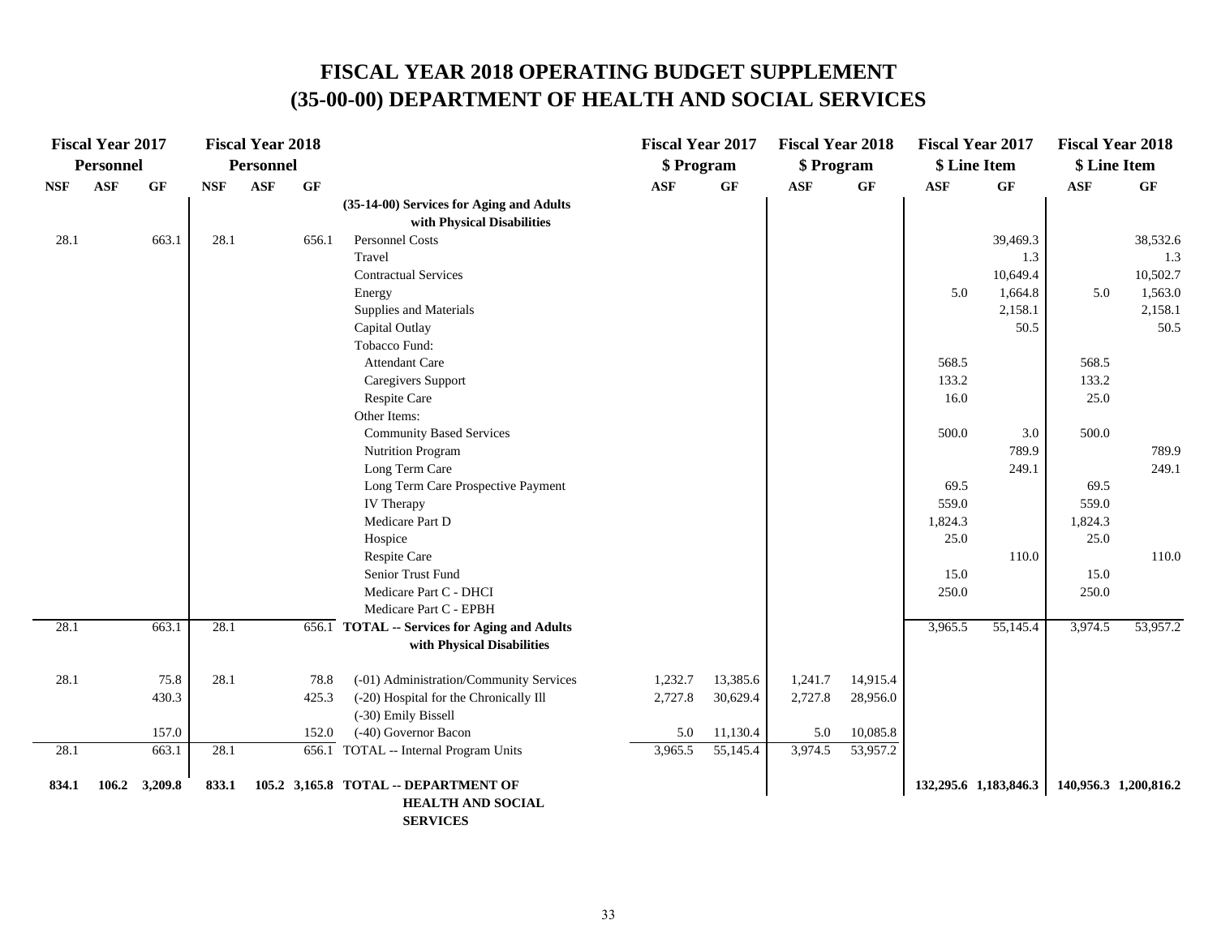# FISCAL YEAR 2018 OPERATING BUDGET SUPPLEMENT
# (35-00-00) DEPARTMENT OF HEALTH AND SOCIAL SERVICES

| Fiscal Year 2017 Personnel | | | Fiscal Year 2018 Personnel | | | | Fiscal Year 2017 $ Program | | Fiscal Year 2018 $ Program | | Fiscal Year 2017 $ Line Item | | Fiscal Year 2018 $ Line Item | |
|---|---|---|---|---|---|---|---|---|---|---|---|---|---|---|
| NSF | ASF | GF | NSF | ASF | GF | | ASF | GF | ASF | GF | ASF | GF | ASF | GF |
| | | | | | | **(35-14-00) Services for Aging and Adults with Physical Disabilities** | | | | | | | | |
| 28.1 | | 663.1 | 28.1 | | 656.1 | Personnel Costs | | | | | | 39,469.3 | | 38,532.6 |
| | | | | | | Travel | | | | | | 1.3 | | 1.3 |
| | | | | | | Contractual Services | | | | | | 10,649.4 | | 10,502.7 |
| | | | | | | Energy | | | | | 5.0 | 1,664.8 | 5.0 | 1,563.0 |
| | | | | | | Supplies and Materials | | | | | | 2,158.1 | | 2,158.1 |
| | | | | | | Capital Outlay | | | | | | 50.5 | | 50.5 |
| | | | | | | Tobacco Fund: | | | | | | | | |
| | | | | | | Attendant Care | | | | | 568.5 | | 568.5 | |
| | | | | | | Caregivers Support | | | | | 133.2 | | 133.2 | |
| | | | | | | Respite Care | | | | | 16.0 | | 25.0 | |
| | | | | | | Other Items: | | | | | | | | |
| | | | | | | Community Based Services | | | | | 500.0 | 3.0 | 500.0 | |
| | | | | | | Nutrition Program | | | | | | 789.9 | | 789.9 |
| | | | | | | Long Term Care | | | | | | 249.1 | | 249.1 |
| | | | | | | Long Term Care Prospective Payment | | | | | 69.5 | | 69.5 | |
| | | | | | | IV Therapy | | | | | 559.0 | | 559.0 | |
| | | | | | | Medicare Part D | | | | | 1,824.3 | | 1,824.3 | |
| | | | | | | Hospice | | | | | 25.0 | | 25.0 | |
| | | | | | | Respite Care | | | | | | 110.0 | | 110.0 |
| | | | | | | Senior Trust Fund | | | | | 15.0 | | 15.0 | |
| | | | | | | Medicare Part C - DHCI | | | | | 250.0 | | 250.0 | |
| | | | | | | Medicare Part C - EPBH | | | | | | | | |
| 28.1 | | 663.1 | 28.1 | | 656.1 | **TOTAL -- Services for Aging and Adults with Physical Disabilities** | | | | | 3,965.5 | 55,145.4 | 3,974.5 | 53,957.2 |
| 28.1 | | 75.8 | 28.1 | | 78.8 | (-01) Administration/Community Services | 1,232.7 | 13,385.6 | 1,241.7 | 14,915.4 | | | | |
| | | 430.3 | | | 425.3 | (-20) Hospital for the Chronically Ill | 2,727.8 | 30,629.4 | 2,727.8 | 28,956.0 | | | | |
| | | | | | | (-30) Emily Bissell | | | | | | | | |
| | | 157.0 | | | 152.0 | (-40) Governor Bacon | 5.0 | 11,130.4 | 5.0 | 10,085.8 | | | | |
| 28.1 | | 663.1 | 28.1 | | 656.1 | TOTAL -- Internal Program Units | 3,965.5 | 55,145.4 | 3,974.5 | 53,957.2 | | | | |
| **834.1** | **106.2** | **3,209.8** | **833.1** | **105.2** | **3,165.8** | **TOTAL -- DEPARTMENT OF HEALTH AND SOCIAL SERVICES** | | | | | **132,295.6** | **1,183,846.3** | **140,956.3** | **1,200,816.2** |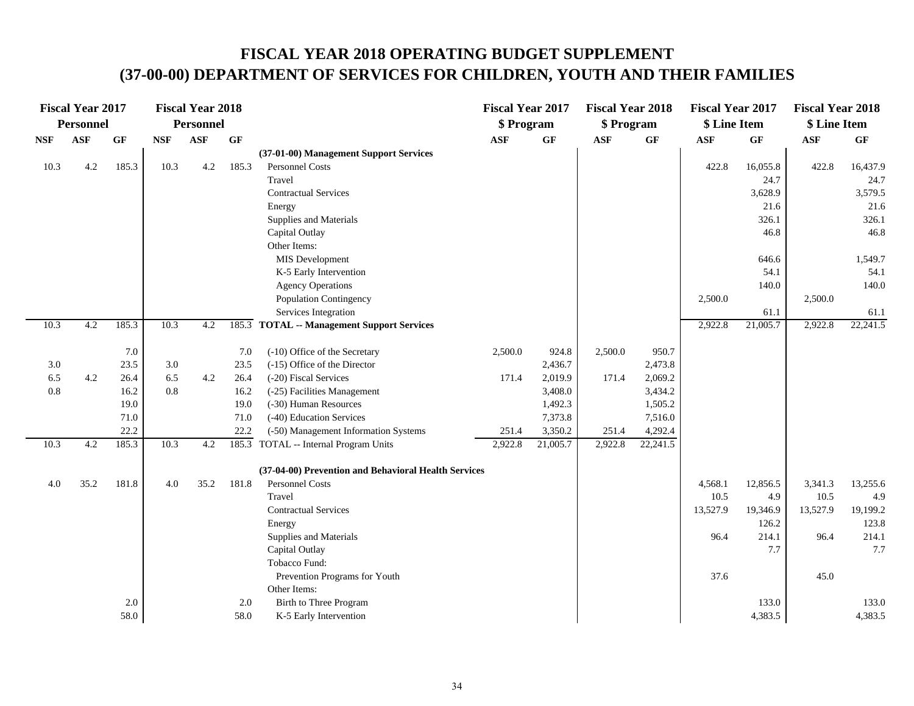# FISCAL YEAR 2018 OPERATING BUDGET SUPPLEMENT
# (37-00-00) DEPARTMENT OF SERVICES FOR CHILDREN, YOUTH AND THEIR FAMILIES

| Fiscal Year 2017 Personnel | | | Fiscal Year 2018 Personnel | | | | Fiscal Year 2017 $ Program | | Fiscal Year 2018 $ Program | | Fiscal Year 2017 $ Line Item | | Fiscal Year 2018 $ Line Item | |
|---|---|---|---|---|---|---|---|---|---|---|---|---|---|---|
| NSF | ASF | GF | NSF | ASF | GF | | ASF | GF | ASF | GF | ASF | GF | ASF | GF |
| | | | | | | **(37-01-00) Management Support Services** | | | | | | | | |
| 10.3 | 4.2 | 185.3 | 10.3 | 4.2 | 185.3 | Personnel Costs | | | | | 422.8 | 16,055.8 | 422.8 | 16,437.9 |
| | | | | | | Travel | | | | | | 24.7 | | 24.7 |
| | | | | | | Contractual Services | | | | | | 3,628.9 | | 3,579.5 |
| | | | | | | Energy | | | | | | 21.6 | | 21.6 |
| | | | | | | Supplies and Materials | | | | | | 326.1 | | 326.1 |
| | | | | | | Capital Outlay | | | | | | 46.8 | | 46.8 |
| | | | | | | Other Items: | | | | | | | | |
| | | | | | | MIS Development | | | | | | 646.6 | | 1,549.7 |
| | | | | | | K-5 Early Intervention | | | | | | 54.1 | | 54.1 |
| | | | | | | Agency Operations | | | | | | 140.0 | | 140.0 |
| | | | | | | Population Contingency | | | | | 2,500.0 | | 2,500.0 | |
| | | | | | | Services Integration | | | | | | 61.1 | | 61.1 |
| 10.3 | 4.2 | 185.3 | 10.3 | 4.2 | 185.3 | **TOTAL -- Management Support Services** | | | | | 2,922.8 | 21,005.7 | 2,922.8 | 22,241.5 |
| | | | | | | | | | | | | | | |
| | | 7.0 | | | 7.0 | (-10) Office of the Secretary | 2,500.0 | 924.8 | 2,500.0 | 950.7 | | | | |
| 3.0 | | 23.5 | 3.0 | | 23.5 | (-15) Office of the Director | | 2,436.7 | | 2,473.8 | | | | |
| 6.5 | 4.2 | 26.4 | 6.5 | 4.2 | 26.4 | (-20) Fiscal Services | 171.4 | 2,019.9 | 171.4 | 2,069.2 | | | | |
| 0.8 | | 16.2 | 0.8 | | 16.2 | (-25) Facilities Management | | 3,408.0 | | 3,434.2 | | | | |
| | | 19.0 | | | 19.0 | (-30) Human Resources | | 1,492.3 | | 1,505.2 | | | | |
| | | 71.0 | | | 71.0 | (-40) Education Services | | 7,373.8 | | 7,516.0 | | | | |
| | | 22.2 | | | 22.2 | (-50) Management Information Systems | 251.4 | 3,350.2 | 251.4 | 4,292.4 | | | | |
| 10.3 | 4.2 | 185.3 | 10.3 | 4.2 | 185.3 | TOTAL -- Internal Program Units | 2,922.8 | 21,005.7 | 2,922.8 | 22,241.5 | | | | |
| | | | | | | | | | | | | | | |
| | | | | | | **(37-04-00) Prevention and Behavioral Health Services** | | | | | | | | |
| 4.0 | 35.2 | 181.8 | 4.0 | 35.2 | 181.8 | Personnel Costs | | | | | 4,568.1 | 12,856.5 | 3,341.3 | 13,255.6 |
| | | | | | | Travel | | | | | 10.5 | 4.9 | 10.5 | 4.9 |
| | | | | | | Contractual Services | | | | | 13,527.9 | 19,346.9 | 13,527.9 | 19,199.2 |
| | | | | | | Energy | | | | | | 126.2 | | 123.8 |
| | | | | | | Supplies and Materials | | | | | 96.4 | 214.1 | 96.4 | 214.1 |
| | | | | | | Capital Outlay | | | | | | 7.7 | | 7.7 |
| | | | | | | Tobacco Fund: | | | | | | | | |
| | | | | | | Prevention Programs for Youth | | | | | 37.6 | | 45.0 | |
| | | | | | | Other Items: | | | | | | | | |
| | | 2.0 | | | 2.0 | Birth to Three Program | | | | | | 133.0 | | 133.0 |
| | | 58.0 | | | 58.0 | K-5 Early Intervention | | | | | | 4,383.5 | | 4,383.5 |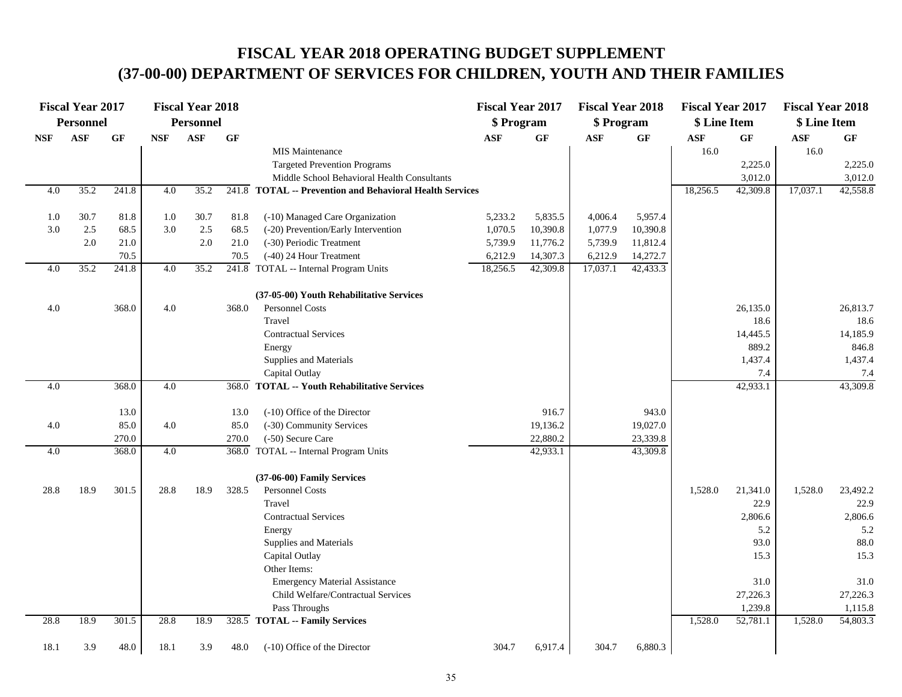# FISCAL YEAR 2018 OPERATING BUDGET SUPPLEMENT
# (37-00-00) DEPARTMENT OF SERVICES FOR CHILDREN, YOUTH AND THEIR FAMILIES

| Fiscal Year 2017 Personnel | | | Fiscal Year 2018 Personnel | | | | Fiscal Year 2017 $ Program | | Fiscal Year 2018 $ Program | | Fiscal Year 2017 $ Line Item | | Fiscal Year 2018 $ Line Item | |
|---|---|---|---|---|---|---|---|---|---|---|---|---|---|---|
| NSF | ASF | GF | NSF | ASF | GF | | ASF | GF | ASF | GF | ASF | GF | ASF | GF |
| | | | | | | MIS Maintenance | | | | | 16.0 | | 16.0 | |
| | | | | | | Targeted Prevention Programs | | | | | | 2,225.0 | | 2,225.0 |
| | | | | | | Middle School Behavioral Health Consultants | | | | | | 3,012.0 | | 3,012.0 |
| 4.0 | 35.2 | 241.8 | 4.0 | 35.2 | 241.8 | **TOTAL -- Prevention and Behavioral Health Services** | | | | | 18,256.5 | 42,309.8 | 17,037.1 | 42,558.8 |
| 1.0 | 30.7 | 81.8 | 1.0 | 30.7 | 81.8 | (-10) Managed Care Organization | 5,233.2 | 5,835.5 | 4,006.4 | 5,957.4 | | | | |
| 3.0 | 2.5 | 68.5 | 3.0 | 2.5 | 68.5 | (-20) Prevention/Early Intervention | 1,070.5 | 10,390.8 | 1,077.9 | 10,390.8 | | | | |
| | 2.0 | 21.0 | | 2.0 | 21.0 | (-30) Periodic Treatment | 5,739.9 | 11,776.2 | 5,739.9 | 11,812.4 | | | | |
| | | 70.5 | | | 70.5 | (-40) 24 Hour Treatment | 6,212.9 | 14,307.3 | 6,212.9 | 14,272.7 | | | | |
| 4.0 | 35.2 | 241.8 | 4.0 | 35.2 | 241.8 | TOTAL -- Internal Program Units | 18,256.5 | 42,309.8 | 17,037.1 | 42,433.3 | | | | |
| | | | | | | **(37-05-00) Youth Rehabilitative Services** | | | | | | | | |
| 4.0 | | 368.0 | 4.0 | | 368.0 | Personnel Costs | | | | | | 26,135.0 | | 26,813.7 |
| | | | | | | Travel | | | | | | 18.6 | | 18.6 |
| | | | | | | Contractual Services | | | | | | 14,445.5 | | 14,185.9 |
| | | | | | | Energy | | | | | | 889.2 | | 846.8 |
| | | | | | | Supplies and Materials | | | | | | 1,437.4 | | 1,437.4 |
| | | | | | | Capital Outlay | | | | | | 7.4 | | 7.4 |
| 4.0 | | 368.0 | 4.0 | | 368.0 | **TOTAL -- Youth Rehabilitative Services** | | | | | | 42,933.1 | | 43,309.8 |
| | | 13.0 | | | 13.0 | (-10) Office of the Director | | 916.7 | | 943.0 | | | | |
| 4.0 | | 85.0 | 4.0 | | 85.0 | (-30) Community Services | | 19,136.2 | | 19,027.0 | | | | |
| | | 270.0 | | | 270.0 | (-50) Secure Care | | 22,880.2 | | 23,339.8 | | | | |
| 4.0 | | 368.0 | 4.0 | | 368.0 | TOTAL -- Internal Program Units | | 42,933.1 | | 43,309.8 | | | | |
| | | | | | | **(37-06-00) Family Services** | | | | | | | | |
| 28.8 | 18.9 | 301.5 | 28.8 | 18.9 | 328.5 | Personnel Costs | | | | | 1,528.0 | 21,341.0 | 1,528.0 | 23,492.2 |
| | | | | | | Travel | | | | | | 22.9 | | 22.9 |
| | | | | | | Contractual Services | | | | | | 2,806.6 | | 2,806.6 |
| | | | | | | Energy | | | | | | 5.2 | | 5.2 |
| | | | | | | Supplies and Materials | | | | | | 93.0 | | 88.0 |
| | | | | | | Capital Outlay | | | | | | 15.3 | | 15.3 |
| | | | | | | Other Items: | | | | | | | | |
| | | | | | | Emergency Material Assistance | | | | | | 31.0 | | 31.0 |
| | | | | | | Child Welfare/Contractual Services | | | | | | 27,226.3 | | 27,226.3 |
| | | | | | | Pass Throughs | | | | | | 1,239.8 | | 1,115.8 |
| 28.8 | 18.9 | 301.5 | 28.8 | 18.9 | 328.5 | **TOTAL -- Family Services** | | | | | 1,528.0 | 52,781.1 | 1,528.0 | 54,803.3 |
| 18.1 | 3.9 | 48.0 | 18.1 | 3.9 | 48.0 | (-10) Office of the Director | 304.7 | 6,917.4 | 304.7 | 6,880.3 | | | | |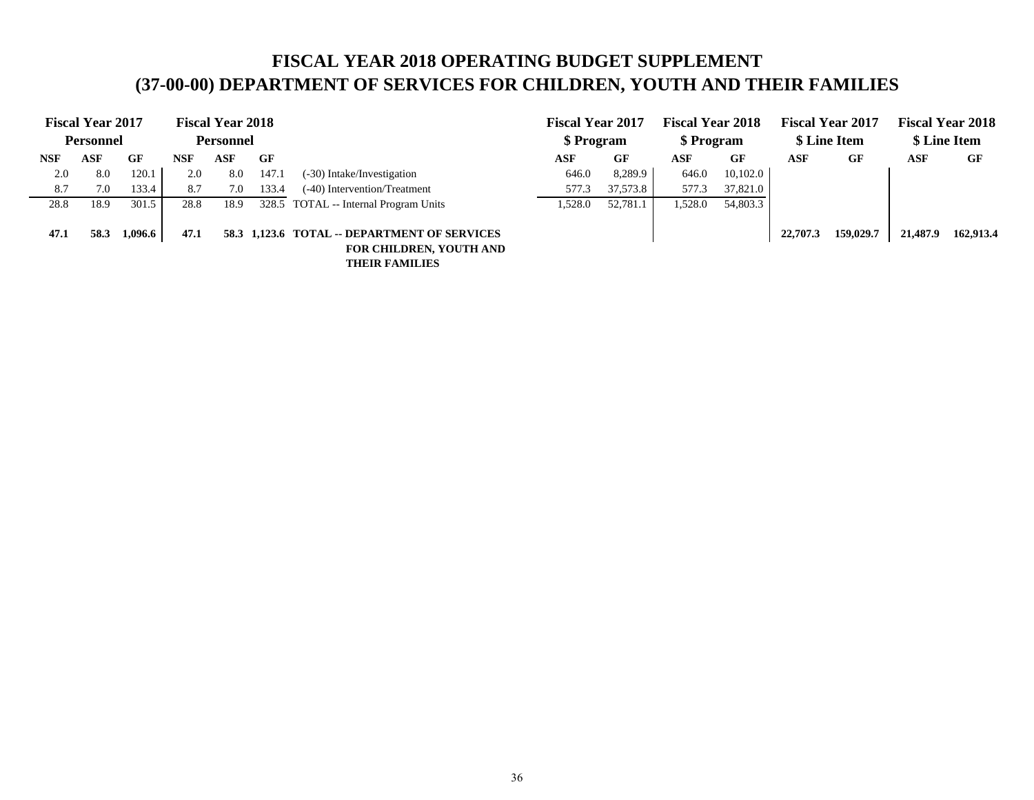# FISCAL YEAR 2018 OPERATING BUDGET SUPPLEMENT
# (37-00-00) DEPARTMENT OF SERVICES FOR CHILDREN, YOUTH AND THEIR FAMILIES

| Fiscal Year 2017 Personnel | | | Fiscal Year 2018 Personnel | | | | Fiscal Year 2017 $ Program | | Fiscal Year 2018 $ Program | | Fiscal Year 2017 $ Line Item | | Fiscal Year 2018 $ Line Item | |
|---|---|---|---|---|---|---|---|---|---|---|---|---|---|---|
| NSF | ASF | GF | NSF | ASF | GF | | ASF | GF | ASF | GF | ASF | GF | ASF | GF |
| 2.0 | 8.0 | 120.1 | 2.0 | 8.0 | 147.1 | (-30) Intake/Investigation | 646.0 | 8,289.9 | 646.0 | 10,102.0 | | | | |
| 8.7 | 7.0 | 133.4 | 8.7 | 7.0 | 133.4 | (-40) Intervention/Treatment | 577.3 | 37,573.8 | 577.3 | 37,821.0 | | | | |
| 28.8 | 18.9 | 301.5 | 28.8 | 18.9 | 328.5 | TOTAL -- Internal Program Units | 1,528.0 | 52,781.1 | 1,528.0 | 54,803.3 | | | | |
| **47.1** | **58.3** | **1,096.6** | **47.1** | **58.3** | **1,123.6** | **TOTAL -- DEPARTMENT OF SERVICES FOR CHILDREN, YOUTH AND THEIR FAMILIES** | | | | | **22,707.3** | **159,029.7** | **21,487.9** | **162,913.4** |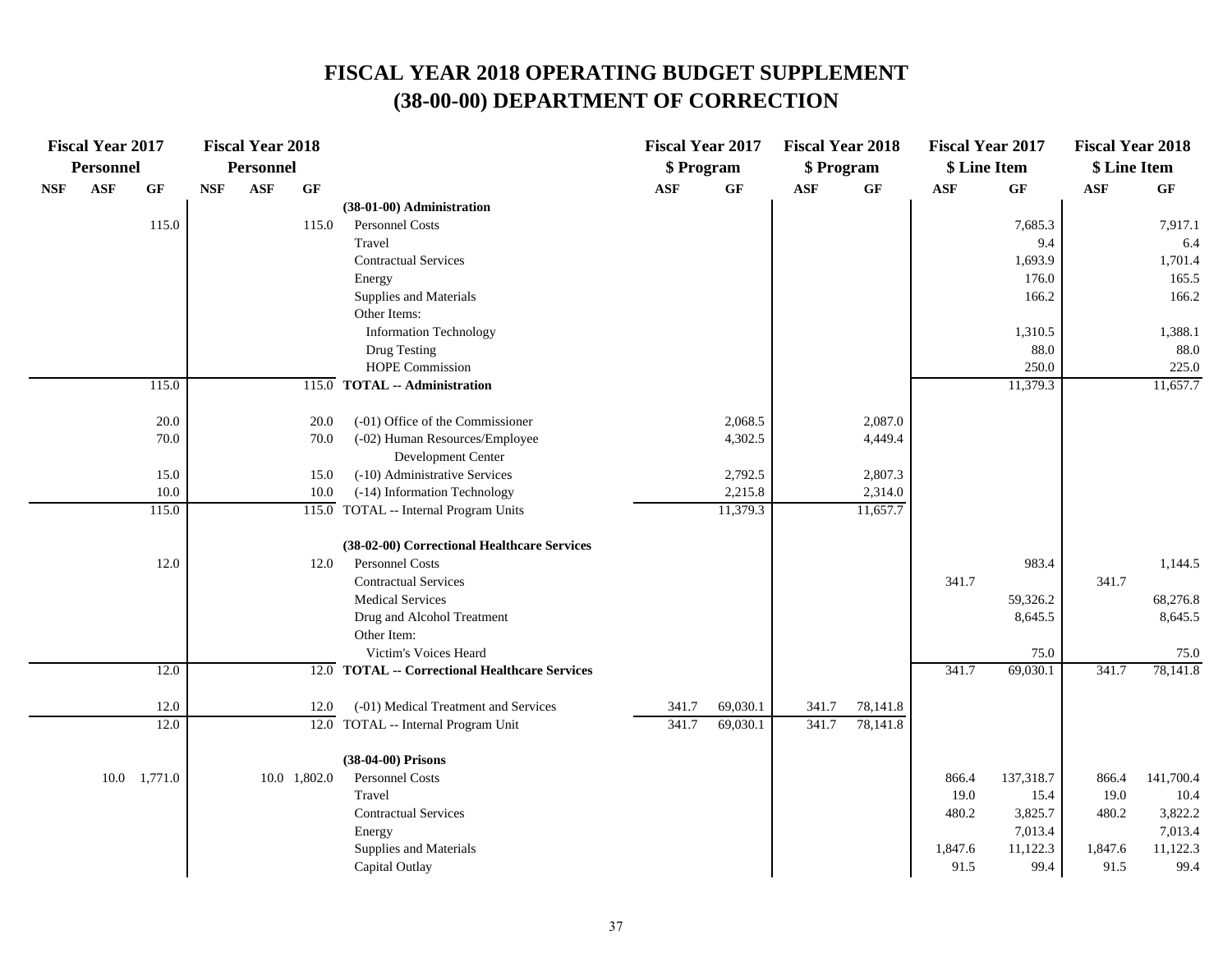# FISCAL YEAR 2018 OPERATING BUDGET SUPPLEMENT
# (38-00-00) DEPARTMENT OF CORRECTION

| Fiscal Year 2017 Personnel | | | Fiscal Year 2018 Personnel | | | | Fiscal Year 2017 $ Program | | Fiscal Year 2018 $ Program | | Fiscal Year 2017 $ Line Item | | Fiscal Year 2018 $ Line Item | |
|---|---|---|---|---|---|---|---|---|---|---|---|---|---|---|
| NSF | ASF | GF | NSF | ASF | GF | | ASF | GF | ASF | GF | ASF | GF | ASF | GF |
| | | | | | | **(38-01-00) Administration** | | | | | | | | |
| | | 115.0 | | | 115.0 | Personnel Costs | | | | | | 7,685.3 | | 7,917.1 |
| | | | | | | Travel | | | | | | 9.4 | | 6.4 |
| | | | | | | Contractual Services | | | | | | 1,693.9 | | 1,701.4 |
| | | | | | | Energy | | | | | | 176.0 | | 165.5 |
| | | | | | | Supplies and Materials | | | | | | 166.2 | | 166.2 |
| | | | | | | Other Items: | | | | | | | | |
| | | | | | | Information Technology | | | | | | 1,310.5 | | 1,388.1 |
| | | | | | | Drug Testing | | | | | | 88.0 | | 88.0 |
| | | | | | | HOPE Commission | | | | | | 250.0 | | 225.0 |
| | | 115.0 | | | 115.0 | **TOTAL -- Administration** | | | | | | 11,379.3 | | 11,657.7 |
| | | 20.0 | | | 20.0 | (-01) Office of the Commissioner | | 2,068.5 | | 2,087.0 | | | | |
| | | 70.0 | | | 70.0 | (-02) Human Resources/Employee Development Center | | 4,302.5 | | 4,449.4 | | | | |
| | | 15.0 | | | 15.0 | (-10) Administrative Services | | 2,792.5 | | 2,807.3 | | | | |
| | | 10.0 | | | 10.0 | (-14) Information Technology | | 2,215.8 | | 2,314.0 | | | | |
| | | 115.0 | | | 115.0 | TOTAL -- Internal Program Units | | 11,379.3 | | 11,657.7 | | | | |
| | | | | | | **(38-02-00) Correctional Healthcare Services** | | | | | | | | |
| | | 12.0 | | | 12.0 | Personnel Costs | | | | | | 983.4 | | 1,144.5 |
| | | | | | | Contractual Services | | | | | 341.7 | | 341.7 | |
| | | | | | | Medical Services | | | | | | 59,326.2 | | 68,276.8 |
| | | | | | | Drug and Alcohol Treatment | | | | | | 8,645.5 | | 8,645.5 |
| | | | | | | Other Item: | | | | | | | | |
| | | | | | | Victim's Voices Heard | | | | | | 75.0 | | 75.0 |
| | | 12.0 | | | 12.0 | **TOTAL -- Correctional Healthcare Services** | | | | | 341.7 | 69,030.1 | 341.7 | 78,141.8 |
| | | 12.0 | | | 12.0 | (-01) Medical Treatment and Services | 341.7 | 69,030.1 | 341.7 | 78,141.8 | | | | |
| | | 12.0 | | | 12.0 | TOTAL -- Internal Program Unit | 341.7 | 69,030.1 | 341.7 | 78,141.8 | | | | |
| | | | | | | **(38-04-00) Prisons** | | | | | | | | |
| | 10.0 | 1,771.0 | | 10.0 | 1,802.0 | Personnel Costs | | | | | 866.4 | 137,318.7 | 866.4 | 141,700.4 |
| | | | | | | Travel | | | | | 19.0 | 15.4 | 19.0 | 10.4 |
| | | | | | | Contractual Services | | | | | 480.2 | 3,825.7 | 480.2 | 3,822.2 |
| | | | | | | Energy | | | | | | 7,013.4 | | 7,013.4 |
| | | | | | | Supplies and Materials | | | | | 1,847.6 | 11,122.3 | 1,847.6 | 11,122.3 |
| | | | | | | Capital Outlay | | | | | 91.5 | 99.4 | 91.5 | 99.4 |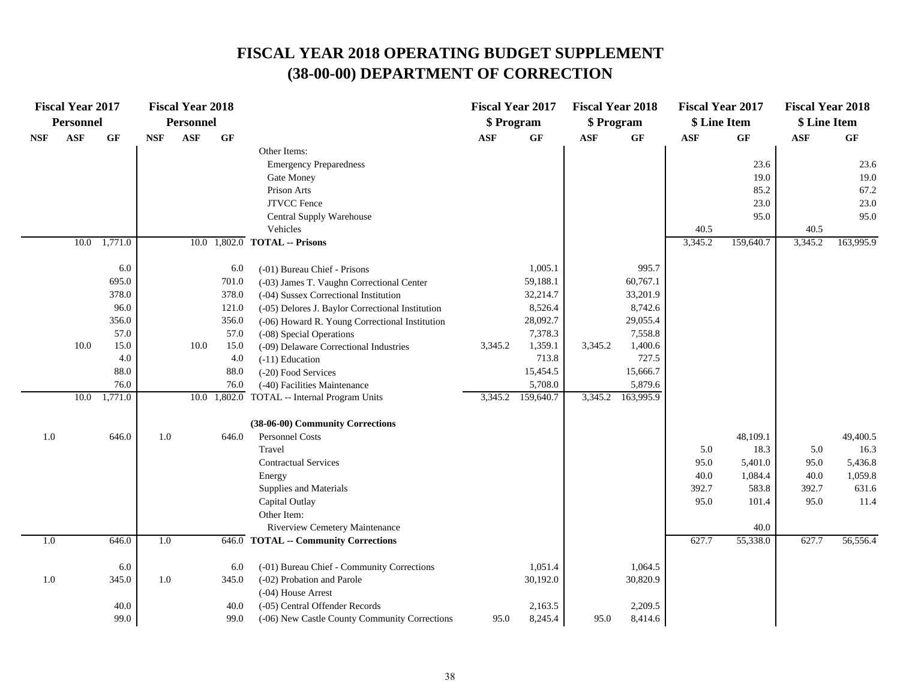# FISCAL YEAR 2018 OPERATING BUDGET SUPPLEMENT
# (38-00-00) DEPARTMENT OF CORRECTION

| Fiscal Year 2017 Personnel | | | Fiscal Year 2018 Personnel | | | | Fiscal Year 2017 $ Program | | Fiscal Year 2018 $ Program | | Fiscal Year 2017 $ Line Item | | Fiscal Year 2018 $ Line Item | |
|---|---|---|---|---|---|---|---|---|---|---|---|---|---|---|
| NSF | ASF | GF | NSF | ASF | GF | | ASF | GF | ASF | GF | ASF | GF | ASF | GF |
| | | | | | | Other Items: | | | | | | | | |
| | | | | | | Emergency Preparedness | | | | | | 23.6 | | 23.6 |
| | | | | | | Gate Money | | | | | | 19.0 | | 19.0 |
| | | | | | | Prison Arts | | | | | | 85.2 | | 67.2 |
| | | | | | | JTVCC Fence | | | | | | 23.0 | | 23.0 |
| | | | | | | Central Supply Warehouse | | | | | | 95.0 | | 95.0 |
| | | | | | | Vehicles | | | | | 40.5 | | 40.5 | |
| | 10.0 | 1,771.0 | | 10.0 | 1,802.0 | **TOTAL -- Prisons** | | | | | 3,345.2 | 159,640.7 | 3,345.2 | 163,995.9 |
| | | 6.0 | | | 6.0 | (-01) Bureau Chief - Prisons | | 1,005.1 | | 995.7 | | | | |
| | | 695.0 | | | 701.0 | (-03) James T. Vaughn Correctional Center | | 59,188.1 | | 60,767.1 | | | | |
| | | 378.0 | | | 378.0 | (-04) Sussex Correctional Institution | | 32,214.7 | | 33,201.9 | | | | |
| | | 96.0 | | | 121.0 | (-05) Delores J. Baylor Correctional Institution | | 8,526.4 | | 8,742.6 | | | | |
| | | 356.0 | | | 356.0 | (-06) Howard R. Young Correctional Institution | | 28,092.7 | | 29,055.4 | | | | |
| | | 57.0 | | | 57.0 | (-08) Special Operations | | 7,378.3 | | 7,558.8 | | | | |
| | 10.0 | 15.0 | | 10.0 | 15.0 | (-09) Delaware Correctional Industries | 3,345.2 | 1,359.1 | 3,345.2 | 1,400.6 | | | | |
| | | 4.0 | | | 4.0 | (-11) Education | | 713.8 | | 727.5 | | | | |
| | | 88.0 | | | 88.0 | (-20) Food Services | | 15,454.5 | | 15,666.7 | | | | |
| | | 76.0 | | | 76.0 | (-40) Facilities Maintenance | | 5,708.0 | | 5,879.6 | | | | |
| | 10.0 | 1,771.0 | | 10.0 | 1,802.0 | TOTAL -- Internal Program Units | 3,345.2 | 159,640.7 | 3,345.2 | 163,995.9 | | | | |
| | | | | | | **(38-06-00) Community Corrections** | | | | | | | | |
| 1.0 | | 646.0 | 1.0 | | 646.0 | Personnel Costs | | | | | | 48,109.1 | | 49,400.5 |
| | | | | | | Travel | | | | | 5.0 | 18.3 | 5.0 | 16.3 |
| | | | | | | Contractual Services | | | | | 95.0 | 5,401.0 | 95.0 | 5,436.8 |
| | | | | | | Energy | | | | | 40.0 | 1,084.4 | 40.0 | 1,059.8 |
| | | | | | | Supplies and Materials | | | | | 392.7 | 583.8 | 392.7 | 631.6 |
| | | | | | | Capital Outlay | | | | | 95.0 | 101.4 | 95.0 | 11.4 |
| | | | | | | Other Item: | | | | | | | | |
| | | | | | | Riverview Cemetery Maintenance | | | | | | 40.0 | | |
| 1.0 | | 646.0 | 1.0 | | 646.0 | **TOTAL -- Community Corrections** | | | | | 627.7 | 55,338.0 | 627.7 | 56,556.4 |
| | | 6.0 | | | 6.0 | (-01) Bureau Chief - Community Corrections | | 1,051.4 | | 1,064.5 | | | | |
| 1.0 | | 345.0 | 1.0 | | 345.0 | (-02) Probation and Parole | | 30,192.0 | | 30,820.9 | | | | |
| | | | | | | (-04) House Arrest | | | | | | | | |
| | | 40.0 | | | 40.0 | (-05) Central Offender Records | | 2,163.5 | | 2,209.5 | | | | |
| | | 99.0 | | | 99.0 | (-06) New Castle County Community Corrections | 95.0 | 8,245.4 | 95.0 | 8,414.6 | | | | |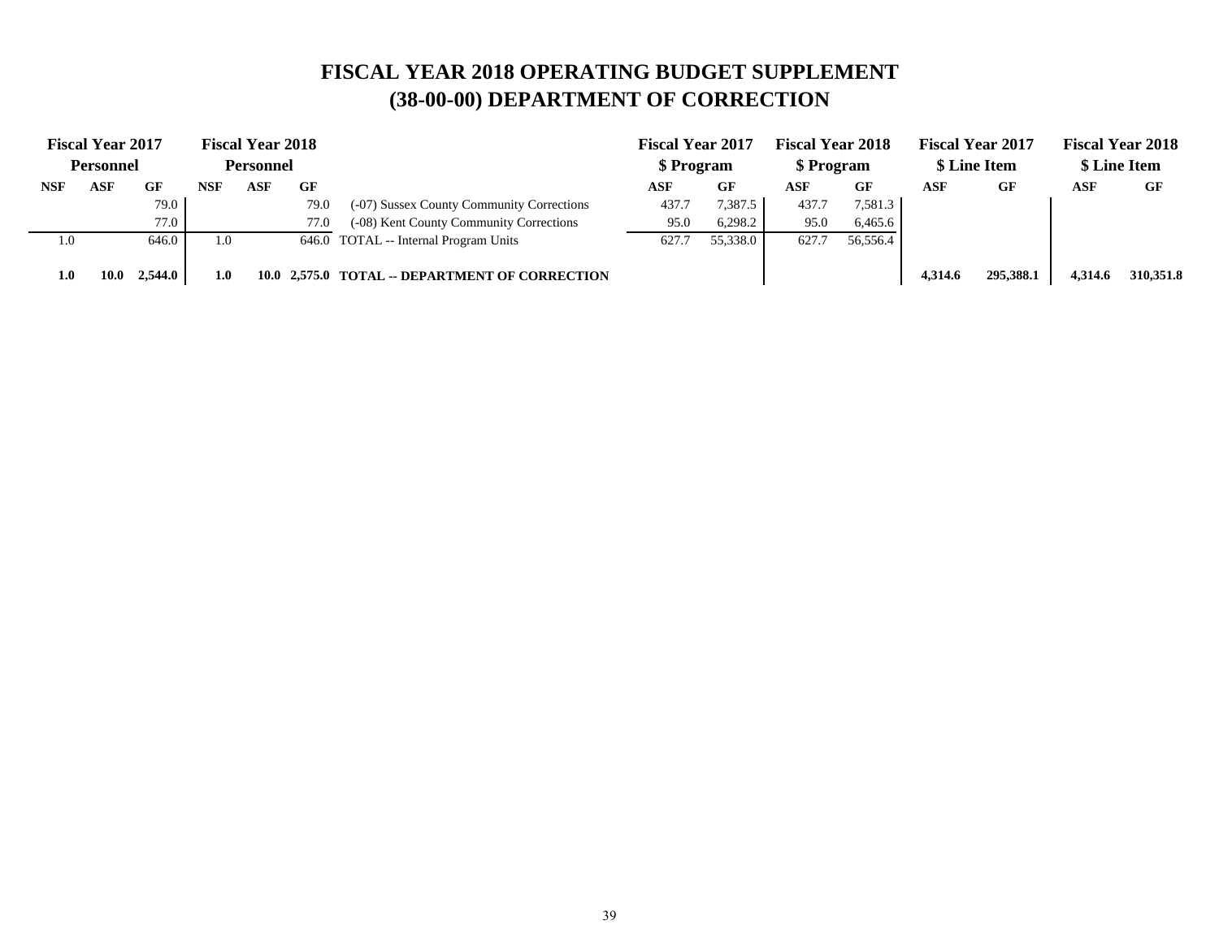# FISCAL YEAR 2018 OPERATING BUDGET SUPPLEMENT
# (38-00-00) DEPARTMENT OF CORRECTION

| Fiscal Year 2017 Personnel | | | Fiscal Year 2018 Personnel | | | | Fiscal Year 2017 $ Program | | Fiscal Year 2018 $ Program | | Fiscal Year 2017 $ Line Item | | Fiscal Year 2018 $ Line Item | |
|---|---|---|---|---|---|---|---|---|---|---|---|---|---|---|
| NSF | ASF | GF | NSF | ASF | GF | | ASF | GF | ASF | GF | ASF | GF | ASF | GF |
| | | 79.0 | | | 79.0 | (-07) Sussex County Community Corrections | 437.7 | 7,387.5 | 437.7 | 7,581.3 | | | | |
| | | 77.0 | | | 77.0 | (-08) Kent County Community Corrections | 95.0 | 6,298.2 | 95.0 | 6,465.6 | | | | |
| 1.0 | | 646.0 | 1.0 | | 646.0 | TOTAL -- Internal Program Units | 627.7 | 55,338.0 | 627.7 | 56,556.4 | | | | |
| **1.0** | **10.0** | **2,544.0** | **1.0** | **10.0** | **2,575.0** | **TOTAL -- DEPARTMENT OF CORRECTION** | | | | | **4,314.6** | **295,388.1** | **4,314.6** | **310,351.8** |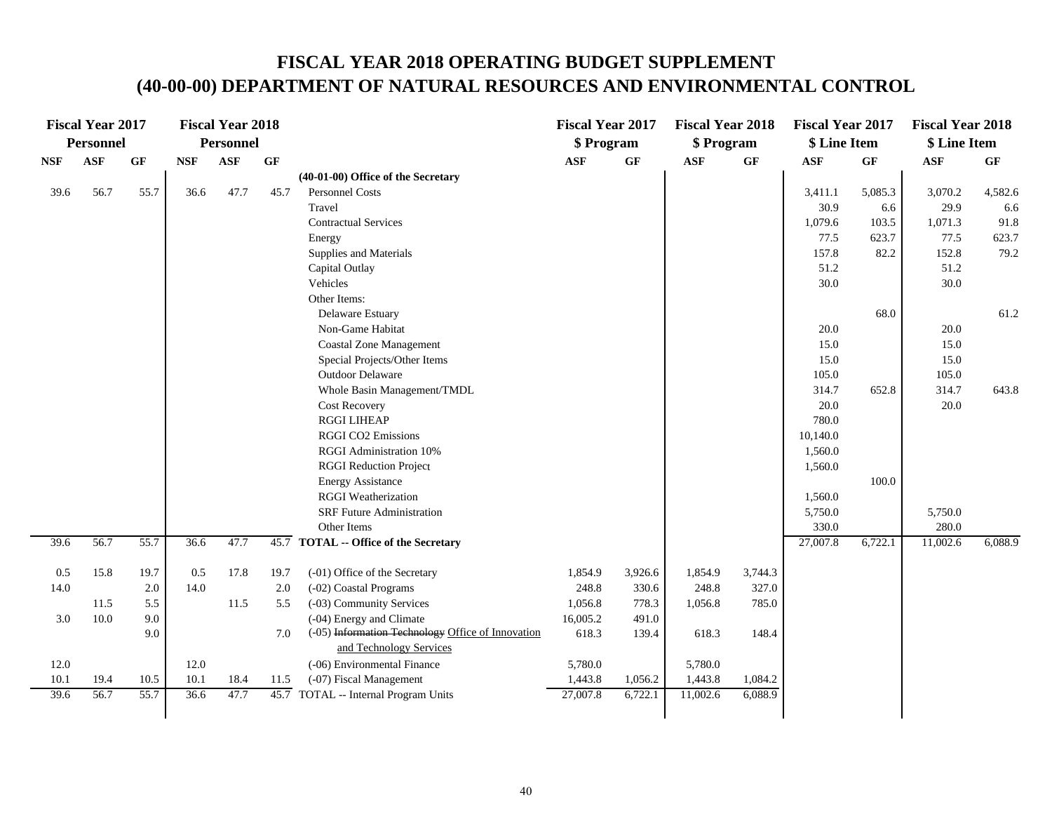# FISCAL YEAR 2018 OPERATING BUDGET SUPPLEMENT
# (40-00-00) DEPARTMENT OF NATURAL RESOURCES AND ENVIRONMENTAL CONTROL

| Fiscal Year 2017 Personnel | | | Fiscal Year 2018 Personnel | | | | Fiscal Year 2017 $ Program | | Fiscal Year 2018 $ Program | | Fiscal Year 2017 $ Line Item | | Fiscal Year 2018 $ Line Item | |
|---|---|---|---|---|---|---|---|---|---|---|---|---|---|---|
| NSF | ASF | GF | NSF | ASF | GF | | ASF | GF | ASF | GF | ASF | GF | ASF | GF |
| | | | | | | **(40-01-00) Office of the Secretary** | | | | | | | | |
| 39.6 | 56.7 | 55.7 | 36.6 | 47.7 | 45.7 | Personnel Costs | | | | | 3,411.1 | 5,085.3 | 3,070.2 | 4,582.6 |
| | | | | | | Travel | | | | | 30.9 | 6.6 | 29.9 | 6.6 |
| | | | | | | Contractual Services | | | | | 1,079.6 | 103.5 | 1,071.3 | 91.8 |
| | | | | | | Energy | | | | | 77.5 | 623.7 | 77.5 | 623.7 |
| | | | | | | Supplies and Materials | | | | | 157.8 | 82.2 | 152.8 | 79.2 |
| | | | | | | Capital Outlay | | | | | 51.2 | | 51.2 | |
| | | | | | | Vehicles | | | | | 30.0 | | 30.0 | |
| | | | | | | Other Items: | | | | | | | | |
| | | | | | | Delaware Estuary | | | | | | 68.0 | | 61.2 |
| | | | | | | Non-Game Habitat | | | | | 20.0 | | 20.0 | |
| | | | | | | Coastal Zone Management | | | | | 15.0 | | 15.0 | |
| | | | | | | Special Projects/Other Items | | | | | 15.0 | | 15.0 | |
| | | | | | | Outdoor Delaware | | | | | 105.0 | | 105.0 | |
| | | | | | | Whole Basin Management/TMDL | | | | | 314.7 | 652.8 | 314.7 | 643.8 |
| | | | | | | Cost Recovery | | | | | 20.0 | | 20.0 | |
| | | | | | | RGGI LIHEAP | | | | | 780.0 | | | |
| | | | | | | RGGI CO2 Emissions | | | | | 10,140.0 | | | |
| | | | | | | RGGI Administration 10% | | | | | 1,560.0 | | | |
| | | | | | | RGGI Reduction Project | | | | | 1,560.0 | | | |
| | | | | | | Energy Assistance | | | | | | 100.0 | | |
| | | | | | | RGGI Weatherization | | | | | 1,560.0 | | | |
| | | | | | | SRF Future Administration | | | | | 5,750.0 | | 5,750.0 | |
| | | | | | | Other Items | | | | | 330.0 | | 280.0 | |
| 39.6 | 56.7 | 55.7 | 36.6 | 47.7 | 45.7 | **TOTAL -- Office of the Secretary** | | | | | 27,007.8 | 6,722.1 | 11,002.6 | 6,088.9 |
| 0.5 | 15.8 | 19.7 | 0.5 | 17.8 | 19.7 | (-01) Office of the Secretary | 1,854.9 | 3,926.6 | 1,854.9 | 3,744.3 | | | | |
| 14.0 | | 2.0 | 14.0 | | 2.0 | (-02) Coastal Programs | 248.8 | 330.6 | 248.8 | 327.0 | | | | |
| | 11.5 | 5.5 | | 11.5 | 5.5 | (-03) Community Services | 1,056.8 | 778.3 | 1,056.8 | 785.0 | | | | |
| 3.0 | 10.0 | 9.0 | | | | (-04) Energy and Climate | 16,005.2 | 491.0 | | | | | | |
| | | 9.0 | | | 7.0 | (-05) ~~Information Technology~~ Office of Innovation and Technology Services | 618.3 | 139.4 | 618.3 | 148.4 | | | | |
| 12.0 | | | 12.0 | | | (-06) Environmental Finance | 5,780.0 | | 5,780.0 | | | | | |
| 10.1 | 19.4 | 10.5 | 10.1 | 18.4 | 11.5 | (-07) Fiscal Management | 1,443.8 | 1,056.2 | 1,443.8 | 1,084.2 | | | | |
| 39.6 | 56.7 | 55.7 | 36.6 | 47.7 | 45.7 | TOTAL -- Internal Program Units | 27,007.8 | 6,722.1 | 11,002.6 | 6,088.9 | | | | |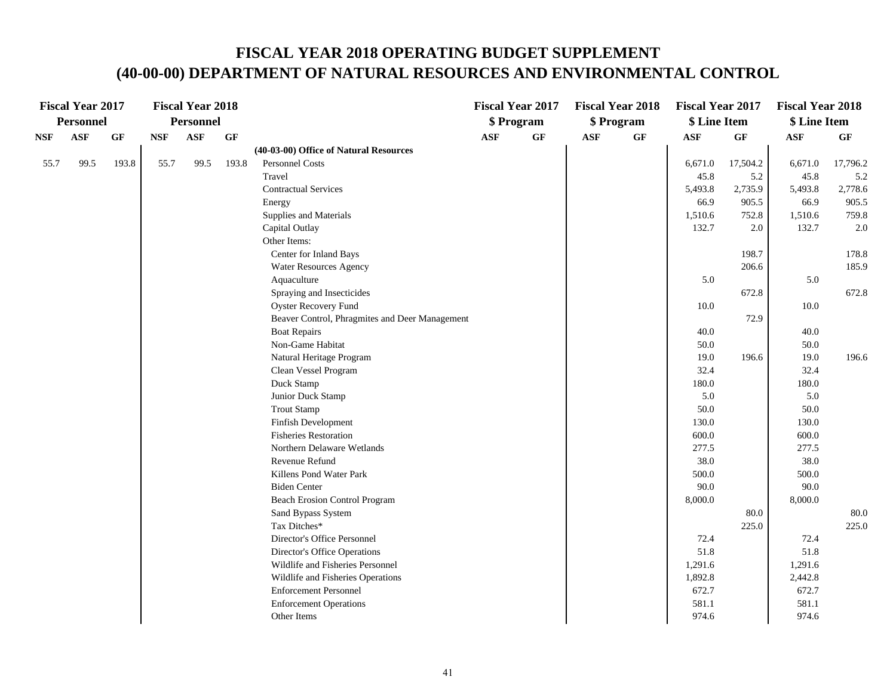# FISCAL YEAR 2018 OPERATING BUDGET SUPPLEMENT
# (40-00-00) DEPARTMENT OF NATURAL RESOURCES AND ENVIRONMENTAL CONTROL

| Fiscal Year 2017 Personnel | | | Fiscal Year 2018 Personnel | | | | Fiscal Year 2017 $ Program | | Fiscal Year 2018 $ Program | | Fiscal Year 2017 $ Line Item | | Fiscal Year 2018 $ Line Item | |
|---|---|---|---|---|---|---|---|---|---|---|---|---|---|---|
| NSF | ASF | GF | NSF | ASF | GF | | ASF | GF | ASF | GF | ASF | GF | ASF | GF |
| | | | | | | **(40-03-00) Office of Natural Resources** | | | | | | | | |
| 55.7 | 99.5 | 193.8 | 55.7 | 99.5 | 193.8 | Personnel Costs | | | | | 6,671.0 | 17,504.2 | 6,671.0 | 17,796.2 |
| | | | | | | Travel | | | | | 45.8 | 5.2 | 45.8 | 5.2 |
| | | | | | | Contractual Services | | | | | 5,493.8 | 2,735.9 | 5,493.8 | 2,778.6 |
| | | | | | | Energy | | | | | 66.9 | 905.5 | 66.9 | 905.5 |
| | | | | | | Supplies and Materials | | | | | 1,510.6 | 752.8 | 1,510.6 | 759.8 |
| | | | | | | Capital Outlay | | | | | 132.7 | 2.0 | 132.7 | 2.0 |
| | | | | | | Other Items: | | | | | | | | |
| | | | | | | Center for Inland Bays | | | | | | 198.7 | | 178.8 |
| | | | | | | Water Resources Agency | | | | | | 206.6 | | 185.9 |
| | | | | | | Aquaculture | | | | | 5.0 | | 5.0 | |
| | | | | | | Spraying and Insecticides | | | | | | 672.8 | | 672.8 |
| | | | | | | Oyster Recovery Fund | | | | | 10.0 | | 10.0 | |
| | | | | | | Beaver Control, Phragmites and Deer Management | | | | | | 72.9 | | |
| | | | | | | Boat Repairs | | | | | 40.0 | | 40.0 | |
| | | | | | | Non-Game Habitat | | | | | 50.0 | | 50.0 | |
| | | | | | | Natural Heritage Program | | | | | 19.0 | 196.6 | 19.0 | 196.6 |
| | | | | | | Clean Vessel Program | | | | | 32.4 | | 32.4 | |
| | | | | | | Duck Stamp | | | | | 180.0 | | 180.0 | |
| | | | | | | Junior Duck Stamp | | | | | 5.0 | | 5.0 | |
| | | | | | | Trout Stamp | | | | | 50.0 | | 50.0 | |
| | | | | | | Finfish Development | | | | | 130.0 | | 130.0 | |
| | | | | | | Fisheries Restoration | | | | | 600.0 | | 600.0 | |
| | | | | | | Northern Delaware Wetlands | | | | | 277.5 | | 277.5 | |
| | | | | | | Revenue Refund | | | | | 38.0 | | 38.0 | |
| | | | | | | Killens Pond Water Park | | | | | 500.0 | | 500.0 | |
| | | | | | | Biden Center | | | | | 90.0 | | 90.0 | |
| | | | | | | Beach Erosion Control Program | | | | | 8,000.0 | | 8,000.0 | |
| | | | | | | Sand Bypass System | | | | | | 80.0 | | 80.0 |
| | | | | | | Tax Ditches* | | | | | | 225.0 | | 225.0 |
| | | | | | | Director's Office Personnel | | | | | 72.4 | | 72.4 | |
| | | | | | | Director's Office Operations | | | | | 51.8 | | 51.8 | |
| | | | | | | Wildlife and Fisheries Personnel | | | | | 1,291.6 | | 1,291.6 | |
| | | | | | | Wildlife and Fisheries Operations | | | | | 1,892.8 | | 2,442.8 | |
| | | | | | | Enforcement Personnel | | | | | 672.7 | | 672.7 | |
| | | | | | | Enforcement Operations | | | | | 581.1 | | 581.1 | |
| | | | | | | Other Items | | | | | 974.6 | | 974.6 | |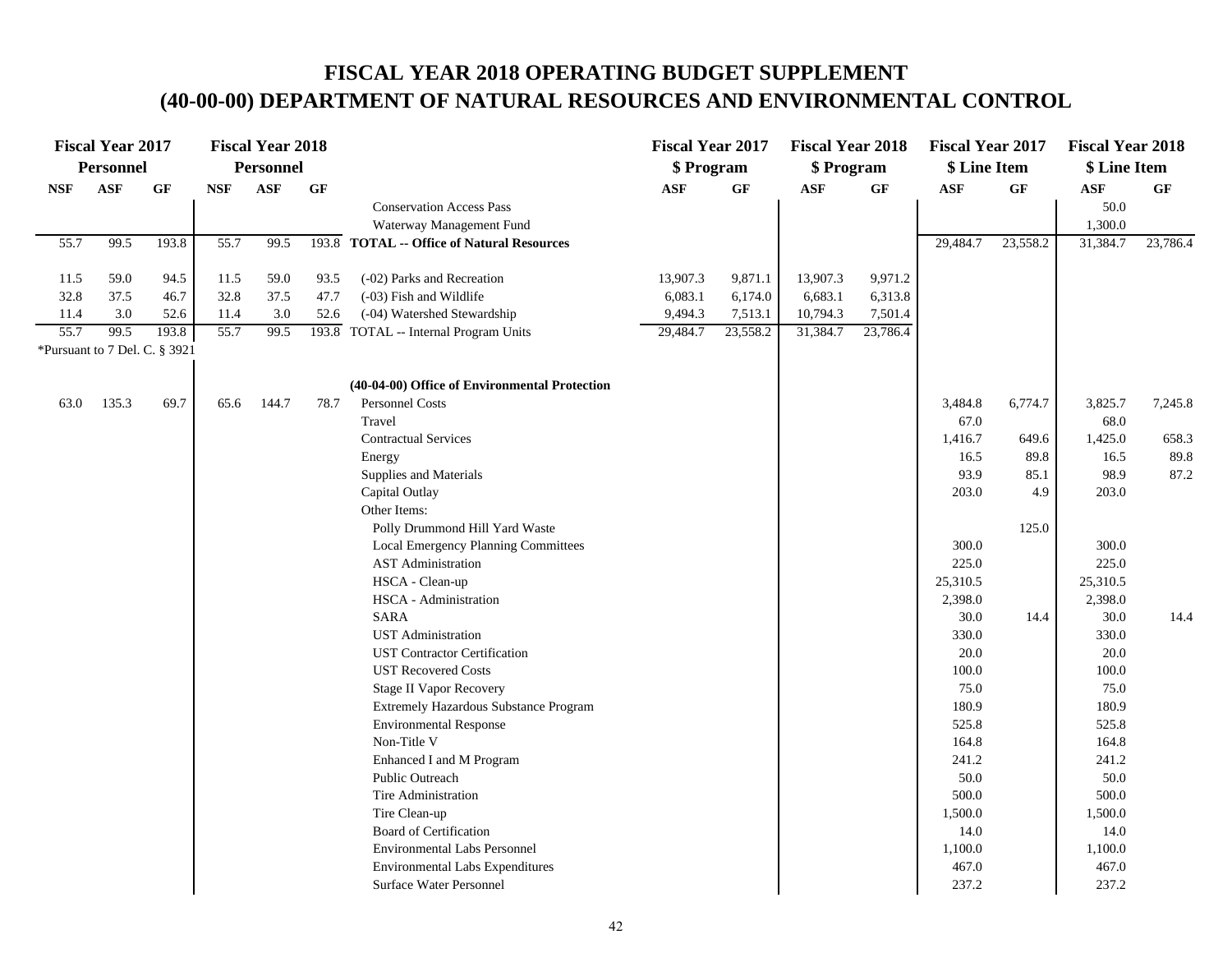# FISCAL YEAR 2018 OPERATING BUDGET SUPPLEMENT
# (40-00-00) DEPARTMENT OF NATURAL RESOURCES AND ENVIRONMENTAL CONTROL

| Fiscal Year 2017 Personnel | | | Fiscal Year 2018 Personnel | | | | Fiscal Year 2017 $ Program | | Fiscal Year 2018 $ Program | | Fiscal Year 2017 $ Line Item | | Fiscal Year 2018 $ Line Item | |
|---|---|---|---|---|---|---|---|---|---|---|---|---|---|---|
| NSF | ASF | GF | NSF | ASF | GF | | ASF | GF | ASF | GF | ASF | GF | ASF | GF |
| | | | | | | Conservation Access Pass | | | | | | | 50.0 | |
| | | | | | | Waterway Management Fund | | | | | | | 1,300.0 | |
| 55.7 | 99.5 | 193.8 | 55.7 | 99.5 | 193.8 | **TOTAL -- Office of Natural Resources** | | | | | 29,484.7 | 23,558.2 | 31,384.7 | 23,786.4 |
| 11.5 | 59.0 | 94.5 | 11.5 | 59.0 | 93.5 | (-02) Parks and Recreation | 13,907.3 | 9,871.1 | 13,907.3 | 9,971.2 | | | | |
| 32.8 | 37.5 | 46.7 | 32.8 | 37.5 | 47.7 | (-03) Fish and Wildlife | 6,083.1 | 6,174.0 | 6,683.1 | 6,313.8 | | | | |
| 11.4 | 3.0 | 52.6 | 11.4 | 3.0 | 52.6 | (-04) Watershed Stewardship | 9,494.3 | 7,513.1 | 10,794.3 | 7,501.4 | | | | |
| 55.7 | 99.5 | 193.8 | 55.7 | 99.5 | 193.8 | TOTAL -- Internal Program Units | 29,484.7 | 23,558.2 | 31,384.7 | 23,786.4 | | | | |
| *Pursuant to 7 Del. C. § 3921 | | | | | | | | | | | | | | |
| | | | | | | **(40-04-00) Office of Environmental Protection** | | | | | | | | |
| 63.0 | 135.3 | 69.7 | 65.6 | 144.7 | 78.7 | Personnel Costs | | | | | 3,484.8 | 6,774.7 | 3,825.7 | 7,245.8 |
| | | | | | | Travel | | | | | 67.0 | | 68.0 | |
| | | | | | | Contractual Services | | | | | 1,416.7 | 649.6 | 1,425.0 | 658.3 |
| | | | | | | Energy | | | | | 16.5 | 89.8 | 16.5 | 89.8 |
| | | | | | | Supplies and Materials | | | | | 93.9 | 85.1 | 98.9 | 87.2 |
| | | | | | | Capital Outlay | | | | | 203.0 | 4.9 | 203.0 | |
| | | | | | | Other Items: | | | | | | | | |
| | | | | | | Polly Drummond Hill Yard Waste | | | | | | 125.0 | | |
| | | | | | | Local Emergency Planning Committees | | | | | 300.0 | | 300.0 | |
| | | | | | | AST Administration | | | | | 225.0 | | 225.0 | |
| | | | | | | HSCA - Clean-up | | | | | 25,310.5 | | 25,310.5 | |
| | | | | | | HSCA - Administration | | | | | 2,398.0 | | 2,398.0 | |
| | | | | | | SARA | | | | | 30.0 | 14.4 | 30.0 | 14.4 |
| | | | | | | UST Administration | | | | | 330.0 | | 330.0 | |
| | | | | | | UST Contractor Certification | | | | | 20.0 | | 20.0 | |
| | | | | | | UST Recovered Costs | | | | | 100.0 | | 100.0 | |
| | | | | | | Stage II Vapor Recovery | | | | | 75.0 | | 75.0 | |
| | | | | | | Extremely Hazardous Substance Program | | | | | 180.9 | | 180.9 | |
| | | | | | | Environmental Response | | | | | 525.8 | | 525.8 | |
| | | | | | | Non-Title V | | | | | 164.8 | | 164.8 | |
| | | | | | | Enhanced I and M Program | | | | | 241.2 | | 241.2 | |
| | | | | | | Public Outreach | | | | | 50.0 | | 50.0 | |
| | | | | | | Tire Administration | | | | | 500.0 | | 500.0 | |
| | | | | | | Tire Clean-up | | | | | 1,500.0 | | 1,500.0 | |
| | | | | | | Board of Certification | | | | | 14.0 | | 14.0 | |
| | | | | | | Environmental Labs Personnel | | | | | 1,100.0 | | 1,100.0 | |
| | | | | | | Environmental Labs Expenditures | | | | | 467.0 | | 467.0 | |
| | | | | | | Surface Water Personnel | | | | | 237.2 | | 237.2 | |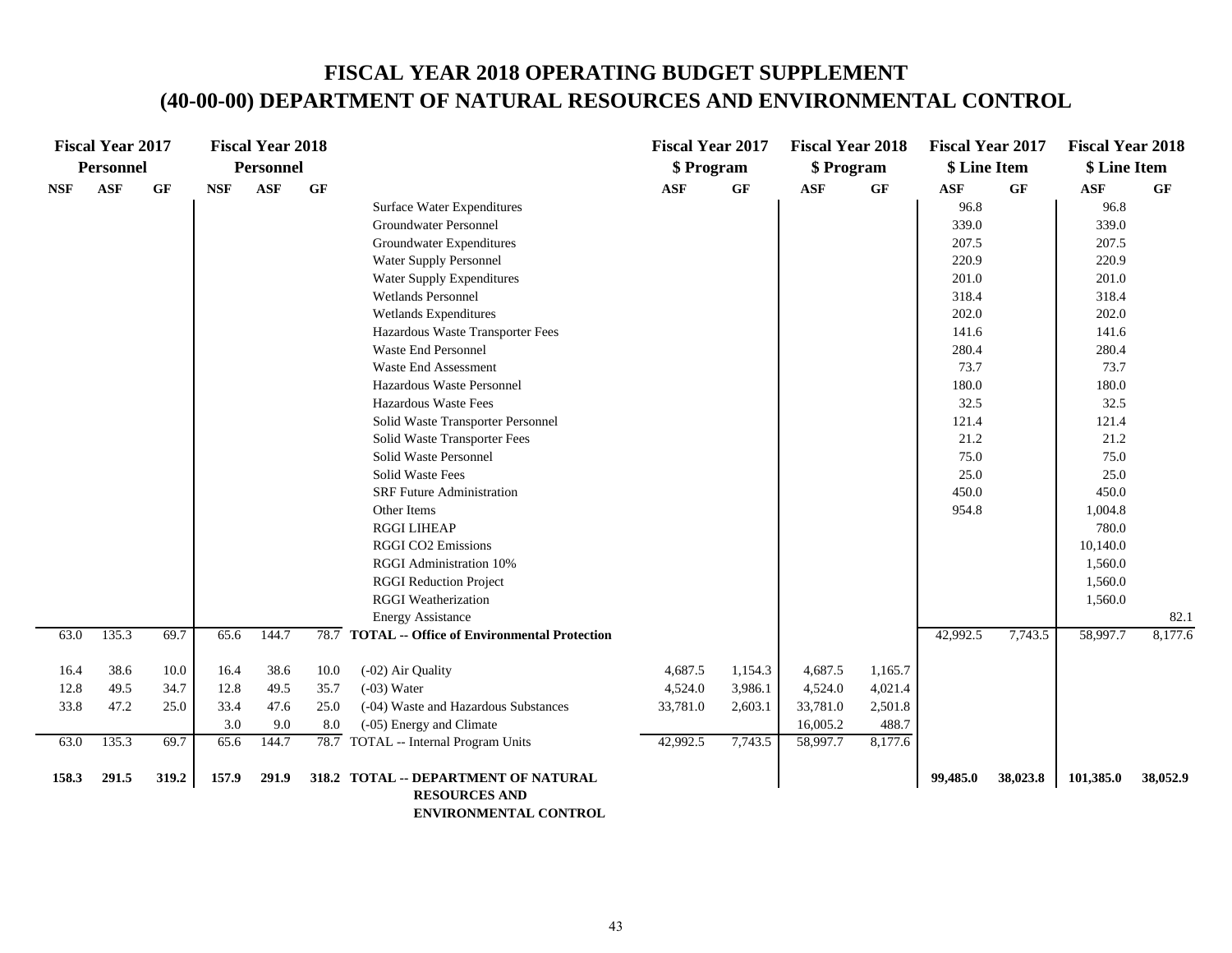# FISCAL YEAR 2018 OPERATING BUDGET SUPPLEMENT
# (40-00-00) DEPARTMENT OF NATURAL RESOURCES AND ENVIRONMENTAL CONTROL

| Fiscal Year 2017 Personnel | | | Fiscal Year 2018 Personnel | | | | Fiscal Year 2017 $ Program | | Fiscal Year 2018 $ Program | | Fiscal Year 2017 $ Line Item | | Fiscal Year 2018 $ Line Item | |
|---|---|---|---|---|---|---|---|---|---|---|---|---|---|---|
| NSF | ASF | GF | NSF | ASF | GF | | ASF | GF | ASF | GF | ASF | GF | ASF | GF |
| | | | | | | Surface Water Expenditures | | | | | 96.8 | | 96.8 | |
| | | | | | | Groundwater Personnel | | | | | 339.0 | | 339.0 | |
| | | | | | | Groundwater Expenditures | | | | | 207.5 | | 207.5 | |
| | | | | | | Water Supply Personnel | | | | | 220.9 | | 220.9 | |
| | | | | | | Water Supply Expenditures | | | | | 201.0 | | 201.0 | |
| | | | | | | Wetlands Personnel | | | | | 318.4 | | 318.4 | |
| | | | | | | Wetlands Expenditures | | | | | 202.0 | | 202.0 | |
| | | | | | | Hazardous Waste Transporter Fees | | | | | 141.6 | | 141.6 | |
| | | | | | | Waste End Personnel | | | | | 280.4 | | 280.4 | |
| | | | | | | Waste End Assessment | | | | | 73.7 | | 73.7 | |
| | | | | | | Hazardous Waste Personnel | | | | | 180.0 | | 180.0 | |
| | | | | | | Hazardous Waste Fees | | | | | 32.5 | | 32.5 | |
| | | | | | | Solid Waste Transporter Personnel | | | | | 121.4 | | 121.4 | |
| | | | | | | Solid Waste Transporter Fees | | | | | 21.2 | | 21.2 | |
| | | | | | | Solid Waste Personnel | | | | | 75.0 | | 75.0 | |
| | | | | | | Solid Waste Fees | | | | | 25.0 | | 25.0 | |
| | | | | | | SRF Future Administration | | | | | 450.0 | | 450.0 | |
| | | | | | | Other Items | | | | | 954.8 | | 1,004.8 | |
| | | | | | | RGGI LIHEAP | | | | | | | 780.0 | |
| | | | | | | RGGI CO2 Emissions | | | | | | | 10,140.0 | |
| | | | | | | RGGI Administration 10% | | | | | | | 1,560.0 | |
| | | | | | | RGGI Reduction Project | | | | | | | 1,560.0 | |
| | | | | | | RGGI Weatherization | | | | | | | 1,560.0 | |
| | | | | | | Energy Assistance | | | | | | | | 82.1 |
| 63.0 | 135.3 | 69.7 | 65.6 | 144.7 | 78.7 | **TOTAL -- Office of Environmental Protection** | | | | | 42,992.5 | 7,743.5 | 58,997.7 | 8,177.6 |
| 16.4 | 38.6 | 10.0 | 16.4 | 38.6 | 10.0 | (-02) Air Quality | 4,687.5 | 1,154.3 | 4,687.5 | 1,165.7 | | | | |
| 12.8 | 49.5 | 34.7 | 12.8 | 49.5 | 35.7 | (-03) Water | 4,524.0 | 3,986.1 | 4,524.0 | 4,021.4 | | | | |
| 33.8 | 47.2 | 25.0 | 33.4 | 47.6 | 25.0 | (-04) Waste and Hazardous Substances | 33,781.0 | 2,603.1 | 33,781.0 | 2,501.8 | | | | |
| | | | 3.0 | 9.0 | 8.0 | (-05) Energy and Climate | | | 16,005.2 | 488.7 | | | | |
| 63.0 | 135.3 | 69.7 | 65.6 | 144.7 | 78.7 | TOTAL -- Internal Program Units | 42,992.5 | 7,743.5 | 58,997.7 | 8,177.6 | | | | |
| **158.3** | **291.5** | **319.2** | **157.9** | **291.9** | **318.2** | **TOTAL -- DEPARTMENT OF NATURAL RESOURCES AND ENVIRONMENTAL CONTROL** | | | | | **99,485.0** | **38,023.8** | **101,385.0** | **38,052.9** |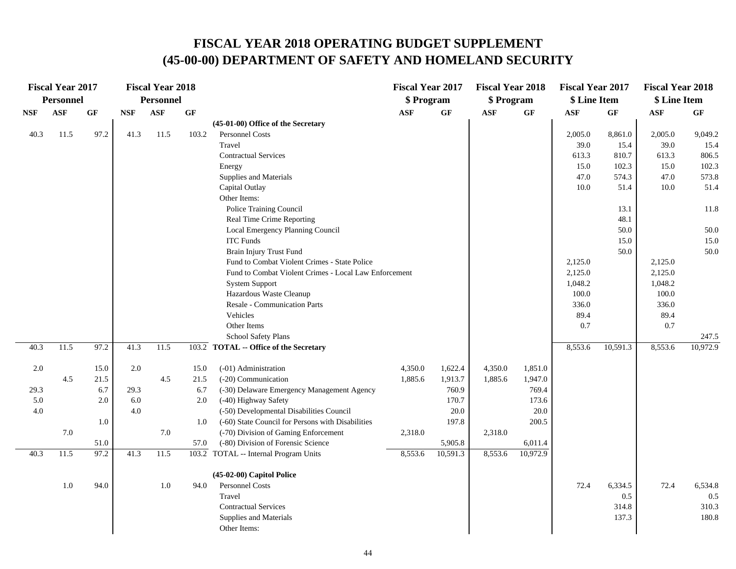# FISCAL YEAR 2018 OPERATING BUDGET SUPPLEMENT
# (45-00-00) DEPARTMENT OF SAFETY AND HOMELAND SECURITY

| Fiscal Year 2017 Personnel | | | Fiscal Year 2018 Personnel | | | | Fiscal Year 2017 $ Program | | Fiscal Year 2018 $ Program | | Fiscal Year 2017 $ Line Item | | Fiscal Year 2018 $ Line Item | |
|---|---|---|---|---|---|---|---|---|---|---|---|---|---|---|
| NSF | ASF | GF | NSF | ASF | GF | | ASF | GF | ASF | GF | ASF | GF | ASF | GF |
| | | | | | | **(45-01-00) Office of the Secretary** | | | | | | | | |
| 40.3 | 11.5 | 97.2 | 41.3 | 11.5 | 103.2 | Personnel Costs | | | | | 2,005.0 | 8,861.0 | 2,005.0 | 9,049.2 |
| | | | | | | Travel | | | | | 39.0 | 15.4 | 39.0 | 15.4 |
| | | | | | | Contractual Services | | | | | 613.3 | 810.7 | 613.3 | 806.5 |
| | | | | | | Energy | | | | | 15.0 | 102.3 | 15.0 | 102.3 |
| | | | | | | Supplies and Materials | | | | | 47.0 | 574.3 | 47.0 | 573.8 |
| | | | | | | Capital Outlay | | | | | 10.0 | 51.4 | 10.0 | 51.4 |
| | | | | | | Other Items: | | | | | | | | |
| | | | | | | Police Training Council | | | | | | 13.1 | | 11.8 |
| | | | | | | Real Time Crime Reporting | | | | | | 48.1 | | |
| | | | | | | Local Emergency Planning Council | | | | | | 50.0 | | 50.0 |
| | | | | | | ITC Funds | | | | | | 15.0 | | 15.0 |
| | | | | | | Brain Injury Trust Fund | | | | | | 50.0 | | 50.0 |
| | | | | | | Fund to Combat Violent Crimes - State Police | | | | | 2,125.0 | | 2,125.0 | |
| | | | | | | Fund to Combat Violent Crimes - Local Law Enforcement | | | | | 2,125.0 | | 2,125.0 | |
| | | | | | | System Support | | | | | 1,048.2 | | 1,048.2 | |
| | | | | | | Hazardous Waste Cleanup | | | | | 100.0 | | 100.0 | |
| | | | | | | Resale - Communication Parts | | | | | 336.0 | | 336.0 | |
| | | | | | | Vehicles | | | | | 89.4 | | 89.4 | |
| | | | | | | Other Items | | | | | 0.7 | | 0.7 | |
| | | | | | | School Safety Plans | | | | | | | | 247.5 |
| 40.3 | 11.5 | 97.2 | 41.3 | 11.5 | 103.2 | **TOTAL -- Office of the Secretary** | | | | | 8,553.6 | 10,591.3 | 8,553.6 | 10,972.9 |
| 2.0 | | 15.0 | 2.0 | | 15.0 | (-01) Administration | 4,350.0 | 1,622.4 | 4,350.0 | 1,851.0 | | | | |
| | 4.5 | 21.5 | | 4.5 | 21.5 | (-20) Communication | 1,885.6 | 1,913.7 | 1,885.6 | 1,947.0 | | | | |
| 29.3 | | 6.7 | 29.3 | | 6.7 | (-30) Delaware Emergency Management Agency | | 760.9 | | 769.4 | | | | |
| 5.0 | | 2.0 | 6.0 | | 2.0 | (-40) Highway Safety | | 170.7 | | 173.6 | | | | |
| 4.0 | | | 4.0 | | | (-50) Developmental Disabilities Council | | 20.0 | | 20.0 | | | | |
| | | 1.0 | | | 1.0 | (-60) State Council for Persons with Disabilities | | 197.8 | | 200.5 | | | | |
| | 7.0 | | | 7.0 | | (-70) Division of Gaming Enforcement | 2,318.0 | | 2,318.0 | | | | | |
| | | 51.0 | | | 57.0 | (-80) Division of Forensic Science | | 5,905.8 | | 6,011.4 | | | | |
| 40.3 | 11.5 | 97.2 | 41.3 | 11.5 | 103.2 | TOTAL -- Internal Program Units | 8,553.6 | 10,591.3 | 8,553.6 | 10,972.9 | | | | |
| | | | | | | **(45-02-00) Capitol Police** | | | | | | | | |
| | 1.0 | 94.0 | | 1.0 | 94.0 | Personnel Costs | | | | | 72.4 | 6,334.5 | 72.4 | 6,534.8 |
| | | | | | | Travel | | | | | | 0.5 | | 0.5 |
| | | | | | | Contractual Services | | | | | | 314.8 | | 310.3 |
| | | | | | | Supplies and Materials | | | | | | 137.3 | | 180.8 |
| | | | | | | Other Items: | | | | | | | | |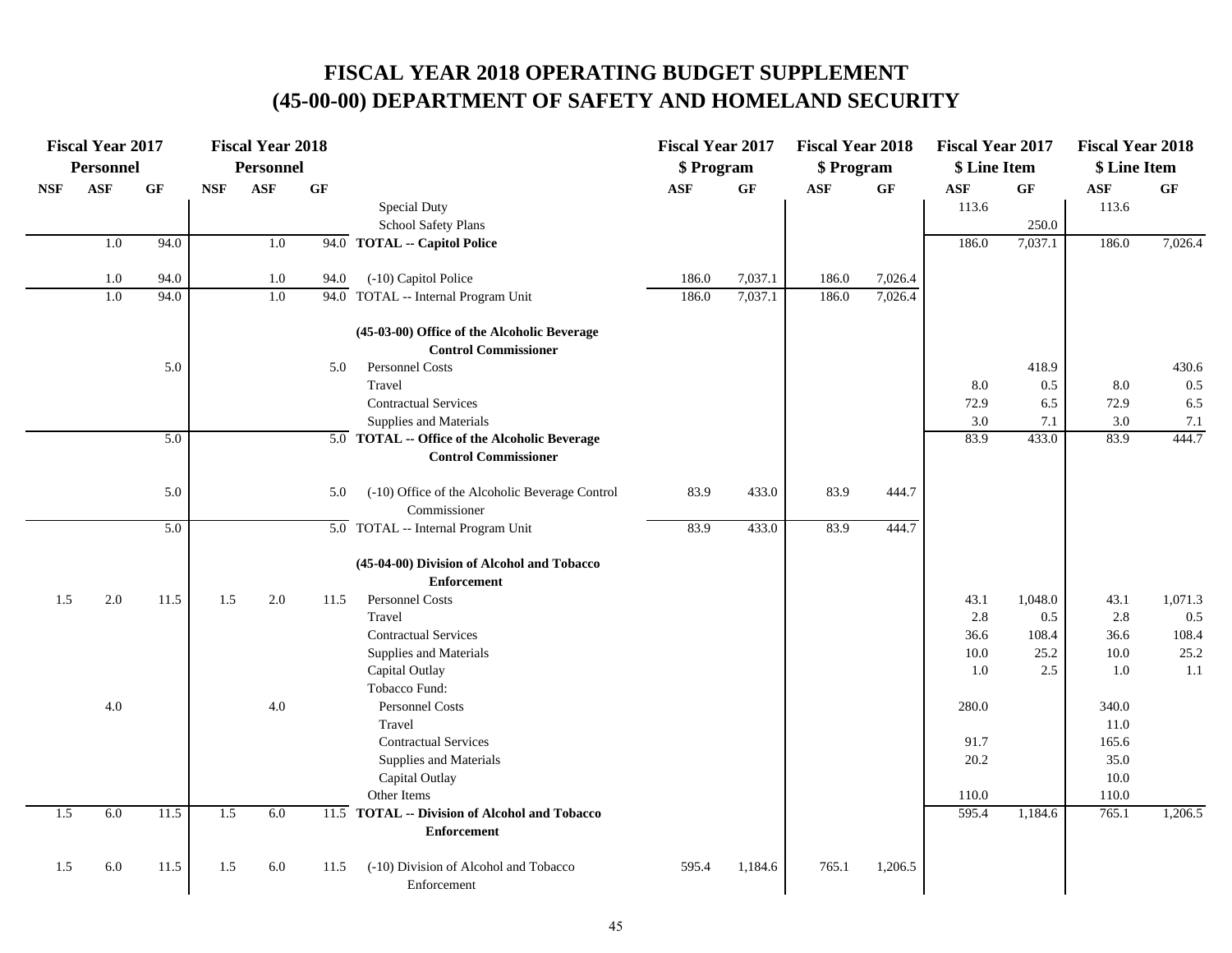# FISCAL YEAR 2018 OPERATING BUDGET SUPPLEMENT
# (45-00-00) DEPARTMENT OF SAFETY AND HOMELAND SECURITY

| Fiscal Year 2017 Personnel | | | Fiscal Year 2018 Personnel | | | | Fiscal Year 2017 $ Program | | Fiscal Year 2018 $ Program | | Fiscal Year 2017 $ Line Item | | Fiscal Year 2018 $ Line Item | |
|---|---|---|---|---|---|---|---|---|---|---|---|---|---|---|
| NSF | ASF | GF | NSF | ASF | GF | | ASF | GF | ASF | GF | ASF | GF | ASF | GF |
| | | | | | | Special Duty | | | | | 113.6 | | 113.6 | |
| | | | | | | School Safety Plans | | | | | | 250.0 | | |
| | 1.0 | 94.0 | | 1.0 | 94.0 | **TOTAL -- Capitol Police** | | | | | 186.0 | 7,037.1 | 186.0 | 7,026.4 |
| | 1.0 | 94.0 | | 1.0 | 94.0 | (-10) Capitol Police | 186.0 | 7,037.1 | 186.0 | 7,026.4 | | | | |
| | 1.0 | 94.0 | | 1.0 | 94.0 | TOTAL -- Internal Program Unit | 186.0 | 7,037.1 | 186.0 | 7,026.4 | | | | |
| | | | | | | **(45-03-00) Office of the Alcoholic Beverage Control Commissioner** | | | | | | | | |
| | | 5.0 | | | 5.0 | Personnel Costs | | | | | | 418.9 | | 430.6 |
| | | | | | | Travel | | | | | 8.0 | 0.5 | 8.0 | 0.5 |
| | | | | | | Contractual Services | | | | | 72.9 | 6.5 | 72.9 | 6.5 |
| | | | | | | Supplies and Materials | | | | | 3.0 | 7.1 | 3.0 | 7.1 |
| | | 5.0 | | | 5.0 | **TOTAL -- Office of the Alcoholic Beverage Control Commissioner** | | | | | 83.9 | 433.0 | 83.9 | 444.7 |
| | | 5.0 | | | 5.0 | (-10) Office of the Alcoholic Beverage Control Commissioner | 83.9 | 433.0 | 83.9 | 444.7 | | | | |
| | | 5.0 | | | 5.0 | TOTAL -- Internal Program Unit | 83.9 | 433.0 | 83.9 | 444.7 | | | | |
| | | | | | | **(45-04-00) Division of Alcohol and Tobacco Enforcement** | | | | | | | | |
| 1.5 | 2.0 | 11.5 | 1.5 | 2.0 | 11.5 | Personnel Costs | | | | | 43.1 | 1,048.0 | 43.1 | 1,071.3 |
| | | | | | | Travel | | | | | 2.8 | 0.5 | 2.8 | 0.5 |
| | | | | | | Contractual Services | | | | | 36.6 | 108.4 | 36.6 | 108.4 |
| | | | | | | Supplies and Materials | | | | | 10.0 | 25.2 | 10.0 | 25.2 |
| | | | | | | Capital Outlay | | | | | 1.0 | 2.5 | 1.0 | 1.1 |
| | | | | | | Tobacco Fund: | | | | | | | | |
| | 4.0 | | | 4.0 | | Personnel Costs | | | | | 280.0 | | 340.0 | |
| | | | | | | Travel | | | | | | | 11.0 | |
| | | | | | | Contractual Services | | | | | 91.7 | | 165.6 | |
| | | | | | | Supplies and Materials | | | | | 20.2 | | 35.0 | |
| | | | | | | Capital Outlay | | | | | | | 10.0 | |
| | | | | | | Other Items | | | | | 110.0 | | 110.0 | |
| 1.5 | 6.0 | 11.5 | 1.5 | 6.0 | 11.5 | **TOTAL -- Division of Alcohol and Tobacco Enforcement** | | | | | 595.4 | 1,184.6 | 765.1 | 1,206.5 |
| 1.5 | 6.0 | 11.5 | 1.5 | 6.0 | 11.5 | (-10) Division of Alcohol and Tobacco Enforcement | 595.4 | 1,184.6 | 765.1 | 1,206.5 | | | | |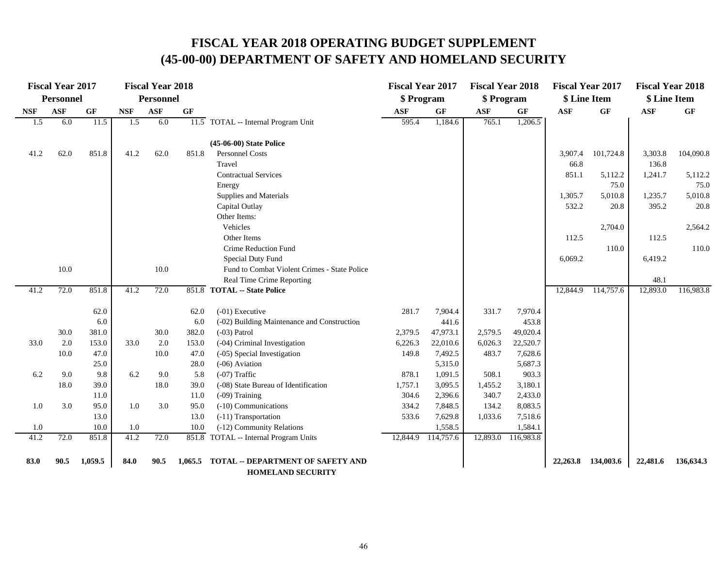# FISCAL YEAR 2018 OPERATING BUDGET SUPPLEMENT
# (45-00-00) DEPARTMENT OF SAFETY AND HOMELAND SECURITY

| Fiscal Year 2017 Personnel | | | Fiscal Year 2018 Personnel | | | | Fiscal Year 2017 $ Program | | Fiscal Year 2018 $ Program | | Fiscal Year 2017 $ Line Item | | Fiscal Year 2018 $ Line Item | |
|---|---|---|---|---|---|---|---|---|---|---|---|---|---|---|
| NSF | ASF | GF | NSF | ASF | GF | | ASF | GF | ASF | GF | ASF | GF | ASF | GF |
| 1.5 | 6.0 | 11.5 | 1.5 | 6.0 | 11.5 | TOTAL -- Internal Program Unit | 595.4 | 1,184.6 | 765.1 | 1,206.5 | | | | |
| | | | | | | **(45-06-00) State Police** | | | | | | | | |
| 41.2 | 62.0 | 851.8 | 41.2 | 62.0 | 851.8 | Personnel Costs | | | | | 3,907.4 | 101,724.8 | 3,303.8 | 104,090.8 |
| | | | | | | Travel | | | | | 66.8 | | 136.8 | |
| | | | | | | Contractual Services | | | | | 851.1 | 5,112.2 | 1,241.7 | 5,112.2 |
| | | | | | | Energy | | | | | | 75.0 | | 75.0 |
| | | | | | | Supplies and Materials | | | | | 1,305.7 | 5,010.8 | 1,235.7 | 5,010.8 |
| | | | | | | Capital Outlay | | | | | 532.2 | 20.8 | 395.2 | 20.8 |
| | | | | | | Other Items: | | | | | | | | |
| | | | | | | Vehicles | | | | | | 2,704.0 | | 2,564.2 |
| | | | | | | Other Items | | | | | 112.5 | | 112.5 | |
| | | | | | | Crime Reduction Fund | | | | | | 110.0 | | 110.0 |
| | | | | | | Special Duty Fund | | | | | 6,069.2 | | 6,419.2 | |
| | 10.0 | | | 10.0 | | Fund to Combat Violent Crimes - State Police | | | | | | | | |
| | | | | | | Real Time Crime Reporting | | | | | | | 48.1 | |
| 41.2 | 72.0 | 851.8 | 41.2 | 72.0 | 851.8 | **TOTAL -- State Police** | | | | | 12,844.9 | 114,757.6 | 12,893.0 | 116,983.8 |
| | | 62.0 | | | 62.0 | (-01) Executive | 281.7 | 7,904.4 | 331.7 | 7,970.4 | | | | |
| | | 6.0 | | | 6.0 | (-02) Building Maintenance and Construction | | 441.6 | | 453.8 | | | | |
| | 30.0 | 381.0 | | 30.0 | 382.0 | (-03) Patrol | 2,379.5 | 47,973.1 | 2,579.5 | 49,020.4 | | | | |
| 33.0 | 2.0 | 153.0 | 33.0 | 2.0 | 153.0 | (-04) Criminal Investigation | 6,226.3 | 22,010.6 | 6,026.3 | 22,520.7 | | | | |
| | 10.0 | 47.0 | | 10.0 | 47.0 | (-05) Special Investigation | 149.8 | 7,492.5 | 483.7 | 7,628.6 | | | | |
| | | 25.0 | | | 28.0 | (-06) Aviation | | 5,315.0 | | 5,687.3 | | | | |
| 6.2 | 9.0 | 9.8 | 6.2 | 9.0 | 5.8 | (-07) Traffic | 878.1 | 1,091.5 | 508.1 | 903.3 | | | | |
| | 18.0 | 39.0 | | 18.0 | 39.0 | (-08) State Bureau of Identification | 1,757.1 | 3,095.5 | 1,455.2 | 3,180.1 | | | | |
| | | 11.0 | | | 11.0 | (-09) Training | 304.6 | 2,396.6 | 340.7 | 2,433.0 | | | | |
| 1.0 | 3.0 | 95.0 | 1.0 | 3.0 | 95.0 | (-10) Communications | 334.2 | 7,848.5 | 134.2 | 8,083.5 | | | | |
| | | 13.0 | | | 13.0 | (-11) Transportation | 533.6 | 7,629.8 | 1,033.6 | 7,518.6 | | | | |
| 1.0 | | 10.0 | 1.0 | | 10.0 | (-12) Community Relations | | 1,558.5 | | 1,584.1 | | | | |
| 41.2 | 72.0 | 851.8 | 41.2 | 72.0 | 851.8 | TOTAL -- Internal Program Units | 12,844.9 | 114,757.6 | 12,893.0 | 116,983.8 | | | | |
| **83.0** | **90.5** | **1,059.5** | **84.0** | **90.5** | **1,065.5** | **TOTAL -- DEPARTMENT OF SAFETY AND HOMELAND SECURITY** | | | | | **22,263.8** | **134,003.6** | **22,481.6** | **136,634.3** |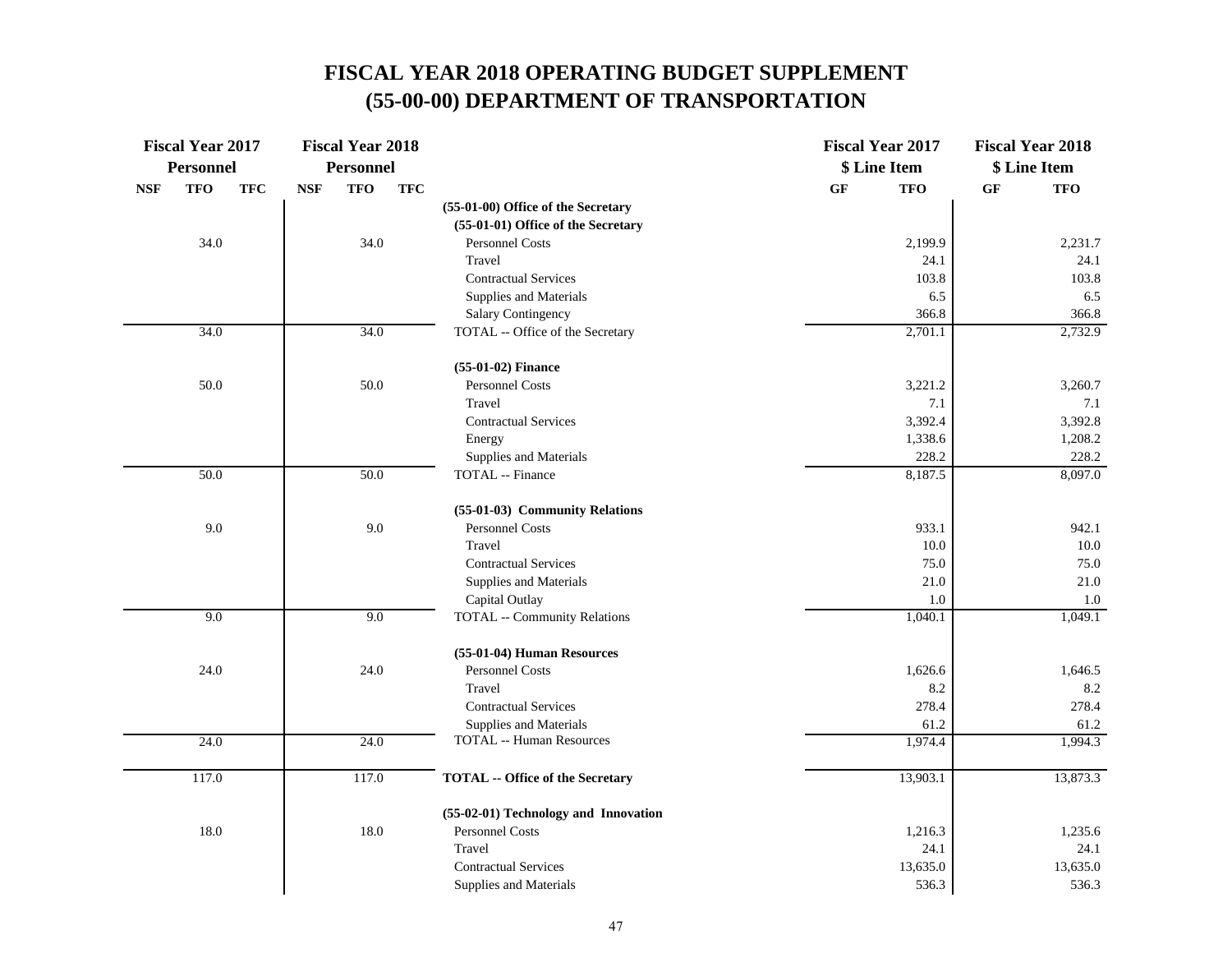# FISCAL YEAR 2018 OPERATING BUDGET SUPPLEMENT
# (55-00-00) DEPARTMENT OF TRANSPORTATION

| Fiscal Year 2017 Personnel | | | Fiscal Year 2018 Personnel | | | | Fiscal Year 2017 $ Line Item | | Fiscal Year 2018 $ Line Item | |
|---|---|---|---|---|---|---|---|---|---|---|
| NSF | TFO | TFC | NSF | TFO | TFC | | GF | TFO | GF | TFO |
| | | | | | | **(55-01-00) Office of the Secretary** | | | | |
| | | | | | | **(55-01-01) Office of the Secretary** | | | | |
| | 34.0 | | | 34.0 | | Personnel Costs | | 2,199.9 | | 2,231.7 |
| | | | | | | Travel | | 24.1 | | 24.1 |
| | | | | | | Contractual Services | | 103.8 | | 103.8 |
| | | | | | | Supplies and Materials | | 6.5 | | 6.5 |
| | | | | | | Salary Contingency | | 366.8 | | 366.8 |
| | 34.0 | | | 34.0 | | TOTAL -- Office of the Secretary | | 2,701.1 | | 2,732.9 |
| | | | | | | **(55-01-02) Finance** | | | | |
| | 50.0 | | | 50.0 | | Personnel Costs | | 3,221.2 | | 3,260.7 |
| | | | | | | Travel | | 7.1 | | 7.1 |
| | | | | | | Contractual Services | | 3,392.4 | | 3,392.8 |
| | | | | | | Energy | | 1,338.6 | | 1,208.2 |
| | | | | | | Supplies and Materials | | 228.2 | | 228.2 |
| | 50.0 | | | 50.0 | | TOTAL -- Finance | | 8,187.5 | | 8,097.0 |
| | | | | | | **(55-01-03) Community Relations** | | | | |
| | 9.0 | | | 9.0 | | Personnel Costs | | 933.1 | | 942.1 |
| | | | | | | Travel | | 10.0 | | 10.0 |
| | | | | | | Contractual Services | | 75.0 | | 75.0 |
| | | | | | | Supplies and Materials | | 21.0 | | 21.0 |
| | | | | | | Capital Outlay | | 1.0 | | 1.0 |
| | 9.0 | | | 9.0 | | TOTAL -- Community Relations | | 1,040.1 | | 1,049.1 |
| | | | | | | **(55-01-04) Human Resources** | | | | |
| | 24.0 | | | 24.0 | | Personnel Costs | | 1,626.6 | | 1,646.5 |
| | | | | | | Travel | | 8.2 | | 8.2 |
| | | | | | | Contractual Services | | 278.4 | | 278.4 |
| | | | | | | Supplies and Materials | | 61.2 | | 61.2 |
| | 24.0 | | | 24.0 | | TOTAL -- Human Resources | | 1,974.4 | | 1,994.3 |
| | 117.0 | | | 117.0 | | **TOTAL -- Office of the Secretary** | | 13,903.1 | | 13,873.3 |
| | | | | | | **(55-02-01) Technology and Innovation** | | | | |
| | 18.0 | | | 18.0 | | Personnel Costs | | 1,216.3 | | 1,235.6 |
| | | | | | | Travel | | 24.1 | | 24.1 |
| | | | | | | Contractual Services | | 13,635.0 | | 13,635.0 |
| | | | | | | Supplies and Materials | | 536.3 | | 536.3 |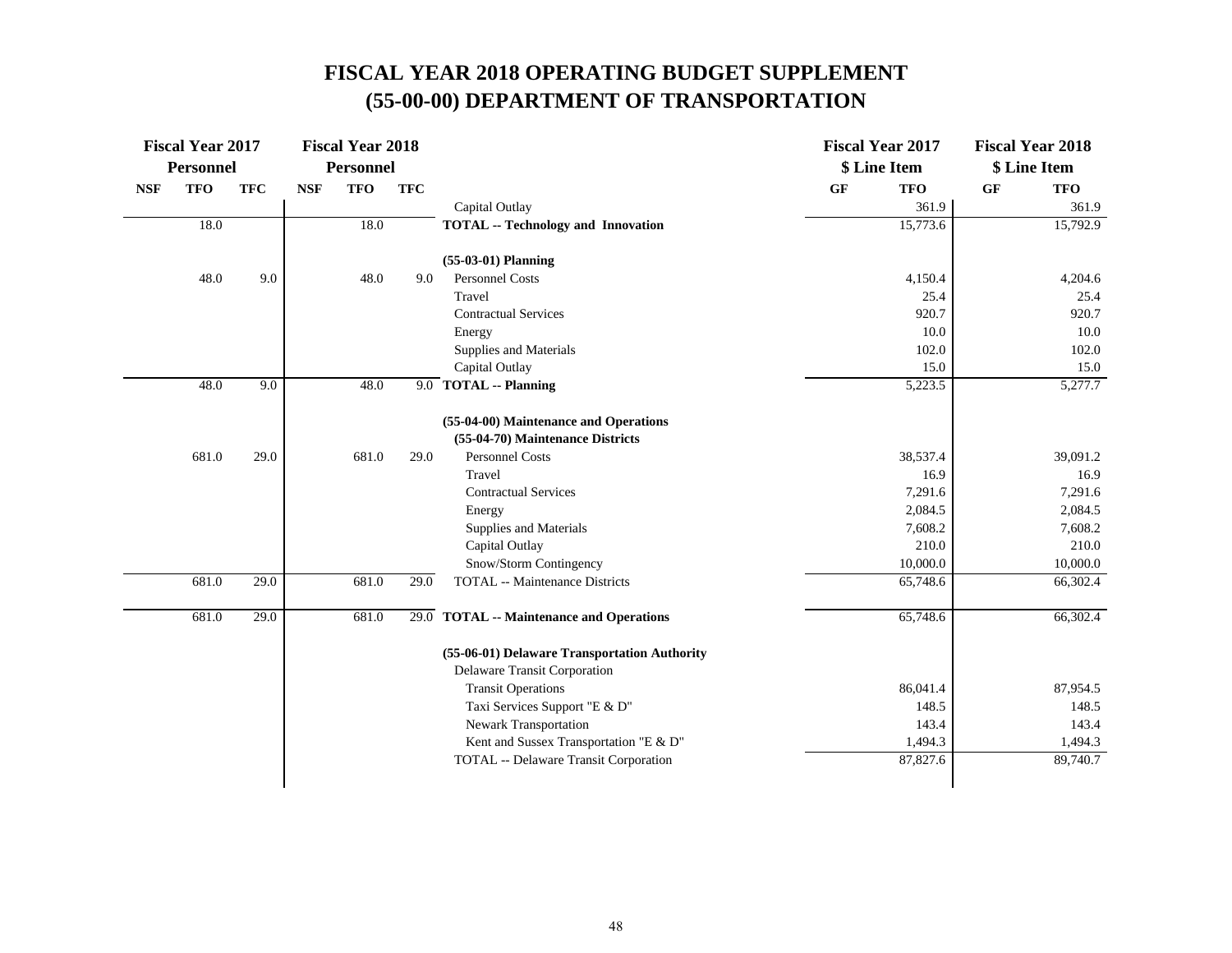# FISCAL YEAR 2018 OPERATING BUDGET SUPPLEMENT
# (55-00-00) DEPARTMENT OF TRANSPORTATION

| Fiscal Year 2017 Personnel | | | Fiscal Year 2018 Personnel | | | | Fiscal Year 2017 $ Line Item | | Fiscal Year 2018 $ Line Item | |
|---|---|---|---|---|---|---|---|---|---|---|
| NSF | TFO | TFC | NSF | TFO | TFC | | GF | TFO | GF | TFO |
| | | | | | | Capital Outlay | | 361.9 | | 361.9 |
| | 18.0 | | | 18.0 | | **TOTAL -- Technology and Innovation** | | 15,773.6 | | 15,792.9 |
| | | | | | | **(55-03-01) Planning** | | | | |
| | 48.0 | 9.0 | | 48.0 | 9.0 | Personnel Costs | | 4,150.4 | | 4,204.6 |
| | | | | | | Travel | | 25.4 | | 25.4 |
| | | | | | | Contractual Services | | 920.7 | | 920.7 |
| | | | | | | Energy | | 10.0 | | 10.0 |
| | | | | | | Supplies and Materials | | 102.0 | | 102.0 |
| | | | | | | Capital Outlay | | 15.0 | | 15.0 |
| | 48.0 | 9.0 | | 48.0 | 9.0 | **TOTAL -- Planning** | | 5,223.5 | | 5,277.7 |
| | | | | | | **(55-04-00) Maintenance and Operations** | | | | |
| | | | | | | **(55-04-70) Maintenance Districts** | | | | |
| | 681.0 | 29.0 | | 681.0 | 29.0 | Personnel Costs | | 38,537.4 | | 39,091.2 |
| | | | | | | Travel | | 16.9 | | 16.9 |
| | | | | | | Contractual Services | | 7,291.6 | | 7,291.6 |
| | | | | | | Energy | | 2,084.5 | | 2,084.5 |
| | | | | | | Supplies and Materials | | 7,608.2 | | 7,608.2 |
| | | | | | | Capital Outlay | | 210.0 | | 210.0 |
| | | | | | | Snow/Storm Contingency | | 10,000.0 | | 10,000.0 |
| | 681.0 | 29.0 | | 681.0 | 29.0 | TOTAL -- Maintenance Districts | | 65,748.6 | | 66,302.4 |
| | 681.0 | 29.0 | | 681.0 | 29.0 | **TOTAL -- Maintenance and Operations** | | 65,748.6 | | 66,302.4 |
| | | | | | | **(55-06-01) Delaware Transportation Authority** | | | | |
| | | | | | | Delaware Transit Corporation | | | | |
| | | | | | | Transit Operations | | 86,041.4 | | 87,954.5 |
| | | | | | | Taxi Services Support "E & D" | | 148.5 | | 148.5 |
| | | | | | | Newark Transportation | | 143.4 | | 143.4 |
| | | | | | | Kent and Sussex Transportation "E & D" | | 1,494.3 | | 1,494.3 |
| | | | | | | TOTAL -- Delaware Transit Corporation | | 87,827.6 | | 89,740.7 |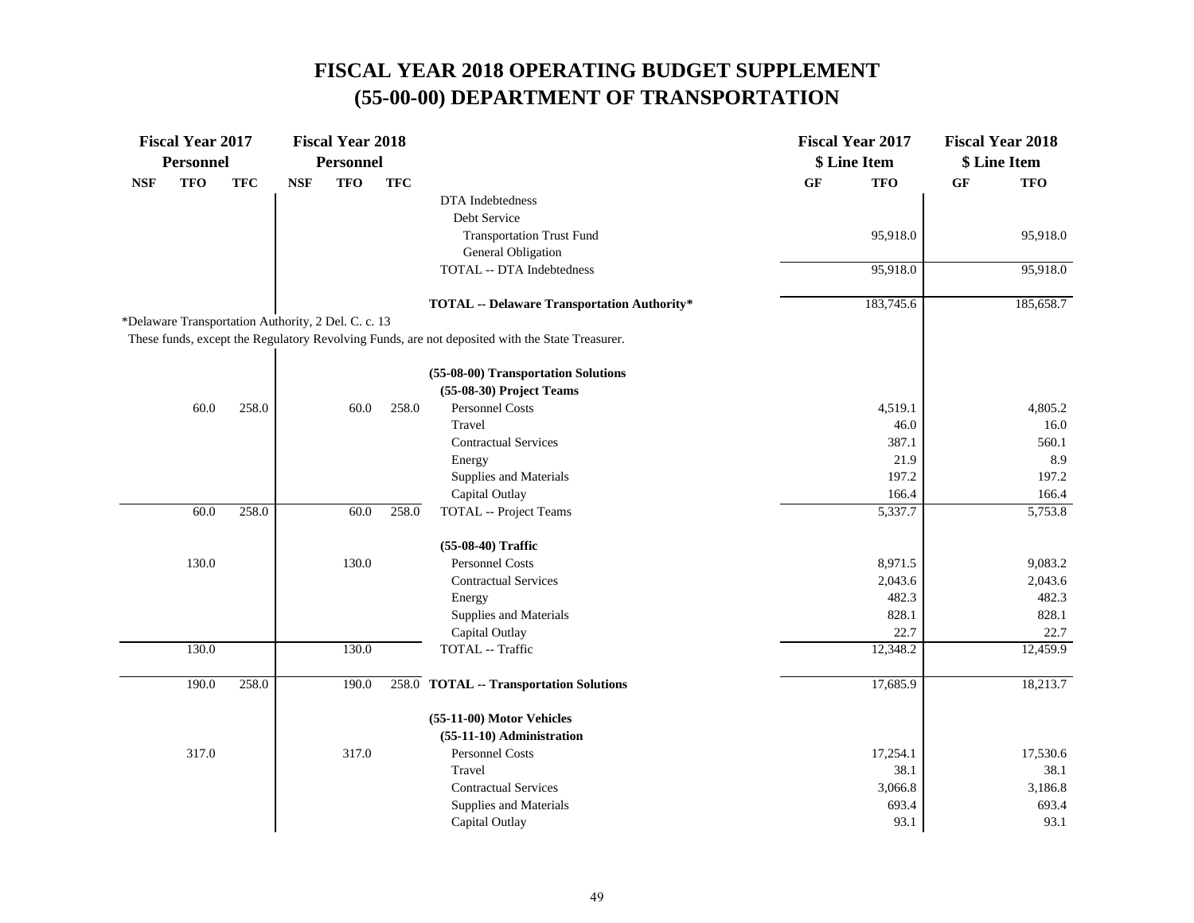# FISCAL YEAR 2018 OPERATING BUDGET SUPPLEMENT
# (55-00-00) DEPARTMENT OF TRANSPORTATION

| Fiscal Year 2017 Personnel | | | Fiscal Year 2018 Personnel | | | | Fiscal Year 2017 $ Line Item | | Fiscal Year 2018 $ Line Item | |
|---|---|---|---|---|---|---|---|---|---|---|
| NSF | TFO | TFC | NSF | TFO | TFC | | GF | TFO | GF | TFO |
| | | | | | | DTA Indebtedness | | | | |
| | | | | | | Debt Service | | | | |
| | | | | | | Transportation Trust Fund | | 95,918.0 | | 95,918.0 |
| | | | | | | General Obligation | | | | |
| | | | | | | TOTAL -- DTA Indebtedness | | 95,918.0 | | 95,918.0 |
| | | | | | | **TOTAL -- Delaware Transportation Authority*** | | 183,745.6 | | 185,658.7 |

*Delaware Transportation Authority, 2 Del. C. c. 13

These funds, except the Regulatory Revolving Funds, are not deposited with the State Treasurer.

| NSF | TFO | TFC | NSF | TFO | TFC | | GF | TFO | GF | TFO |
|---|---|---|---|---|---|---|---|---|---|---|
| | | | | | | **(55-08-00) Transportation Solutions** | | | | |
| | | | | | | **(55-08-30) Project Teams** | | | | |
| | 60.0 | 258.0 | | 60.0 | 258.0 | Personnel Costs | | 4,519.1 | | 4,805.2 |
| | | | | | | Travel | | 46.0 | | 16.0 |
| | | | | | | Contractual Services | | 387.1 | | 560.1 |
| | | | | | | Energy | | 21.9 | | 8.9 |
| | | | | | | Supplies and Materials | | 197.2 | | 197.2 |
| | | | | | | Capital Outlay | | 166.4 | | 166.4 |
| | 60.0 | 258.0 | | 60.0 | 258.0 | TOTAL -- Project Teams | | 5,337.7 | | 5,753.8 |
| | | | | | | **(55-08-40) Traffic** | | | | |
| | 130.0 | | | 130.0 | | Personnel Costs | | 8,971.5 | | 9,083.2 |
| | | | | | | Contractual Services | | 2,043.6 | | 2,043.6 |
| | | | | | | Energy | | 482.3 | | 482.3 |
| | | | | | | Supplies and Materials | | 828.1 | | 828.1 |
| | | | | | | Capital Outlay | | 22.7 | | 22.7 |
| | 130.0 | | | 130.0 | | TOTAL -- Traffic | | 12,348.2 | | 12,459.9 |
| | 190.0 | 258.0 | | 190.0 | 258.0 | **TOTAL -- Transportation Solutions** | | 17,685.9 | | 18,213.7 |
| | | | | | | **(55-11-00) Motor Vehicles** | | | | |
| | | | | | | **(55-11-10) Administration** | | | | |
| | 317.0 | | | 317.0 | | Personnel Costs | | 17,254.1 | | 17,530.6 |
| | | | | | | Travel | | 38.1 | | 38.1 |
| | | | | | | Contractual Services | | 3,066.8 | | 3,186.8 |
| | | | | | | Supplies and Materials | | 693.4 | | 693.4 |
| | | | | | | Capital Outlay | | 93.1 | | 93.1 |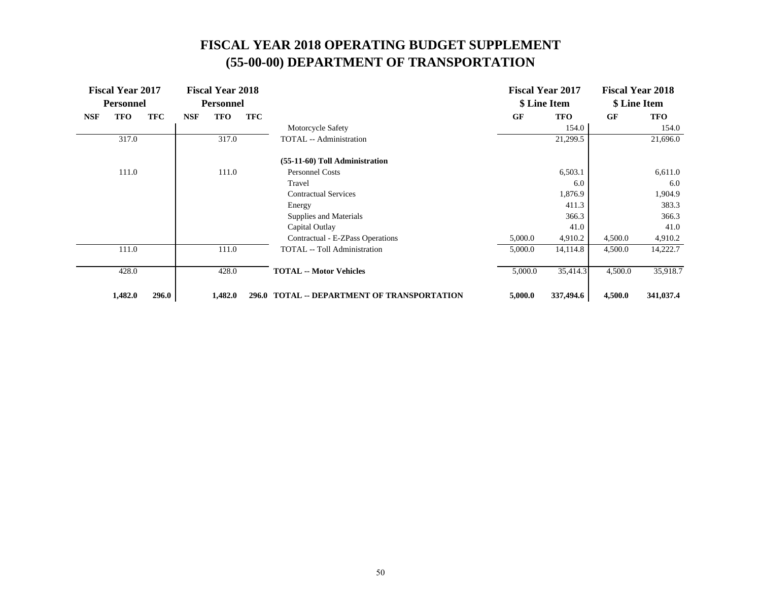# FISCAL YEAR 2018 OPERATING BUDGET SUPPLEMENT
# (55-00-00) DEPARTMENT OF TRANSPORTATION

| Fiscal Year 2017 Personnel | | | Fiscal Year 2018 Personnel | | | | Fiscal Year 2017 $ Line Item | | Fiscal Year 2018 $ Line Item | |
|---|---|---|---|---|---|---|---|---|---|---|
| NSF | TFO | TFC | NSF | TFO | TFC | | GF | TFO | GF | TFO |
| | | | | | | Motorcycle Safety | | 154.0 | | 154.0 |
| | 317.0 | | | 317.0 | | TOTAL -- Administration | | 21,299.5 | | 21,696.0 |
| | | | | | | **(55-11-60) Toll Administration** | | | | |
| | 111.0 | | | 111.0 | | Personnel Costs | | 6,503.1 | | 6,611.0 |
| | | | | | | Travel | | 6.0 | | 6.0 |
| | | | | | | Contractual Services | | 1,876.9 | | 1,904.9 |
| | | | | | | Energy | | 411.3 | | 383.3 |
| | | | | | | Supplies and Materials | | 366.3 | | 366.3 |
| | | | | | | Capital Outlay | | 41.0 | | 41.0 |
| | | | | | | Contractual - E-ZPass Operations | 5,000.0 | 4,910.2 | 4,500.0 | 4,910.2 |
| | 111.0 | | | 111.0 | | TOTAL -- Toll Administration | 5,000.0 | 14,114.8 | 4,500.0 | 14,222.7 |
| | 428.0 | | | 428.0 | | **TOTAL -- Motor Vehicles** | 5,000.0 | 35,414.3 | 4,500.0 | 35,918.7 |
| | **1,482.0** | **296.0** | | **1,482.0** | **296.0** | **TOTAL -- DEPARTMENT OF TRANSPORTATION** | **5,000.0** | **337,494.6** | **4,500.0** | **341,037.4** |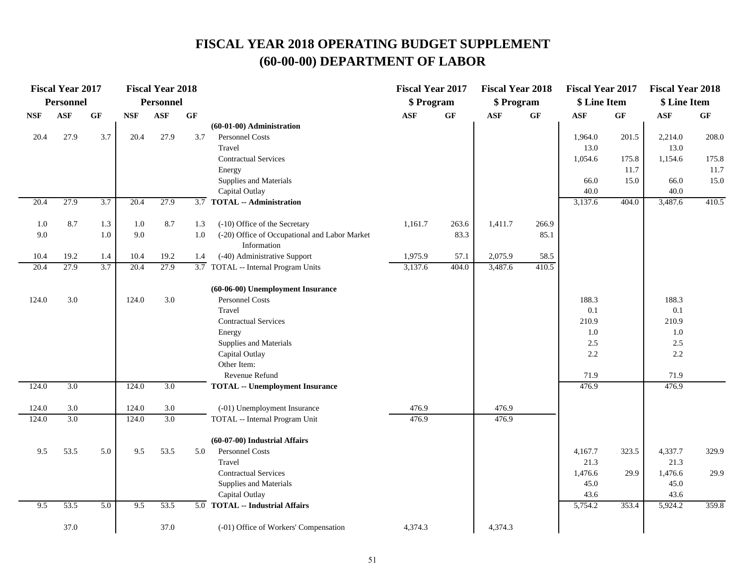# FISCAL YEAR 2018 OPERATING BUDGET SUPPLEMENT
# (60-00-00) DEPARTMENT OF LABOR

| Fiscal Year 2017 Personnel | | | Fiscal Year 2018 Personnel | | | | Fiscal Year 2017 $ Program | | Fiscal Year 2018 $ Program | | Fiscal Year 2017 $ Line Item | | Fiscal Year 2018 $ Line Item | |
|---|---|---|---|---|---|---|---|---|---|---|---|---|---|---|
| NSF | ASF | GF | NSF | ASF | GF | | ASF | GF | ASF | GF | ASF | GF | ASF | GF |
| | | | | | | **(60-01-00) Administration** | | | | | | | | |
| 20.4 | 27.9 | 3.7 | 20.4 | 27.9 | 3.7 | Personnel Costs | | | | | 1,964.0 | 201.5 | 2,214.0 | 208.0 |
| | | | | | | Travel | | | | | 13.0 | | 13.0 | |
| | | | | | | Contractual Services | | | | | 1,054.6 | 175.8 | 1,154.6 | 175.8 |
| | | | | | | Energy | | | | | | 11.7 | | 11.7 |
| | | | | | | Supplies and Materials | | | | | 66.0 | 15.0 | 66.0 | 15.0 |
| | | | | | | Capital Outlay | | | | | 40.0 | | 40.0 | |
| 20.4 | 27.9 | 3.7 | 20.4 | 27.9 | 3.7 | **TOTAL -- Administration** | | | | | 3,137.6 | 404.0 | 3,487.6 | 410.5 |
| | | | | | | | | | | | | | | |
| 1.0 | 8.7 | 1.3 | 1.0 | 8.7 | 1.3 | (-10) Office of the Secretary | 1,161.7 | 263.6 | 1,411.7 | 266.9 | | | | |
| 9.0 | | 1.0 | 9.0 | | 1.0 | (-20) Office of Occupational and Labor Market Information | | 83.3 | | 85.1 | | | | |
| 10.4 | 19.2 | 1.4 | 10.4 | 19.2 | 1.4 | (-40) Administrative Support | 1,975.9 | 57.1 | 2,075.9 | 58.5 | | | | |
| 20.4 | 27.9 | 3.7 | 20.4 | 27.9 | 3.7 | TOTAL -- Internal Program Units | 3,137.6 | 404.0 | 3,487.6 | 410.5 | | | | |
| | | | | | | | | | | | | | | |
| | | | | | | **(60-06-00) Unemployment Insurance** | | | | | | | | |
| 124.0 | 3.0 | | 124.0 | 3.0 | | Personnel Costs | | | | | 188.3 | | 188.3 | |
| | | | | | | Travel | | | | | 0.1 | | 0.1 | |
| | | | | | | Contractual Services | | | | | 210.9 | | 210.9 | |
| | | | | | | Energy | | | | | 1.0 | | 1.0 | |
| | | | | | | Supplies and Materials | | | | | 2.5 | | 2.5 | |
| | | | | | | Capital Outlay | | | | | 2.2 | | 2.2 | |
| | | | | | | Other Item: | | | | | | | | |
| | | | | | | Revenue Refund | | | | | 71.9 | | 71.9 | |
| 124.0 | 3.0 | | 124.0 | 3.0 | | **TOTAL -- Unemployment Insurance** | | | | | 476.9 | | 476.9 | |
| | | | | | | | | | | | | | | |
| 124.0 | 3.0 | | 124.0 | 3.0 | | (-01) Unemployment Insurance | 476.9 | | 476.9 | | | | | |
| 124.0 | 3.0 | | 124.0 | 3.0 | | TOTAL -- Internal Program Unit | 476.9 | | 476.9 | | | | | |
| | | | | | | | | | | | | | | |
| | | | | | | **(60-07-00) Industrial Affairs** | | | | | | | | |
| 9.5 | 53.5 | 5.0 | 9.5 | 53.5 | 5.0 | Personnel Costs | | | | | 4,167.7 | 323.5 | 4,337.7 | 329.9 |
| | | | | | | Travel | | | | | 21.3 | | 21.3 | |
| | | | | | | Contractual Services | | | | | 1,476.6 | 29.9 | 1,476.6 | 29.9 |
| | | | | | | Supplies and Materials | | | | | 45.0 | | 45.0 | |
| | | | | | | Capital Outlay | | | | | 43.6 | | 43.6 | |
| 9.5 | 53.5 | 5.0 | 9.5 | 53.5 | 5.0 | **TOTAL -- Industrial Affairs** | | | | | 5,754.2 | 353.4 | 5,924.2 | 359.8 |
| | | | | | | | | | | | | | | |
| | 37.0 | | | 37.0 | | (-01) Office of Workers' Compensation | 4,374.3 | | 4,374.3 | | | | | |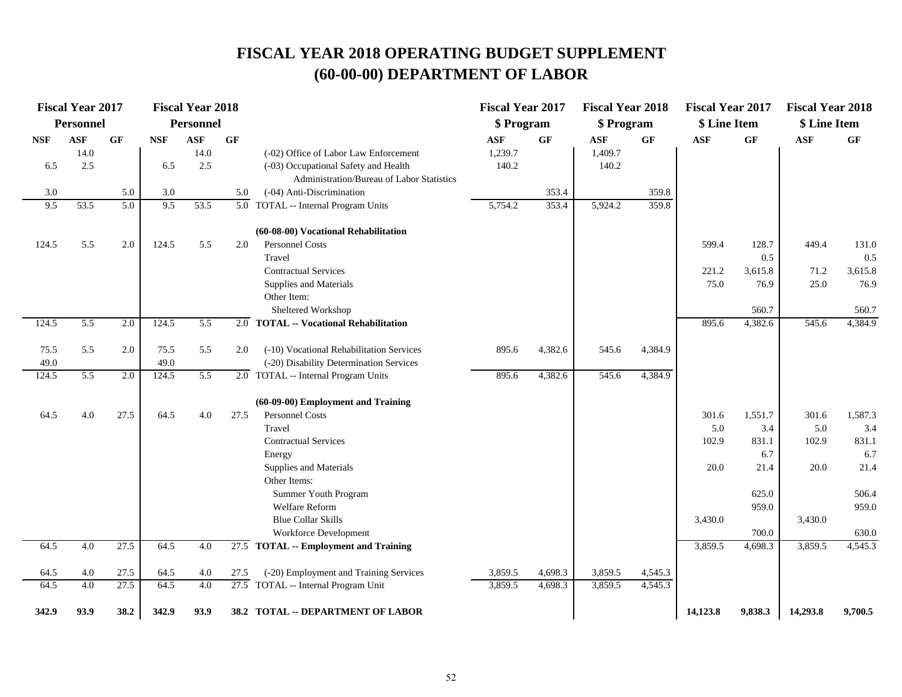# FISCAL YEAR 2018 OPERATING BUDGET SUPPLEMENT
# (60-00-00) DEPARTMENT OF LABOR

| Fiscal Year 2017 Personnel | | | Fiscal Year 2018 Personnel | | | | Fiscal Year 2017 $ Program | | Fiscal Year 2018 $ Program | | Fiscal Year 2017 $ Line Item | | Fiscal Year 2018 $ Line Item | |
|---|---|---|---|---|---|---|---|---|---|---|---|---|---|---|
| NSF | ASF | GF | NSF | ASF | GF | | ASF | GF | ASF | GF | ASF | GF | ASF | GF |
| | 14.0 | | | 14.0 | | (-02) Office of Labor Law Enforcement | 1,239.7 | | 1,409.7 | | | | | |
| 6.5 | 2.5 | | 6.5 | 2.5 | | (-03) Occupational Safety and Health Administration/Bureau of Labor Statistics | 140.2 | | 140.2 | | | | | |
| 3.0 | | 5.0 | 3.0 | | 5.0 | (-04) Anti-Discrimination | | 353.4 | | 359.8 | | | | |
| 9.5 | 53.5 | 5.0 | 9.5 | 53.5 | 5.0 | TOTAL -- Internal Program Units | 5,754.2 | 353.4 | 5,924.2 | 359.8 | | | | |
| | | | | | | **(60-08-00) Vocational Rehabilitation** | | | | | | | | |
| 124.5 | 5.5 | 2.0 | 124.5 | 5.5 | 2.0 | Personnel Costs | | | | | 599.4 | 128.7 | 449.4 | 131.0 |
| | | | | | | Travel | | | | | | 0.5 | | 0.5 |
| | | | | | | Contractual Services | | | | | 221.2 | 3,615.8 | 71.2 | 3,615.8 |
| | | | | | | Supplies and Materials | | | | | 75.0 | 76.9 | 25.0 | 76.9 |
| | | | | | | Other Item: | | | | | | | | |
| | | | | | | Sheltered Workshop | | | | | | 560.7 | | 560.7 |
| 124.5 | 5.5 | 2.0 | 124.5 | 5.5 | 2.0 | **TOTAL -- Vocational Rehabilitation** | | | | | 895.6 | 4,382.6 | 545.6 | 4,384.9 |
| 75.5 | 5.5 | 2.0 | 75.5 | 5.5 | 2.0 | (-10) Vocational Rehabilitation Services | 895.6 | 4,382.6 | 545.6 | 4,384.9 | | | | |
| 49.0 | | | 49.0 | | | (-20) Disability Determination Services | | | | | | | | |
| 124.5 | 5.5 | 2.0 | 124.5 | 5.5 | 2.0 | TOTAL -- Internal Program Units | 895.6 | 4,382.6 | 545.6 | 4,384.9 | | | | |
| | | | | | | **(60-09-00) Employment and Training** | | | | | | | | |
| 64.5 | 4.0 | 27.5 | 64.5 | 4.0 | 27.5 | Personnel Costs | | | | | 301.6 | 1,551.7 | 301.6 | 1,587.3 |
| | | | | | | Travel | | | | | 5.0 | 3.4 | 5.0 | 3.4 |
| | | | | | | Contractual Services | | | | | 102.9 | 831.1 | 102.9 | 831.1 |
| | | | | | | Energy | | | | | | 6.7 | | 6.7 |
| | | | | | | Supplies and Materials | | | | | 20.0 | 21.4 | 20.0 | 21.4 |
| | | | | | | Other Items: | | | | | | | | |
| | | | | | | Summer Youth Program | | | | | | 625.0 | | 506.4 |
| | | | | | | Welfare Reform | | | | | | 959.0 | | 959.0 |
| | | | | | | Blue Collar Skills | | | | | 3,430.0 | | 3,430.0 | |
| | | | | | | Workforce Development | | | | | | 700.0 | | 630.0 |
| 64.5 | 4.0 | 27.5 | 64.5 | 4.0 | 27.5 | **TOTAL -- Employment and Training** | | | | | 3,859.5 | 4,698.3 | 3,859.5 | 4,545.3 |
| 64.5 | 4.0 | 27.5 | 64.5 | 4.0 | 27.5 | (-20) Employment and Training Services | 3,859.5 | 4,698.3 | 3,859.5 | 4,545.3 | | | | |
| 64.5 | 4.0 | 27.5 | 64.5 | 4.0 | 27.5 | TOTAL -- Internal Program Unit | 3,859.5 | 4,698.3 | 3,859.5 | 4,545.3 | | | | |
| **342.9** | **93.9** | **38.2** | **342.9** | **93.9** | **38.2** | **TOTAL -- DEPARTMENT OF LABOR** | | | | | **14,123.8** | **9,838.3** | **14,293.8** | **9,700.5** |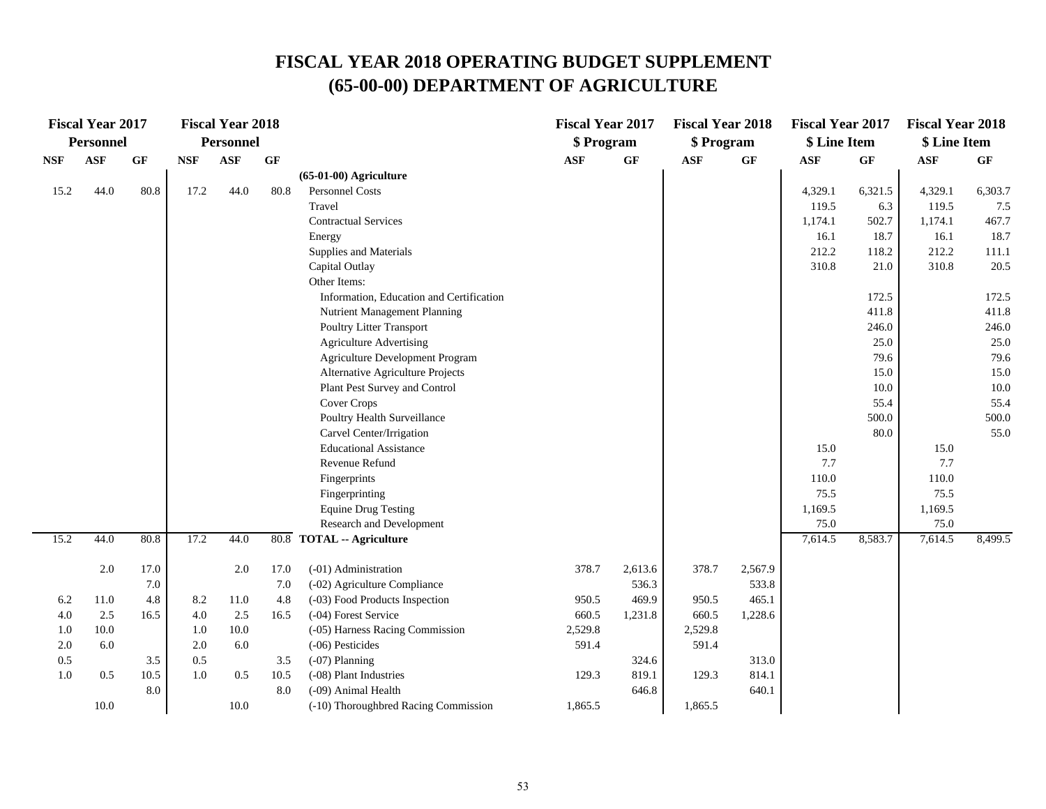# FISCAL YEAR 2018 OPERATING BUDGET SUPPLEMENT
# (65-00-00) DEPARTMENT OF AGRICULTURE

| Fiscal Year 2017 Personnel | | | Fiscal Year 2018 Personnel | | | | Fiscal Year 2017 $ Program | | Fiscal Year 2018 $ Program | | Fiscal Year 2017 $ Line Item | | Fiscal Year 2018 $ Line Item | |
|---|---|---|---|---|---|---|---|---|---|---|---|---|---|---|
| NSF | ASF | GF | NSF | ASF | GF | | ASF | GF | ASF | GF | ASF | GF | ASF | GF |
| | | | | | | **(65-01-00) Agriculture** | | | | | | | | |
| 15.2 | 44.0 | 80.8 | 17.2 | 44.0 | 80.8 | Personnel Costs | | | | | 4,329.1 | 6,321.5 | 4,329.1 | 6,303.7 |
| | | | | | | Travel | | | | | 119.5 | 6.3 | 119.5 | 7.5 |
| | | | | | | Contractual Services | | | | | 1,174.1 | 502.7 | 1,174.1 | 467.7 |
| | | | | | | Energy | | | | | 16.1 | 18.7 | 16.1 | 18.7 |
| | | | | | | Supplies and Materials | | | | | 212.2 | 118.2 | 212.2 | 111.1 |
| | | | | | | Capital Outlay | | | | | 310.8 | 21.0 | 310.8 | 20.5 |
| | | | | | | Other Items: | | | | | | | | |
| | | | | | | Information, Education and Certification | | | | | | 172.5 | | 172.5 |
| | | | | | | Nutrient Management Planning | | | | | | 411.8 | | 411.8 |
| | | | | | | Poultry Litter Transport | | | | | | 246.0 | | 246.0 |
| | | | | | | Agriculture Advertising | | | | | | 25.0 | | 25.0 |
| | | | | | | Agriculture Development Program | | | | | | 79.6 | | 79.6 |
| | | | | | | Alternative Agriculture Projects | | | | | | 15.0 | | 15.0 |
| | | | | | | Plant Pest Survey and Control | | | | | | 10.0 | | 10.0 |
| | | | | | | Cover Crops | | | | | | 55.4 | | 55.4 |
| | | | | | | Poultry Health Surveillance | | | | | | 500.0 | | 500.0 |
| | | | | | | Carvel Center/Irrigation | | | | | | 80.0 | | 55.0 |
| | | | | | | Educational Assistance | | | | | 15.0 | | 15.0 | |
| | | | | | | Revenue Refund | | | | | 7.7 | | 7.7 | |
| | | | | | | Fingerprints | | | | | 110.0 | | 110.0 | |
| | | | | | | Fingerprinting | | | | | 75.5 | | 75.5 | |
| | | | | | | Equine Drug Testing | | | | | 1,169.5 | | 1,169.5 | |
| | | | | | | Research and Development | | | | | 75.0 | | 75.0 | |
| 15.2 | 44.0 | 80.8 | 17.2 | 44.0 | 80.8 | **TOTAL -- Agriculture** | | | | | 7,614.5 | 8,583.7 | 7,614.5 | 8,499.5 |
| | 2.0 | 17.0 | | 2.0 | 17.0 | (-01) Administration | 378.7 | 2,613.6 | 378.7 | 2,567.9 | | | | |
| | | 7.0 | | | 7.0 | (-02) Agriculture Compliance | | 536.3 | | 533.8 | | | | |
| 6.2 | 11.0 | 4.8 | 8.2 | 11.0 | 4.8 | (-03) Food Products Inspection | 950.5 | 469.9 | 950.5 | 465.1 | | | | |
| 4.0 | 2.5 | 16.5 | 4.0 | 2.5 | 16.5 | (-04) Forest Service | 660.5 | 1,231.8 | 660.5 | 1,228.6 | | | | |
| 1.0 | 10.0 | | 1.0 | 10.0 | | (-05) Harness Racing Commission | 2,529.8 | | 2,529.8 | | | | | |
| 2.0 | 6.0 | | 2.0 | 6.0 | | (-06) Pesticides | 591.4 | | 591.4 | | | | | |
| 0.5 | | 3.5 | 0.5 | | 3.5 | (-07) Planning | | 324.6 | | 313.0 | | | | |
| 1.0 | 0.5 | 10.5 | 1.0 | 0.5 | 10.5 | (-08) Plant Industries | 129.3 | 819.1 | 129.3 | 814.1 | | | | |
| | | 8.0 | | | 8.0 | (-09) Animal Health | | 646.8 | | 640.1 | | | | |
| | 10.0 | | | 10.0 | | (-10) Thoroughbred Racing Commission | 1,865.5 | | 1,865.5 | | | | | |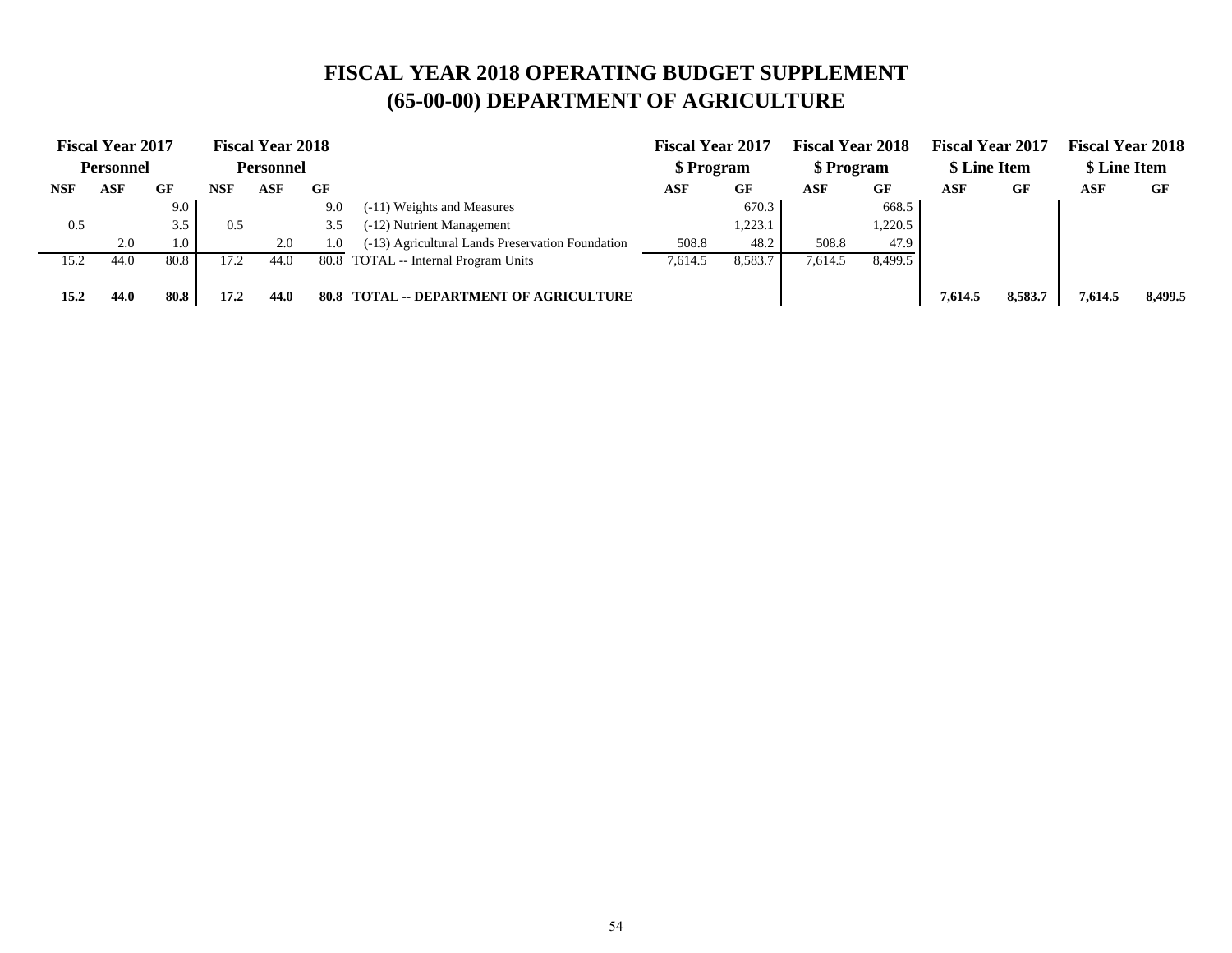# FISCAL YEAR 2018 OPERATING BUDGET SUPPLEMENT
# (65-00-00) DEPARTMENT OF AGRICULTURE

| Fiscal Year 2017 Personnel | | | Fiscal Year 2018 Personnel | | | | Fiscal Year 2017 $ Program | | Fiscal Year 2018 $ Program | | Fiscal Year 2017 $ Line Item | | Fiscal Year 2018 $ Line Item | |
|---|---|---|---|---|---|---|---|---|---|---|---|---|---|---|
| NSF | ASF | GF | NSF | ASF | GF | | ASF | GF | ASF | GF | ASF | GF | ASF | GF |
| | | 9.0 | | | 9.0 | (-11) Weights and Measures | | 670.3 | | 668.5 | | | | |
| 0.5 | | 3.5 | 0.5 | | 3.5 | (-12) Nutrient Management | | 1,223.1 | | 1,220.5 | | | | |
| | 2.0 | 1.0 | | 2.0 | 1.0 | (-13) Agricultural Lands Preservation Foundation | 508.8 | 48.2 | 508.8 | 47.9 | | | | |
| 15.2 | 44.0 | 80.8 | 17.2 | 44.0 | 80.8 | TOTAL -- Internal Program Units | 7,614.5 | 8,583.7 | 7,614.5 | 8,499.5 | | | | |
| **15.2** | **44.0** | **80.8** | **17.2** | **44.0** | **80.8** | **TOTAL -- DEPARTMENT OF AGRICULTURE** | | | | | **7,614.5** | **8,583.7** | **7,614.5** | **8,499.5** |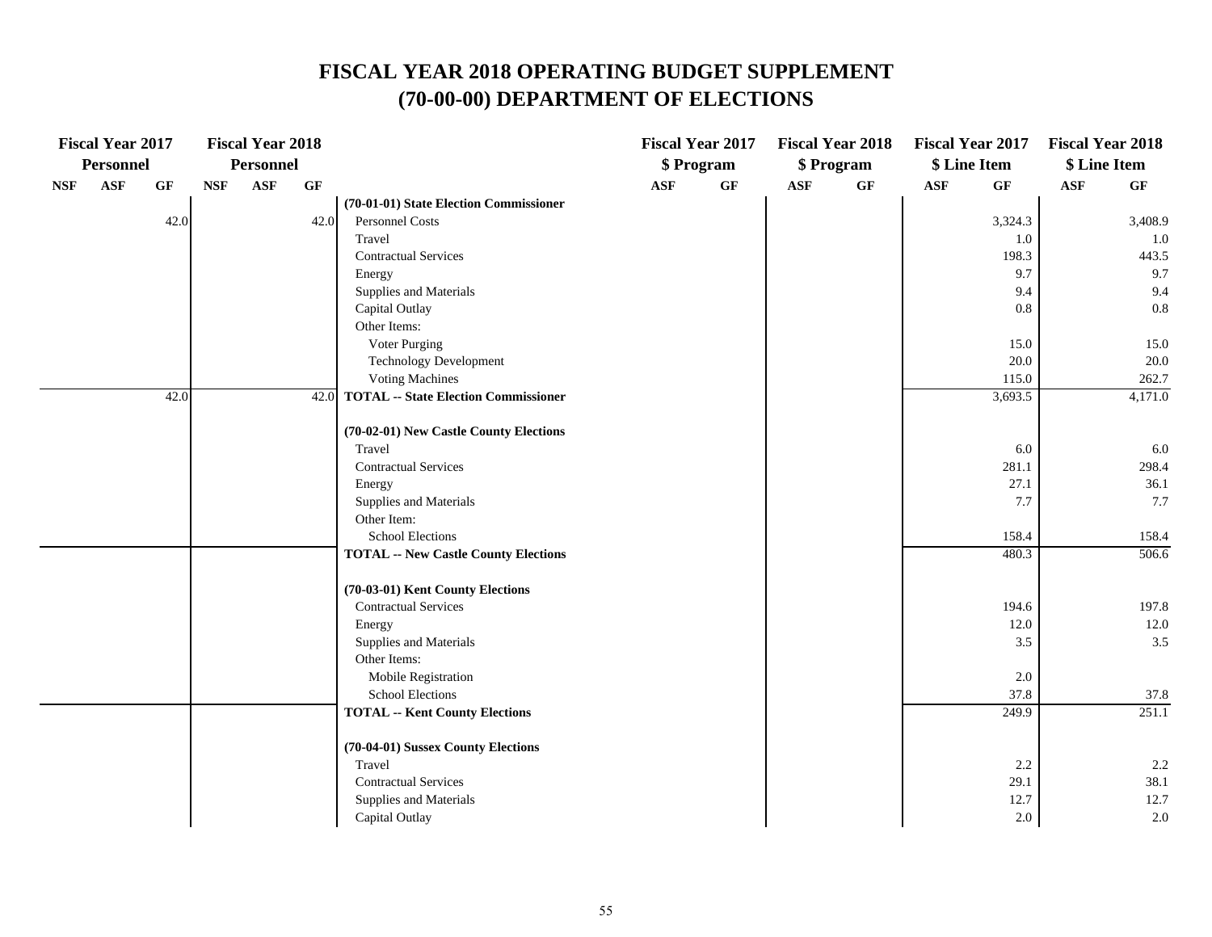# FISCAL YEAR 2018 OPERATING BUDGET SUPPLEMENT
# (70-00-00) DEPARTMENT OF ELECTIONS

| Fiscal Year 2017 Personnel | | | Fiscal Year 2018 Personnel | | | | Fiscal Year 2017 $ Program | | Fiscal Year 2018 $ Program | | Fiscal Year 2017 $ Line Item | | Fiscal Year 2018 $ Line Item | |
|---|---|---|---|---|---|---|---|---|---|---|---|---|---|---|
| NSF | ASF | GF | NSF | ASF | GF | | ASF | GF | ASF | GF | ASF | GF | ASF | GF |
| | | | | | | **(70-01-01) State Election Commissioner** | | | | | | | | |
| | | 42.0 | | | 42.0 | Personnel Costs | | | | | | 3,324.3 | | 3,408.9 |
| | | | | | | Travel | | | | | | 1.0 | | 1.0 |
| | | | | | | Contractual Services | | | | | | 198.3 | | 443.5 |
| | | | | | | Energy | | | | | | 9.7 | | 9.7 |
| | | | | | | Supplies and Materials | | | | | | 9.4 | | 9.4 |
| | | | | | | Capital Outlay | | | | | | 0.8 | | 0.8 |
| | | | | | | Other Items: | | | | | | | | |
| | | | | | | Voter Purging | | | | | | 15.0 | | 15.0 |
| | | | | | | Technology Development | | | | | | 20.0 | | 20.0 |
| | | | | | | Voting Machines | | | | | | 115.0 | | 262.7 |
| | | 42.0 | | | 42.0 | **TOTAL -- State Election Commissioner** | | | | | | 3,693.5 | | 4,171.0 |
| | | | | | | | | | | | | | | |
| | | | | | | **(70-02-01) New Castle County Elections** | | | | | | | | |
| | | | | | | Travel | | | | | | 6.0 | | 6.0 |
| | | | | | | Contractual Services | | | | | | 281.1 | | 298.4 |
| | | | | | | Energy | | | | | | 27.1 | | 36.1 |
| | | | | | | Supplies and Materials | | | | | | 7.7 | | 7.7 |
| | | | | | | Other Item: | | | | | | | | |
| | | | | | | School Elections | | | | | | 158.4 | | 158.4 |
| | | | | | | **TOTAL -- New Castle County Elections** | | | | | | 480.3 | | 506.6 |
| | | | | | | | | | | | | | | |
| | | | | | | **(70-03-01) Kent County Elections** | | | | | | | | |
| | | | | | | Contractual Services | | | | | | 194.6 | | 197.8 |
| | | | | | | Energy | | | | | | 12.0 | | 12.0 |
| | | | | | | Supplies and Materials | | | | | | 3.5 | | 3.5 |
| | | | | | | Other Items: | | | | | | | | |
| | | | | | | Mobile Registration | | | | | | 2.0 | | |
| | | | | | | School Elections | | | | | | 37.8 | | 37.8 |
| | | | | | | **TOTAL -- Kent County Elections** | | | | | | 249.9 | | 251.1 |
| | | | | | | | | | | | | | | |
| | | | | | | **(70-04-01) Sussex County Elections** | | | | | | | | |
| | | | | | | Travel | | | | | | 2.2 | | 2.2 |
| | | | | | | Contractual Services | | | | | | 29.1 | | 38.1 |
| | | | | | | Supplies and Materials | | | | | | 12.7 | | 12.7 |
| | | | | | | Capital Outlay | | | | | | 2.0 | | 2.0 |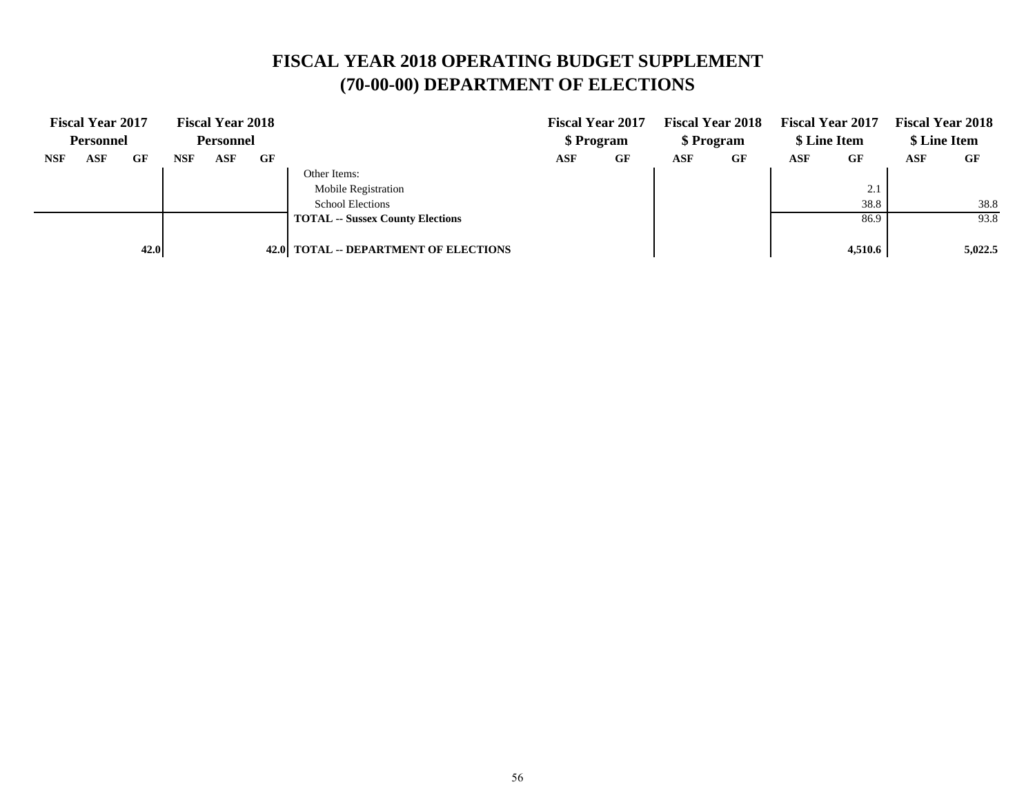# FISCAL YEAR 2018 OPERATING BUDGET SUPPLEMENT
# (70-00-00) DEPARTMENT OF ELECTIONS

| Fiscal Year 2017 Personnel | | | Fiscal Year 2018 Personnel | | | | Fiscal Year 2017 $ Program | | Fiscal Year 2018 $ Program | | Fiscal Year 2017 $ Line Item | | Fiscal Year 2018 $ Line Item | |
|---|---|---|---|---|---|---|---|---|---|---|---|---|---|---|
| NSF | ASF | GF | NSF | ASF | GF | | ASF | GF | ASF | GF | ASF | GF | ASF | GF |
| | | | | | | Other Items: | | | | | | | | |
| | | | | | | Mobile Registration | | | | | | 2.1 | | |
| | | | | | | School Elections | | | | | | 38.8 | | 38.8 |
| | | | | | | **TOTAL -- Sussex County Elections** | | | | | | 86.9 | | 93.8 |
| | | **42.0** | | | **42.0** | **TOTAL -- DEPARTMENT OF ELECTIONS** | | | | | | **4,510.6** | | **5,022.5** |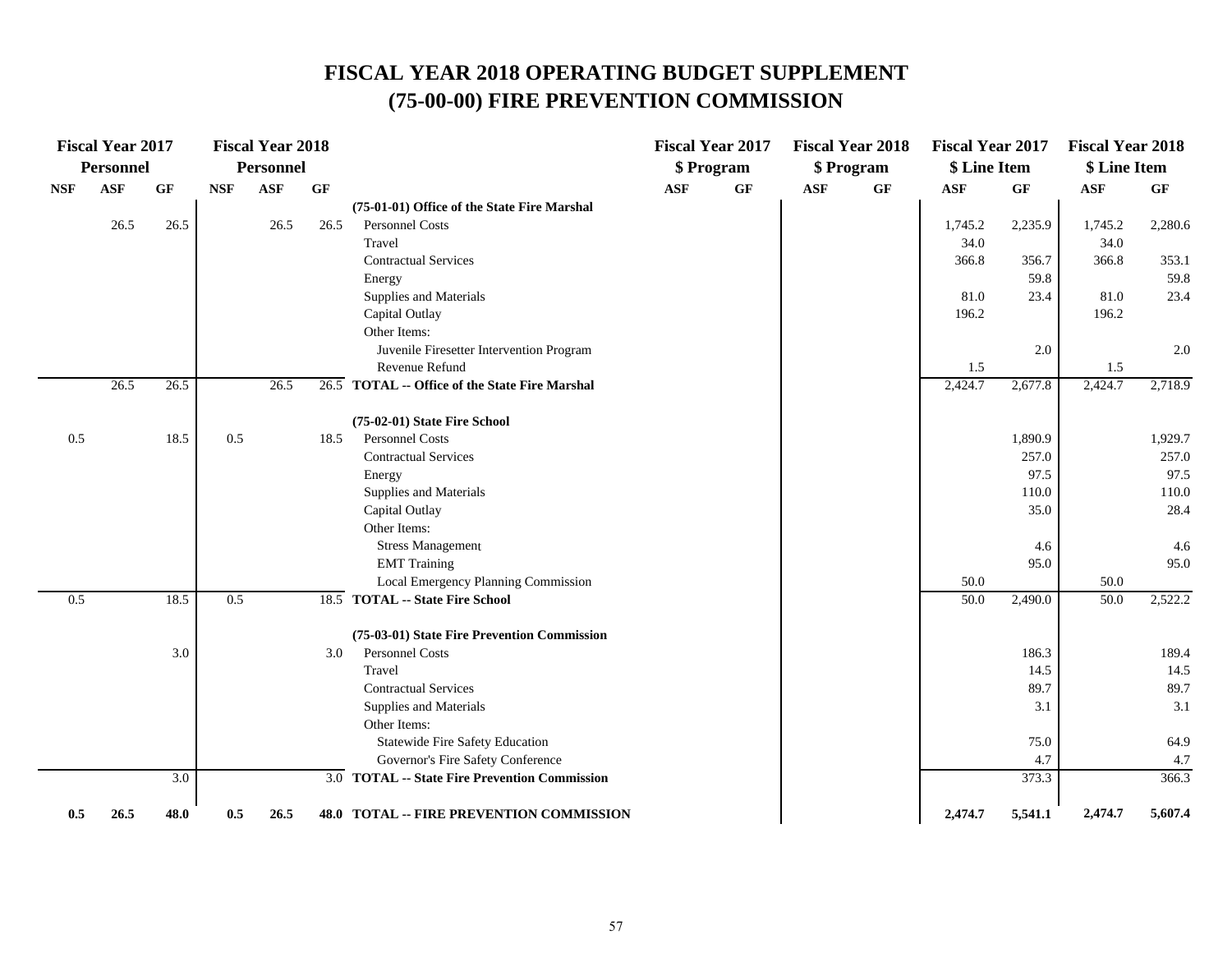# FISCAL YEAR 2018 OPERATING BUDGET SUPPLEMENT
# (75-00-00) FIRE PREVENTION COMMISSION

| Fiscal Year 2017 Personnel | | | Fiscal Year 2018 Personnel | | | | Fiscal Year 2017 $ Program | | Fiscal Year 2018 $ Program | | Fiscal Year 2017 $ Line Item | | Fiscal Year 2018 $ Line Item | |
|---|---|---|---|---|---|---|---|---|---|---|---|---|---|---|
| NSF | ASF | GF | NSF | ASF | GF | | ASF | GF | ASF | GF | ASF | GF | ASF | GF |
| | | | | | | **(75-01-01) Office of the State Fire Marshal** | | | | | | | | |
| | 26.5 | 26.5 | | 26.5 | 26.5 | Personnel Costs | | | | | 1,745.2 | 2,235.9 | 1,745.2 | 2,280.6 |
| | | | | | | Travel | | | | | 34.0 | | 34.0 | |
| | | | | | | Contractual Services | | | | | 366.8 | 356.7 | 366.8 | 353.1 |
| | | | | | | Energy | | | | | | 59.8 | | 59.8 |
| | | | | | | Supplies and Materials | | | | | 81.0 | 23.4 | 81.0 | 23.4 |
| | | | | | | Capital Outlay | | | | | 196.2 | | 196.2 | |
| | | | | | | Other Items: | | | | | | | | |
| | | | | | | Juvenile Firesetter Intervention Program | | | | | | 2.0 | | 2.0 |
| | | | | | | Revenue Refund | | | | | 1.5 | | 1.5 | |
| | 26.5 | 26.5 | | 26.5 | 26.5 | **TOTAL -- Office of the State Fire Marshal** | | | | | 2,424.7 | 2,677.8 | 2,424.7 | 2,718.9 |
| | | | | | | **(75-02-01) State Fire School** | | | | | | | | |
| 0.5 | | 18.5 | 0.5 | | 18.5 | Personnel Costs | | | | | | 1,890.9 | | 1,929.7 |
| | | | | | | Contractual Services | | | | | | 257.0 | | 257.0 |
| | | | | | | Energy | | | | | | 97.5 | | 97.5 |
| | | | | | | Supplies and Materials | | | | | | 110.0 | | 110.0 |
| | | | | | | Capital Outlay | | | | | | 35.0 | | 28.4 |
| | | | | | | Other Items: | | | | | | | | |
| | | | | | | Stress Management | | | | | | 4.6 | | 4.6 |
| | | | | | | EMT Training | | | | | | 95.0 | | 95.0 |
| | | | | | | Local Emergency Planning Commission | | | | | 50.0 | | 50.0 | |
| 0.5 | | 18.5 | 0.5 | | 18.5 | **TOTAL -- State Fire School** | | | | | 50.0 | 2,490.0 | 50.0 | 2,522.2 |
| | | | | | | **(75-03-01) State Fire Prevention Commission** | | | | | | | | |
| | | 3.0 | | | 3.0 | Personnel Costs | | | | | | 186.3 | | 189.4 |
| | | | | | | Travel | | | | | | 14.5 | | 14.5 |
| | | | | | | Contractual Services | | | | | | 89.7 | | 89.7 |
| | | | | | | Supplies and Materials | | | | | | 3.1 | | 3.1 |
| | | | | | | Other Items: | | | | | | | | |
| | | | | | | Statewide Fire Safety Education | | | | | | 75.0 | | 64.9 |
| | | | | | | Governor's Fire Safety Conference | | | | | | 4.7 | | 4.7 |
| | | 3.0 | | | 3.0 | **TOTAL -- State Fire Prevention Commission** | | | | | | 373.3 | | 366.3 |
| **0.5** | **26.5** | **48.0** | **0.5** | **26.5** | **48.0** | **TOTAL -- FIRE PREVENTION COMMISSION** | | | | | **2,474.7** | **5,541.1** | **2,474.7** | **5,607.4** |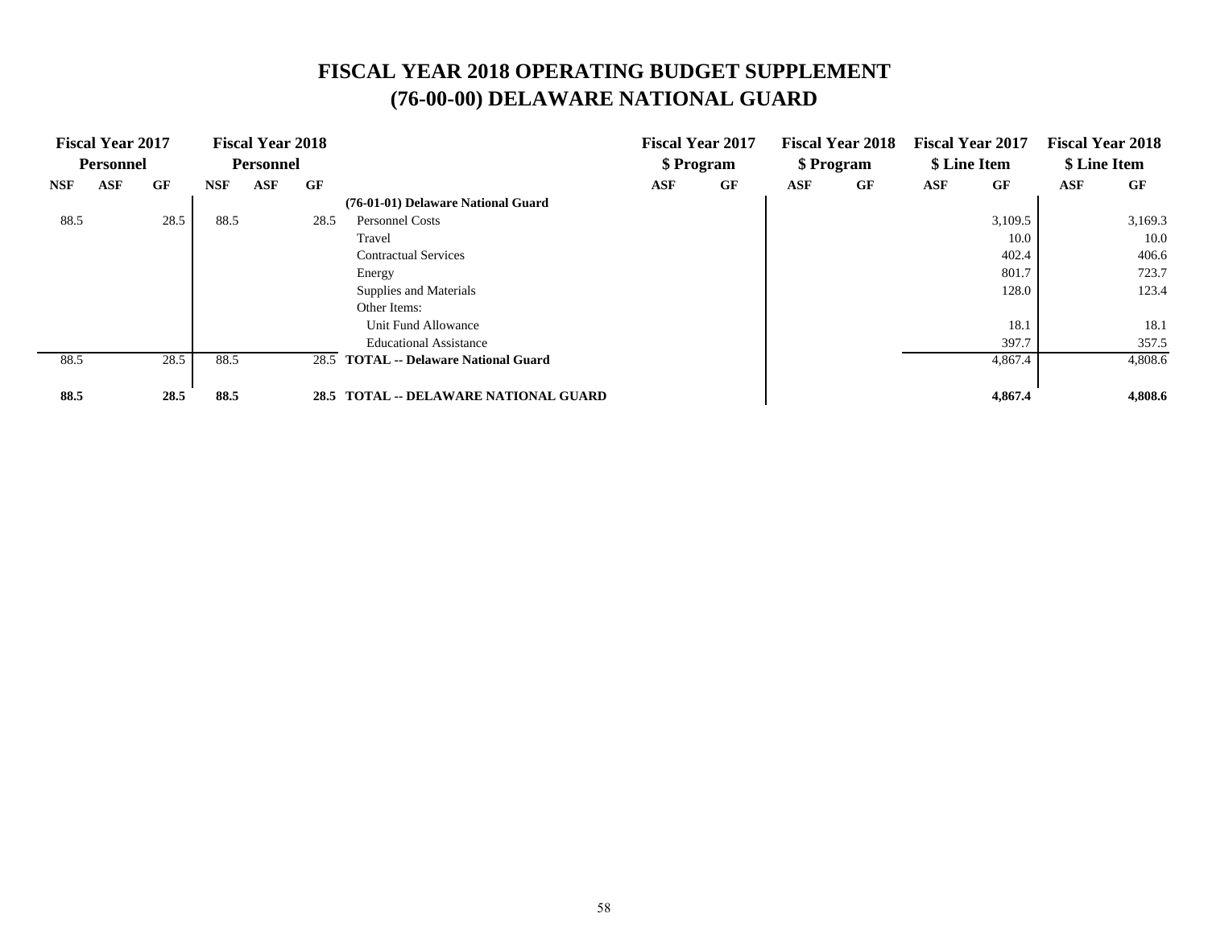# FISCAL YEAR 2018 OPERATING BUDGET SUPPLEMENT
# (76-00-00) DELAWARE NATIONAL GUARD

| Fiscal Year 2017 Personnel | | | Fiscal Year 2018 Personnel | | | | Fiscal Year 2017 $ Program | | Fiscal Year 2018 $ Program | | Fiscal Year 2017 $ Line Item | | Fiscal Year 2018 $ Line Item | |
|---|---|---|---|---|---|---|---|---|---|---|---|---|---|---|
| NSF | ASF | GF | NSF | ASF | GF | | ASF | GF | ASF | GF | ASF | GF | ASF | GF |
| | | | | | | **(76-01-01) Delaware National Guard** | | | | | | | | |
| 88.5 | | 28.5 | 88.5 | | 28.5 | Personnel Costs | | | | | | 3,109.5 | | 3,169.3 |
| | | | | | | Travel | | | | | | 10.0 | | 10.0 |
| | | | | | | Contractual Services | | | | | | 402.4 | | 406.6 |
| | | | | | | Energy | | | | | | 801.7 | | 723.7 |
| | | | | | | Supplies and Materials | | | | | | 128.0 | | 123.4 |
| | | | | | | Other Items: | | | | | | | | |
| | | | | | | Unit Fund Allowance | | | | | | 18.1 | | 18.1 |
| | | | | | | Educational Assistance | | | | | | 397.7 | | 357.5 |
| 88.5 | | 28.5 | 88.5 | | 28.5 | **TOTAL -- Delaware National Guard** | | | | | | 4,867.4 | | 4,808.6 |
| **88.5** | | **28.5** | **88.5** | | **28.5** | **TOTAL -- DELAWARE NATIONAL GUARD** | | | | | | **4,867.4** | | **4,808.6** |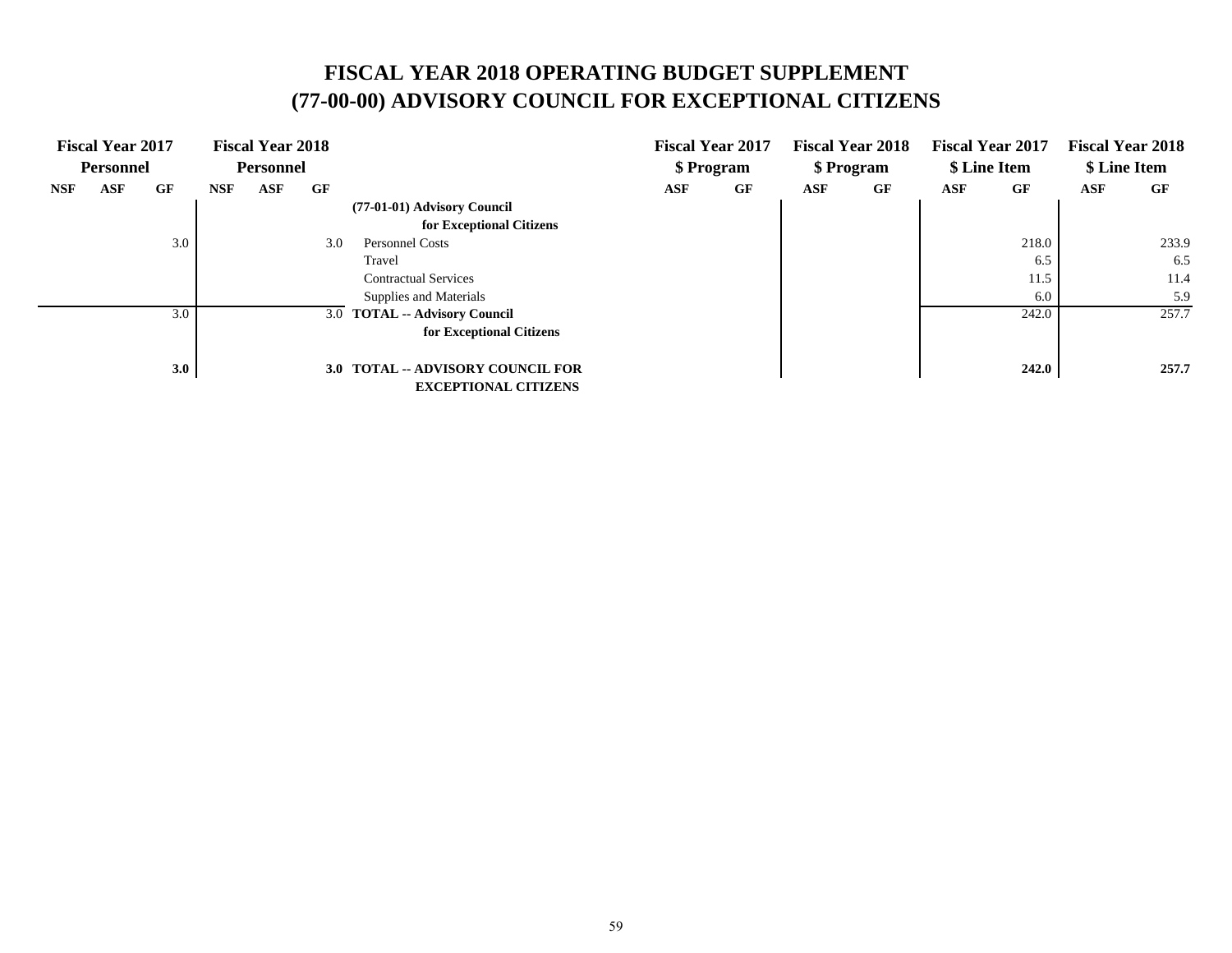# FISCAL YEAR 2018 OPERATING BUDGET SUPPLEMENT
# (77-00-00) ADVISORY COUNCIL FOR EXCEPTIONAL CITIZENS

| Fiscal Year 2017 Personnel | | | Fiscal Year 2018 Personnel | | | | Fiscal Year 2017 $ Program | | Fiscal Year 2018 $ Program | | Fiscal Year 2017 $ Line Item | | Fiscal Year 2018 $ Line Item | |
|---|---|---|---|---|---|---|---|---|---|---|---|---|---|---|
| NSF | ASF | GF | NSF | ASF | GF | | ASF | GF | ASF | GF | ASF | GF | ASF | GF |
| | | | | | | **(77-01-01) Advisory Council for Exceptional Citizens** | | | | | | | | |
| | | 3.0 | | | 3.0 | Personnel Costs | | | | | | 218.0 | | 233.9 |
| | | | | | | Travel | | | | | | 6.5 | | 6.5 |
| | | | | | | Contractual Services | | | | | | 11.5 | | 11.4 |
| | | | | | | Supplies and Materials | | | | | | 6.0 | | 5.9 |
| | | 3.0 | | | 3.0 | **TOTAL -- Advisory Council for Exceptional Citizens** | | | | | | 242.0 | | 257.7 |
| | | **3.0** | | | **3.0** | **TOTAL -- ADVISORY COUNCIL FOR EXCEPTIONAL CITIZENS** | | | | | | **242.0** | | **257.7** |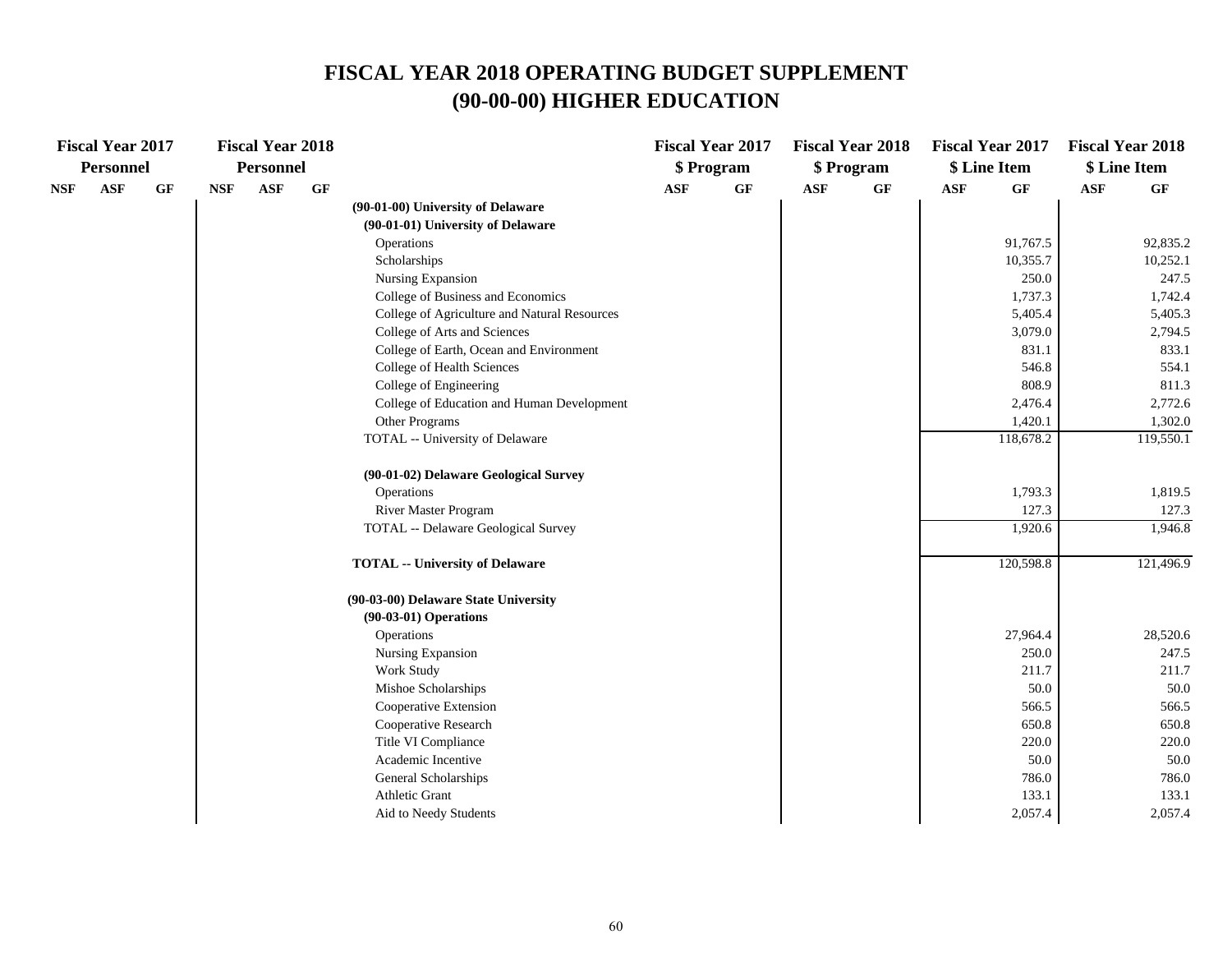# FISCAL YEAR 2018 OPERATING BUDGET SUPPLEMENT
# (90-00-00) HIGHER EDUCATION

| Fiscal Year 2017 Personnel | | | Fiscal Year 2018 Personnel | | | | Fiscal Year 2017 $ Program | | Fiscal Year 2018 $ Program | | Fiscal Year 2017 $ Line Item | | Fiscal Year 2018 $ Line Item | |
|---|---|---|---|---|---|---|---|---|---|---|---|---|---|---|
| NSF | ASF | GF | NSF | ASF | GF | | ASF | GF | ASF | GF | ASF | GF | ASF | GF |
| | | | | | | **(90-01-00) University of Delaware** | | | | | | | | |
| | | | | | | **(90-01-01) University of Delaware** | | | | | | | | |
| | | | | | | Operations | | | | | | 91,767.5 | | 92,835.2 |
| | | | | | | Scholarships | | | | | | 10,355.7 | | 10,252.1 |
| | | | | | | Nursing Expansion | | | | | | 250.0 | | 247.5 |
| | | | | | | College of Business and Economics | | | | | | 1,737.3 | | 1,742.4 |
| | | | | | | College of Agriculture and Natural Resources | | | | | | 5,405.4 | | 5,405.3 |
| | | | | | | College of Arts and Sciences | | | | | | 3,079.0 | | 2,794.5 |
| | | | | | | College of Earth, Ocean and Environment | | | | | | 831.1 | | 833.1 |
| | | | | | | College of Health Sciences | | | | | | 546.8 | | 554.1 |
| | | | | | | College of Engineering | | | | | | 808.9 | | 811.3 |
| | | | | | | College of Education and Human Development | | | | | | 2,476.4 | | 2,772.6 |
| | | | | | | Other Programs | | | | | | 1,420.1 | | 1,302.0 |
| | | | | | | TOTAL -- University of Delaware | | | | | | 118,678.2 | | 119,550.1 |
| | | | | | | **(90-01-02) Delaware Geological Survey** | | | | | | | | |
| | | | | | | Operations | | | | | | 1,793.3 | | 1,819.5 |
| | | | | | | River Master Program | | | | | | 127.3 | | 127.3 |
| | | | | | | TOTAL -- Delaware Geological Survey | | | | | | 1,920.6 | | 1,946.8 |
| | | | | | | **TOTAL -- University of Delaware** | | | | | | 120,598.8 | | 121,496.9 |
| | | | | | | **(90-03-00) Delaware State University** | | | | | | | | |
| | | | | | | **(90-03-01) Operations** | | | | | | | | |
| | | | | | | Operations | | | | | | 27,964.4 | | 28,520.6 |
| | | | | | | Nursing Expansion | | | | | | 250.0 | | 247.5 |
| | | | | | | Work Study | | | | | | 211.7 | | 211.7 |
| | | | | | | Mishoe Scholarships | | | | | | 50.0 | | 50.0 |
| | | | | | | Cooperative Extension | | | | | | 566.5 | | 566.5 |
| | | | | | | Cooperative Research | | | | | | 650.8 | | 650.8 |
| | | | | | | Title VI Compliance | | | | | | 220.0 | | 220.0 |
| | | | | | | Academic Incentive | | | | | | 50.0 | | 50.0 |
| | | | | | | General Scholarships | | | | | | 786.0 | | 786.0 |
| | | | | | | Athletic Grant | | | | | | 133.1 | | 133.1 |
| | | | | | | Aid to Needy Students | | | | | | 2,057.4 | | 2,057.4 |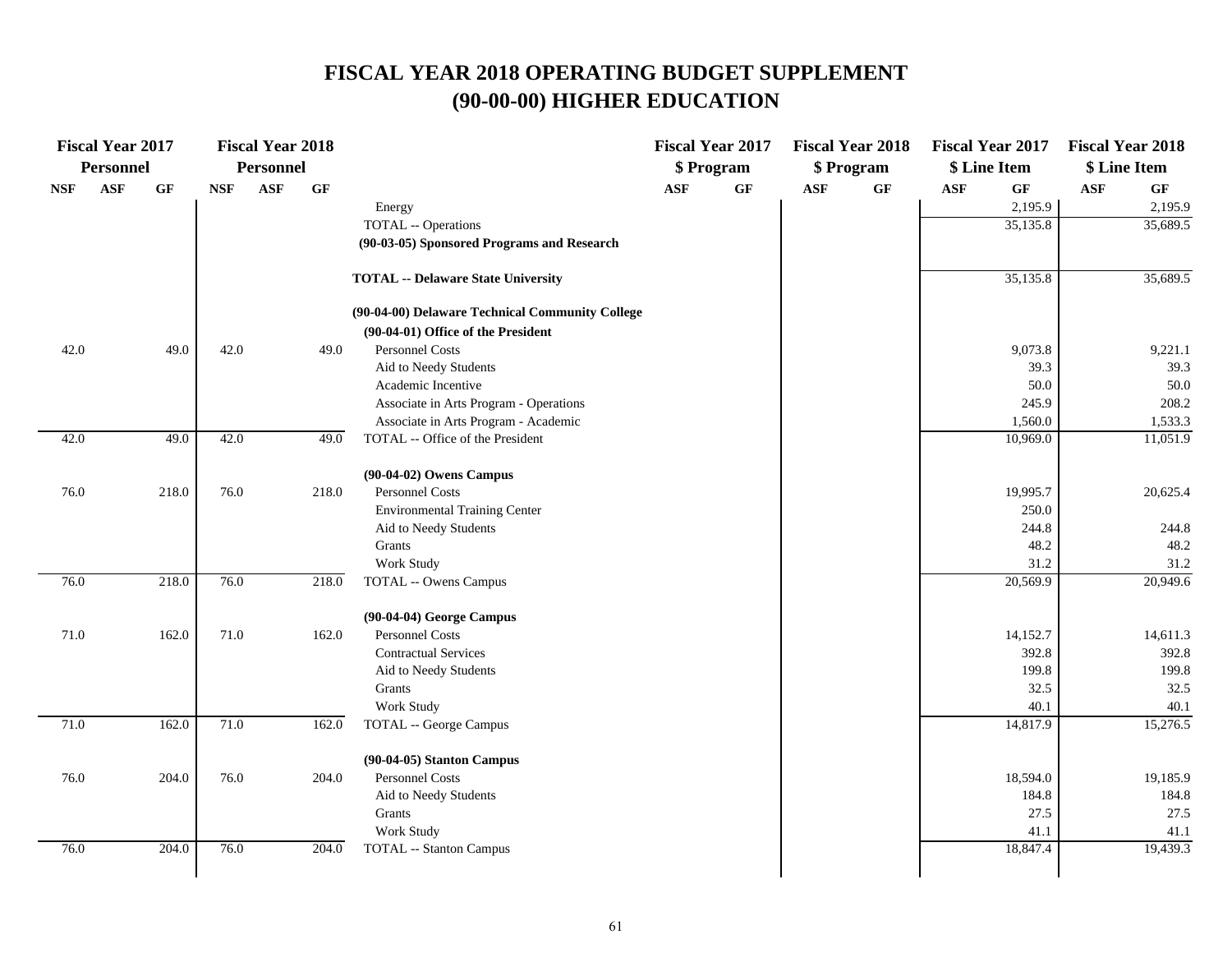# FISCAL YEAR 2018 OPERATING BUDGET SUPPLEMENT
## (90-00-00) HIGHER EDUCATION

| Fiscal Year 2017 Personnel | | | Fiscal Year 2018 Personnel | | | | Fiscal Year 2017 $ Program | | Fiscal Year 2018 $ Program | | Fiscal Year 2017 $ Line Item | | Fiscal Year 2018 $ Line Item | |
|---|---|---|---|---|---|---|---|---|---|---|---|---|---|---|
| NSF | ASF | GF | NSF | ASF | GF | | ASF | GF | ASF | GF | ASF | GF | ASF | GF |
| | | | | | | Energy | | | | | | 2,195.9 | | 2,195.9 |
| | | | | | | TOTAL -- Operations | | | | | | 35,135.8 | | 35,689.5 |
| | | | | | | **(90-03-05) Sponsored Programs and Research** | | | | | | | | |
| | | | | | | **TOTAL -- Delaware State University** | | | | | | 35,135.8 | | 35,689.5 |
| | | | | | | **(90-04-00) Delaware Technical Community College** | | | | | | | | |
| | | | | | | **(90-04-01) Office of the President** | | | | | | | | |
| 42.0 | | 49.0 | 42.0 | | 49.0 | Personnel Costs | | | | | | 9,073.8 | | 9,221.1 |
| | | | | | | Aid to Needy Students | | | | | | 39.3 | | 39.3 |
| | | | | | | Academic Incentive | | | | | | 50.0 | | 50.0 |
| | | | | | | Associate in Arts Program - Operations | | | | | | 245.9 | | 208.2 |
| | | | | | | Associate in Arts Program - Academic | | | | | | 1,560.0 | | 1,533.3 |
| 42.0 | | 49.0 | 42.0 | | 49.0 | TOTAL -- Office of the President | | | | | | 10,969.0 | | 11,051.9 |
| | | | | | | **(90-04-02) Owens Campus** | | | | | | | | |
| 76.0 | | 218.0 | 76.0 | | 218.0 | Personnel Costs | | | | | | 19,995.7 | | 20,625.4 |
| | | | | | | Environmental Training Center | | | | | | 250.0 | | |
| | | | | | | Aid to Needy Students | | | | | | 244.8 | | 244.8 |
| | | | | | | Grants | | | | | | 48.2 | | 48.2 |
| | | | | | | Work Study | | | | | | 31.2 | | 31.2 |
| 76.0 | | 218.0 | 76.0 | | 218.0 | TOTAL -- Owens Campus | | | | | | 20,569.9 | | 20,949.6 |
| | | | | | | **(90-04-04) George Campus** | | | | | | | | |
| 71.0 | | 162.0 | 71.0 | | 162.0 | Personnel Costs | | | | | | 14,152.7 | | 14,611.3 |
| | | | | | | Contractual Services | | | | | | 392.8 | | 392.8 |
| | | | | | | Aid to Needy Students | | | | | | 199.8 | | 199.8 |
| | | | | | | Grants | | | | | | 32.5 | | 32.5 |
| | | | | | | Work Study | | | | | | 40.1 | | 40.1 |
| 71.0 | | 162.0 | 71.0 | | 162.0 | TOTAL -- George Campus | | | | | | 14,817.9 | | 15,276.5 |
| | | | | | | **(90-04-05) Stanton Campus** | | | | | | | | |
| 76.0 | | 204.0 | 76.0 | | 204.0 | Personnel Costs | | | | | | 18,594.0 | | 19,185.9 |
| | | | | | | Aid to Needy Students | | | | | | 184.8 | | 184.8 |
| | | | | | | Grants | | | | | | 27.5 | | 27.5 |
| | | | | | | Work Study | | | | | | 41.1 | | 41.1 |
| 76.0 | | 204.0 | 76.0 | | 204.0 | TOTAL -- Stanton Campus | | | | | | 18,847.4 | | 19,439.3 |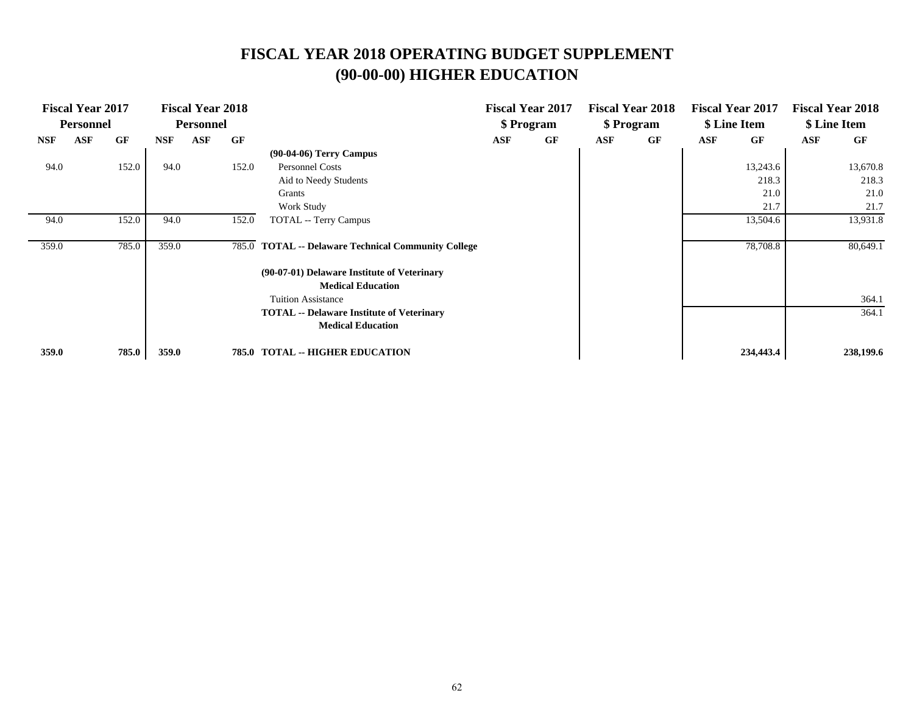# FISCAL YEAR 2018 OPERATING BUDGET SUPPLEMENT
# (90-00-00) HIGHER EDUCATION

| Fiscal Year 2017 Personnel | | | Fiscal Year 2018 Personnel | | | | Fiscal Year 2017 $ Program | | Fiscal Year 2018 $ Program | | Fiscal Year 2017 $ Line Item | | Fiscal Year 2018 $ Line Item | |
|---|---|---|---|---|---|---|---|---|---|---|---|---|---|---|
| NSF | ASF | GF | NSF | ASF | GF | | ASF | GF | ASF | GF | ASF | GF | ASF | GF |
| | | | | | | **(90-04-06) Terry Campus** | | | | | | | | |
| 94.0 | | 152.0 | 94.0 | | 152.0 | Personnel Costs | | | | | | 13,243.6 | | 13,670.8 |
| | | | | | | Aid to Needy Students | | | | | | 218.3 | | 218.3 |
| | | | | | | Grants | | | | | | 21.0 | | 21.0 |
| | | | | | | Work Study | | | | | | 21.7 | | 21.7 |
| 94.0 | | 152.0 | 94.0 | | 152.0 | TOTAL -- Terry Campus | | | | | | 13,504.6 | | 13,931.8 |
| 359.0 | | 785.0 | 359.0 | | 785.0 | **TOTAL -- Delaware Technical Community College** | | | | | | 78,708.8 | | 80,649.1 |
| | | | | | | **(90-07-01) Delaware Institute of Veterinary Medical Education** | | | | | | | | |
| | | | | | | Tuition Assistance | | | | | | | | 364.1 |
| | | | | | | **TOTAL -- Delaware Institute of Veterinary Medical Education** | | | | | | | | 364.1 |
| **359.0** | | **785.0** | **359.0** | | **785.0** | **TOTAL -- HIGHER EDUCATION** | | | | | | **234,443.4** | | **238,199.6** |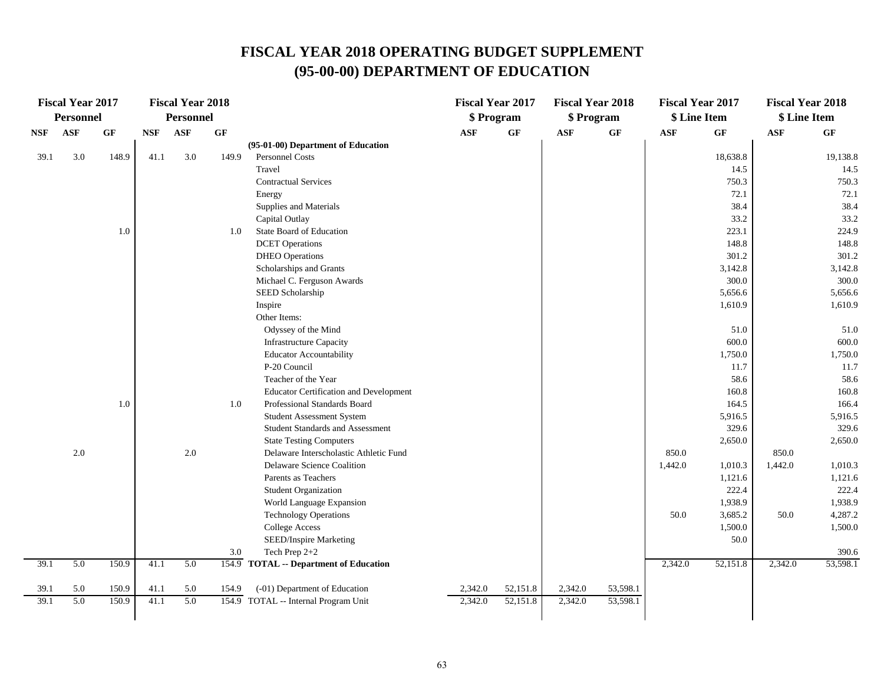# FISCAL YEAR 2018 OPERATING BUDGET SUPPLEMENT
# (95-00-00) DEPARTMENT OF EDUCATION

| Fiscal Year 2017 Personnel | | | Fiscal Year 2018 Personnel | | | | Fiscal Year 2017 $ Program | | Fiscal Year 2018 $ Program | | Fiscal Year 2017 $ Line Item | | Fiscal Year 2018 $ Line Item | |
|---|---|---|---|---|---|---|---|---|---|---|---|---|---|---|
| NSF | ASF | GF | NSF | ASF | GF | | ASF | GF | ASF | GF | ASF | GF | ASF | GF |
| | | | | | | **(95-01-00) Department of Education** | | | | | | | | |
| 39.1 | 3.0 | 148.9 | 41.1 | 3.0 | 149.9 | Personnel Costs | | | | | | 18,638.8 | | 19,138.8 |
| | | | | | | Travel | | | | | | 14.5 | | 14.5 |
| | | | | | | Contractual Services | | | | | | 750.3 | | 750.3 |
| | | | | | | Energy | | | | | | 72.1 | | 72.1 |
| | | | | | | Supplies and Materials | | | | | | 38.4 | | 38.4 |
| | | | | | | Capital Outlay | | | | | | 33.2 | | 33.2 |
| | | 1.0 | | | 1.0 | State Board of Education | | | | | | 223.1 | | 224.9 |
| | | | | | | DCET Operations | | | | | | 148.8 | | 148.8 |
| | | | | | | DHEO Operations | | | | | | 301.2 | | 301.2 |
| | | | | | | Scholarships and Grants | | | | | | 3,142.8 | | 3,142.8 |
| | | | | | | Michael C. Ferguson Awards | | | | | | 300.0 | | 300.0 |
| | | | | | | SEED Scholarship | | | | | | 5,656.6 | | 5,656.6 |
| | | | | | | Inspire | | | | | | 1,610.9 | | 1,610.9 |
| | | | | | | Other Items: | | | | | | | | |
| | | | | | | Odyssey of the Mind | | | | | | 51.0 | | 51.0 |
| | | | | | | Infrastructure Capacity | | | | | | 600.0 | | 600.0 |
| | | | | | | Educator Accountability | | | | | | 1,750.0 | | 1,750.0 |
| | | | | | | P-20 Council | | | | | | 11.7 | | 11.7 |
| | | | | | | Teacher of the Year | | | | | | 58.6 | | 58.6 |
| | | | | | | Educator Certification and Development | | | | | | 160.8 | | 160.8 |
| | | 1.0 | | | 1.0 | Professional Standards Board | | | | | | 164.5 | | 166.4 |
| | | | | | | Student Assessment System | | | | | | 5,916.5 | | 5,916.5 |
| | | | | | | Student Standards and Assessment | | | | | | 329.6 | | 329.6 |
| | | | | | | State Testing Computers | | | | | | 2,650.0 | | 2,650.0 |
| | 2.0 | | | 2.0 | | Delaware Interscholastic Athletic Fund | | | | | 850.0 | | 850.0 | |
| | | | | | | Delaware Science Coalition | | | | | 1,442.0 | 1,010.3 | 1,442.0 | 1,010.3 |
| | | | | | | Parents as Teachers | | | | | | 1,121.6 | | 1,121.6 |
| | | | | | | Student Organization | | | | | | 222.4 | | 222.4 |
| | | | | | | World Language Expansion | | | | | | 1,938.9 | | 1,938.9 |
| | | | | | | Technology Operations | | | | | 50.0 | 3,685.2 | 50.0 | 4,287.2 |
| | | | | | | College Access | | | | | | 1,500.0 | | 1,500.0 |
| | | | | | | SEED/Inspire Marketing | | | | | | 50.0 | | |
| | | | | | 3.0 | Tech Prep 2+2 | | | | | | | | 390.6 |
| 39.1 | 5.0 | 150.9 | 41.1 | 5.0 | 154.9 | **TOTAL -- Department of Education** | | | | | 2,342.0 | 52,151.8 | 2,342.0 | 53,598.1 |
| | | | | | | | | | | | | | | |
| 39.1 | 5.0 | 150.9 | 41.1 | 5.0 | 154.9 | (-01) Department of Education | 2,342.0 | 52,151.8 | 2,342.0 | 53,598.1 | | | | |
| 39.1 | 5.0 | 150.9 | 41.1 | 5.0 | 154.9 | TOTAL -- Internal Program Unit | 2,342.0 | 52,151.8 | 2,342.0 | 53,598.1 | | | | |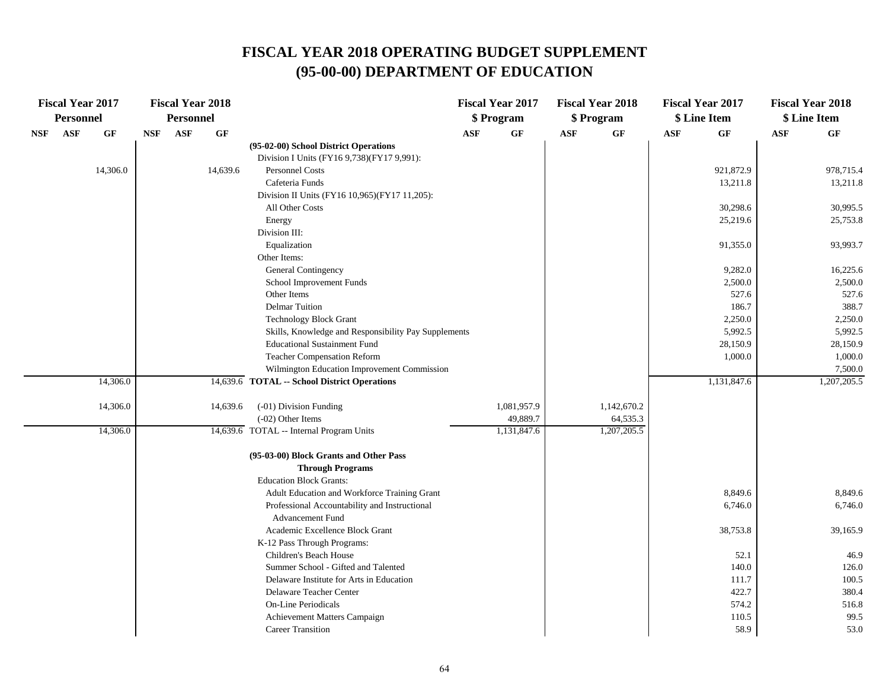# FISCAL YEAR 2018 OPERATING BUDGET SUPPLEMENT
# (95-00-00) DEPARTMENT OF EDUCATION

| Fiscal Year 2017 Personnel | | | Fiscal Year 2018 Personnel | | | | Fiscal Year 2017 $ Program | | Fiscal Year 2018 $ Program | | Fiscal Year 2017 $ Line Item | | Fiscal Year 2018 $ Line Item | |
|---|---|---|---|---|---|---|---|---|---|---|---|---|---|---|
| NSF | ASF | GF | NSF | ASF | GF | | ASF | GF | ASF | GF | ASF | GF | ASF | GF |
| | | | | | | **(95-02-00) School District Operations** | | | | | | | | |
| | | | | | | Division I Units (FY16 9,738)(FY17 9,991): | | | | | | | | |
| | | 14,306.0 | | | 14,639.6 | Personnel Costs | | | | | | 921,872.9 | | 978,715.4 |
| | | | | | | Cafeteria Funds | | | | | | 13,211.8 | | 13,211.8 |
| | | | | | | Division II Units (FY16 10,965)(FY17 11,205): | | | | | | | | |
| | | | | | | All Other Costs | | | | | | 30,298.6 | | 30,995.5 |
| | | | | | | Energy | | | | | | 25,219.6 | | 25,753.8 |
| | | | | | | Division III: | | | | | | | | |
| | | | | | | Equalization | | | | | | 91,355.0 | | 93,993.7 |
| | | | | | | Other Items: | | | | | | | | |
| | | | | | | General Contingency | | | | | | 9,282.0 | | 16,225.6 |
| | | | | | | School Improvement Funds | | | | | | 2,500.0 | | 2,500.0 |
| | | | | | | Other Items | | | | | | 527.6 | | 527.6 |
| | | | | | | Delmar Tuition | | | | | | 186.7 | | 388.7 |
| | | | | | | Technology Block Grant | | | | | | 2,250.0 | | 2,250.0 |
| | | | | | | Skills, Knowledge and Responsibility Pay Supplements | | | | | | 5,992.5 | | 5,992.5 |
| | | | | | | Educational Sustainment Fund | | | | | | 28,150.9 | | 28,150.9 |
| | | | | | | Teacher Compensation Reform | | | | | | 1,000.0 | | 1,000.0 |
| | | | | | | Wilmington Education Improvement Commission | | | | | | | | 7,500.0 |
| | | 14,306.0 | | | 14,639.6 | **TOTAL -- School District Operations** | | | | | | 1,131,847.6 | | 1,207,205.5 |
| | | 14,306.0 | | | 14,639.6 | (-01) Division Funding | | 1,081,957.9 | | 1,142,670.2 | | | | |
| | | | | | | (-02) Other Items | | 49,889.7 | | 64,535.3 | | | | |
| | | 14,306.0 | | | 14,639.6 | TOTAL -- Internal Program Units | | 1,131,847.6 | | 1,207,205.5 | | | | |
| | | | | | | **(95-03-00) Block Grants and Other Pass Through Programs** | | | | | | | | |
| | | | | | | Education Block Grants: | | | | | | | | |
| | | | | | | Adult Education and Workforce Training Grant | | | | | | 8,849.6 | | 8,849.6 |
| | | | | | | Professional Accountability and Instructional Advancement Fund | | | | | | 6,746.0 | | 6,746.0 |
| | | | | | | Academic Excellence Block Grant | | | | | | 38,753.8 | | 39,165.9 |
| | | | | | | K-12 Pass Through Programs: | | | | | | | | |
| | | | | | | Children's Beach House | | | | | | 52.1 | | 46.9 |
| | | | | | | Summer School - Gifted and Talented | | | | | | 140.0 | | 126.0 |
| | | | | | | Delaware Institute for Arts in Education | | | | | | 111.7 | | 100.5 |
| | | | | | | Delaware Teacher Center | | | | | | 422.7 | | 380.4 |
| | | | | | | On-Line Periodicals | | | | | | 574.2 | | 516.8 |
| | | | | | | Achievement Matters Campaign | | | | | | 110.5 | | 99.5 |
| | | | | | | Career Transition | | | | | | 58.9 | | 53.0 |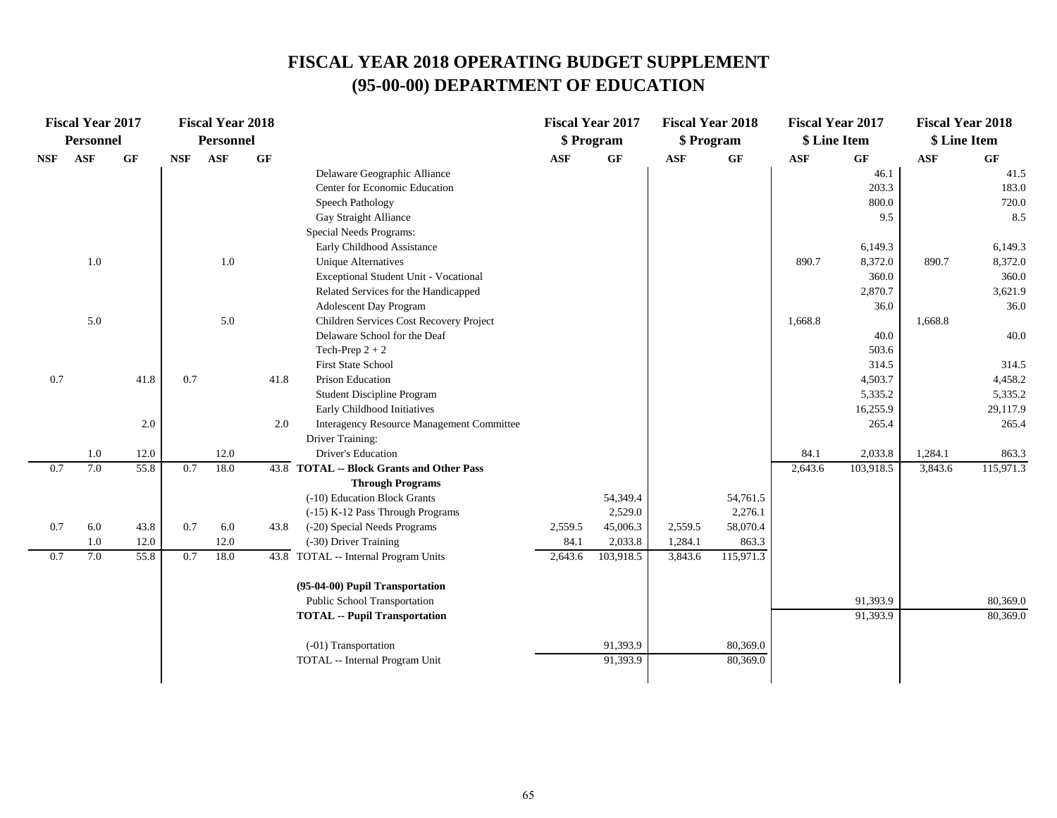# FISCAL YEAR 2018 OPERATING BUDGET SUPPLEMENT
# (95-00-00) DEPARTMENT OF EDUCATION

| Fiscal Year 2017 Personnel | | | Fiscal Year 2018 Personnel | | | | Fiscal Year 2017 $ Program | | Fiscal Year 2018 $ Program | | Fiscal Year 2017 $ Line Item | | Fiscal Year 2018 $ Line Item | |
|---|---|---|---|---|---|---|---|---|---|---|---|---|---|---|
| NSF | ASF | GF | NSF | ASF | GF | | ASF | GF | ASF | GF | ASF | GF | ASF | GF |
| | | | | | | Delaware Geographic Alliance | | | | | | 46.1 | | 41.5 |
| | | | | | | Center for Economic Education | | | | | | 203.3 | | 183.0 |
| | | | | | | Speech Pathology | | | | | | 800.0 | | 720.0 |
| | | | | | | Gay Straight Alliance | | | | | | 9.5 | | 8.5 |
| | | | | | | Special Needs Programs: | | | | | | | | |
| | | | | | | Early Childhood Assistance | | | | | | 6,149.3 | | 6,149.3 |
| | 1.0 | | | 1.0 | | Unique Alternatives | | | | | 890.7 | 8,372.0 | 890.7 | 8,372.0 |
| | | | | | | Exceptional Student Unit - Vocational | | | | | | 360.0 | | 360.0 |
| | | | | | | Related Services for the Handicapped | | | | | | 2,870.7 | | 3,621.9 |
| | | | | | | Adolescent Day Program | | | | | | 36.0 | | 36.0 |
| | 5.0 | | | 5.0 | | Children Services Cost Recovery Project | | | | | 1,668.8 | | 1,668.8 | |
| | | | | | | Delaware School for the Deaf | | | | | | 40.0 | | 40.0 |
| | | | | | | Tech-Prep 2 + 2 | | | | | | 503.6 | | |
| | | | | | | First State School | | | | | | 314.5 | | 314.5 |
| 0.7 | | 41.8 | 0.7 | | 41.8 | Prison Education | | | | | | 4,503.7 | | 4,458.2 |
| | | | | | | Student Discipline Program | | | | | | 5,335.2 | | 5,335.2 |
| | | | | | | Early Childhood Initiatives | | | | | | 16,255.9 | | 29,117.9 |
| | | 2.0 | | | 2.0 | Interagency Resource Management Committee | | | | | | 265.4 | | 265.4 |
| | | | | | | Driver Training: | | | | | | | | |
| | 1.0 | 12.0 | | 12.0 | | Driver's Education | | | | | 84.1 | 2,033.8 | 1,284.1 | 863.3 |
| 0.7 | 7.0 | 55.8 | 0.7 | 18.0 | 43.8 | **TOTAL -- Block Grants and Other Pass Through Programs** | | | | | 2,643.6 | 103,918.5 | 3,843.6 | 115,971.3 |
| | | | | | | (-10) Education Block Grants | | 54,349.4 | | 54,761.5 | | | | |
| | | | | | | (-15) K-12 Pass Through Programs | | 2,529.0 | | 2,276.1 | | | | |
| 0.7 | 6.0 | 43.8 | 0.7 | 6.0 | 43.8 | (-20) Special Needs Programs | 2,559.5 | 45,006.3 | 2,559.5 | 58,070.4 | | | | |
| | 1.0 | 12.0 | | 12.0 | | (-30) Driver Training | 84.1 | 2,033.8 | 1,284.1 | 863.3 | | | | |
| 0.7 | 7.0 | 55.8 | 0.7 | 18.0 | 43.8 | TOTAL -- Internal Program Units | 2,643.6 | 103,918.5 | 3,843.6 | 115,971.3 | | | | |
| | | | | | | **(95-04-00) Pupil Transportation** | | | | | | | | |
| | | | | | | Public School Transportation | | | | | | 91,393.9 | | 80,369.0 |
| | | | | | | **TOTAL -- Pupil Transportation** | | | | | | 91,393.9 | | 80,369.0 |
| | | | | | | (-01) Transportation | | 91,393.9 | | 80,369.0 | | | | |
| | | | | | | TOTAL -- Internal Program Unit | | 91,393.9 | | 80,369.0 | | | | |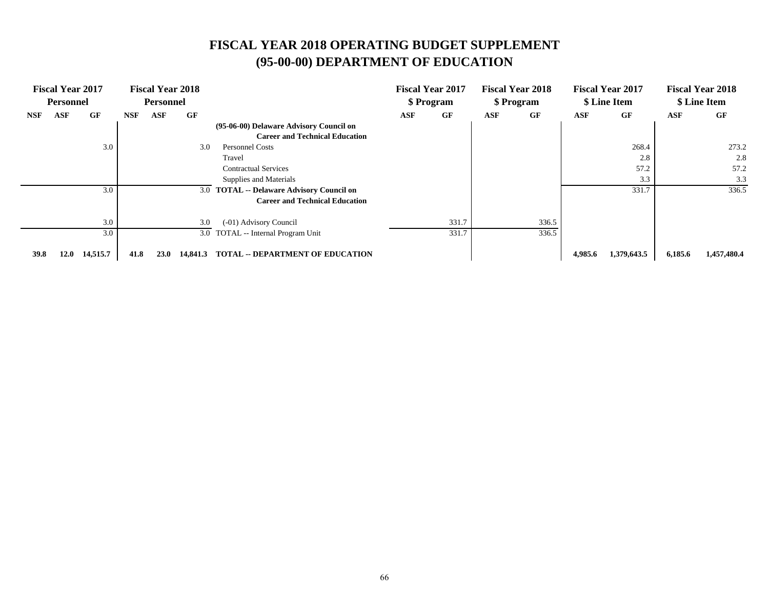# FISCAL YEAR 2018 OPERATING BUDGET SUPPLEMENT
# (95-00-00) DEPARTMENT OF EDUCATION

| Fiscal Year 2017 Personnel | | | Fiscal Year 2018 Personnel | | | | Fiscal Year 2017 $ Program | | Fiscal Year 2018 $ Program | | Fiscal Year 2017 $ Line Item | | Fiscal Year 2018 $ Line Item | |
|---|---|---|---|---|---|---|---|---|---|---|---|---|---|---|
| NSF | ASF | GF | NSF | ASF | GF | | ASF | GF | ASF | GF | ASF | GF | ASF | GF |
| | | | | | | **(95-06-00) Delaware Advisory Council on Career and Technical Education** | | | | | | | | |
| | | 3.0 | | | 3.0 | Personnel Costs | | | | | | 268.4 | | 273.2 |
| | | | | | | Travel | | | | | | 2.8 | | 2.8 |
| | | | | | | Contractual Services | | | | | | 57.2 | | 57.2 |
| | | | | | | Supplies and Materials | | | | | | 3.3 | | 3.3 |
| | | 3.0 | | | 3.0 | **TOTAL -- Delaware Advisory Council on Career and Technical Education** | | | | | | 331.7 | | 336.5 |
| | | 3.0 | | | 3.0 | (-01) Advisory Council | | 331.7 | | 336.5 | | | | |
| | | 3.0 | | | 3.0 | TOTAL -- Internal Program Unit | | 331.7 | | 336.5 | | | | |
| **39.8** | **12.0** | **14,515.7** | **41.8** | **23.0** | **14,841.3** | **TOTAL -- DEPARTMENT OF EDUCATION** | | | | | **4,985.6** | **1,379,643.5** | **6,185.6** | **1,457,480.4** |